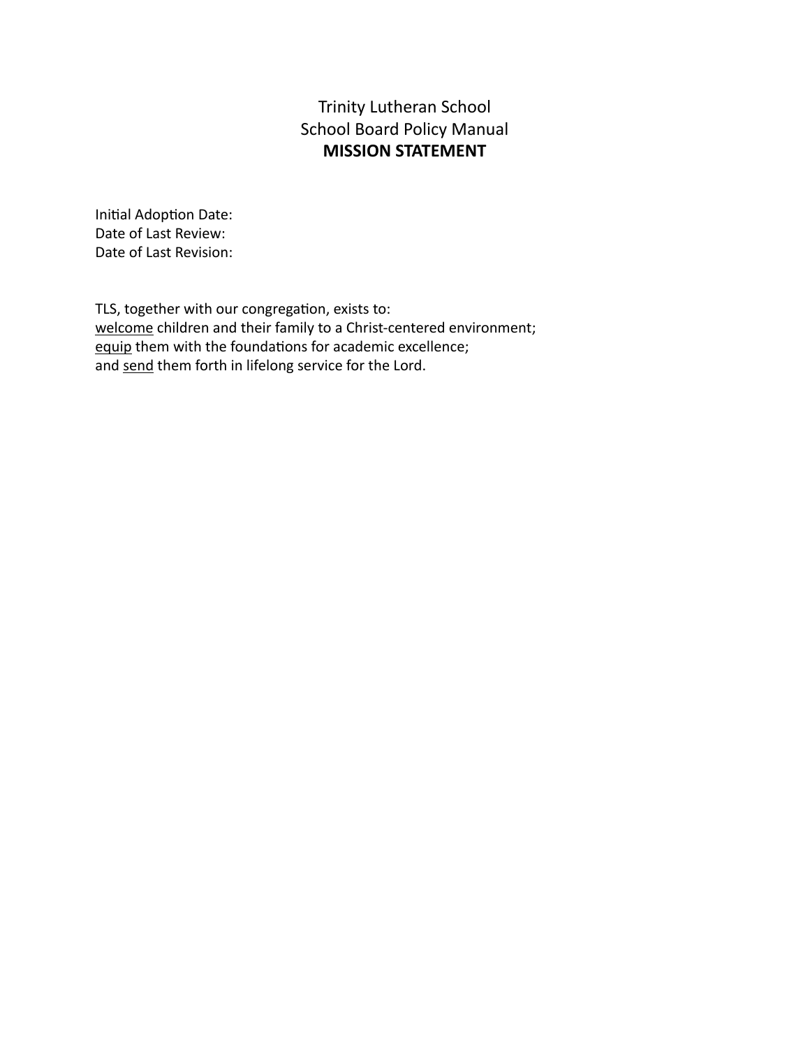# Trinity Lutheran School
## School Board Policy Manual
### **MISSION STATEMENT**

Initial Adoption Date:
Date of Last Review:
Date of Last Revision:

TLS, together with our congregation, exists to:
<u>welcome</u> children and their family to a Christ-centered environment;
<u>equip</u> them with the foundations for academic excellence;
and <u>send</u> them forth in lifelong service for the Lord.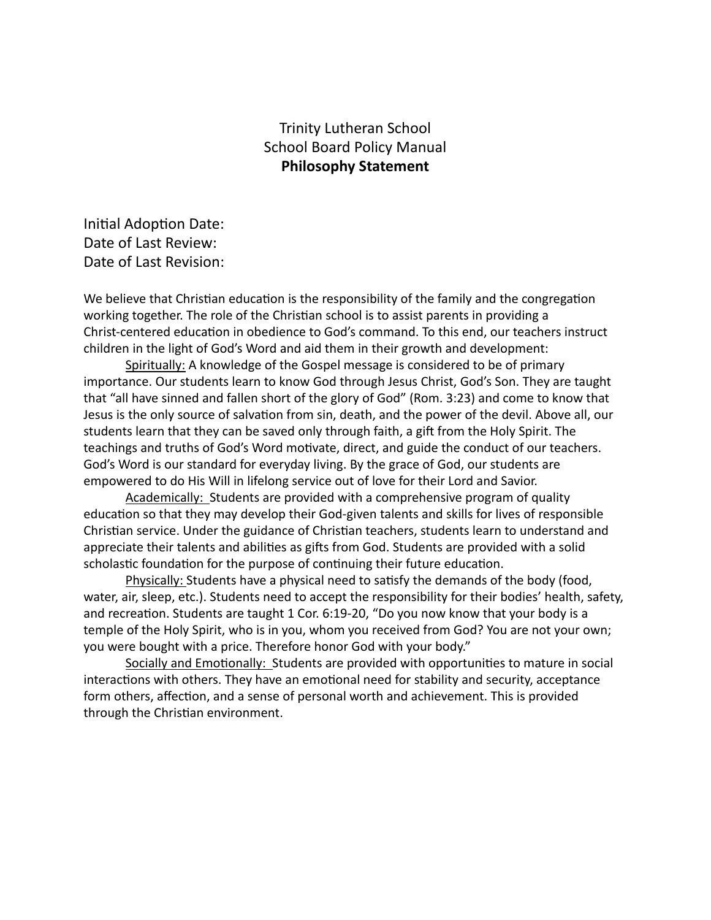# Trinity Lutheran School
## School Board Policy Manual
## **Philosophy Statement**

Initial Adoption Date:
Date of Last Review:
Date of Last Revision:

We believe that Christian education is the responsibility of the family and the congregation working together. The role of the Christian school is to assist parents in providing a Christ-centered education in obedience to God's command. To this end, our teachers instruct children in the light of God's Word and aid them in their growth and development:

<u>Spiritually:</u> A knowledge of the Gospel message is considered to be of primary importance. Our students learn to know God through Jesus Christ, God's Son. They are taught that "all have sinned and fallen short of the glory of God" (Rom. 3:23) and come to know that Jesus is the only source of salvation from sin, death, and the power of the devil. Above all, our students learn that they can be saved only through faith, a gift from the Holy Spirit. The teachings and truths of God's Word motivate, direct, and guide the conduct of our teachers. God's Word is our standard for everyday living. By the grace of God, our students are empowered to do His Will in lifelong service out of love for their Lord and Savior.

<u>Academically:</u> Students are provided with a comprehensive program of quality education so that they may develop their God-given talents and skills for lives of responsible Christian service. Under the guidance of Christian teachers, students learn to understand and appreciate their talents and abilities as gifts from God. Students are provided with a solid scholastic foundation for the purpose of continuing their future education.

<u>Physically:</u> Students have a physical need to satisfy the demands of the body (food, water, air, sleep, etc.). Students need to accept the responsibility for their bodies' health, safety, and recreation. Students are taught 1 Cor. 6:19-20, "Do you now know that your body is a temple of the Holy Spirit, who is in you, whom you received from God? You are not your own; you were bought with a price. Therefore honor God with your body."

<u>Socially and Emotionally:</u> Students are provided with opportunities to mature in social interactions with others. They have an emotional need for stability and security, acceptance form others, affection, and a sense of personal worth and achievement. This is provided through the Christian environment.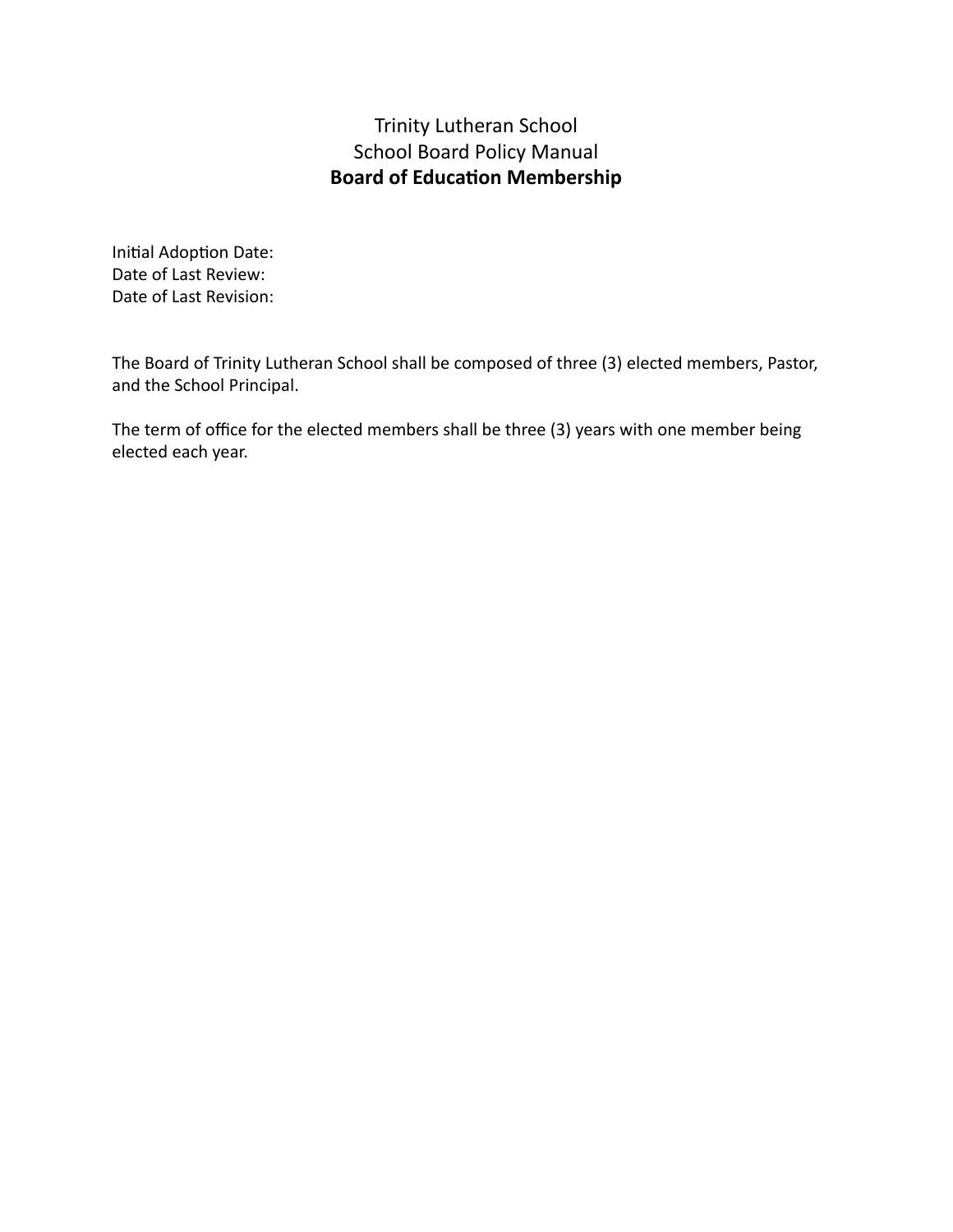# Trinity Lutheran School
## School Board Policy Manual
### **Board of Education Membership**

Initial Adoption Date:
Date of Last Review:
Date of Last Revision:

The Board of Trinity Lutheran School shall be composed of three (3) elected members, Pastor, and the School Principal.

The term of office for the elected members shall be three (3) years with one member being elected each year.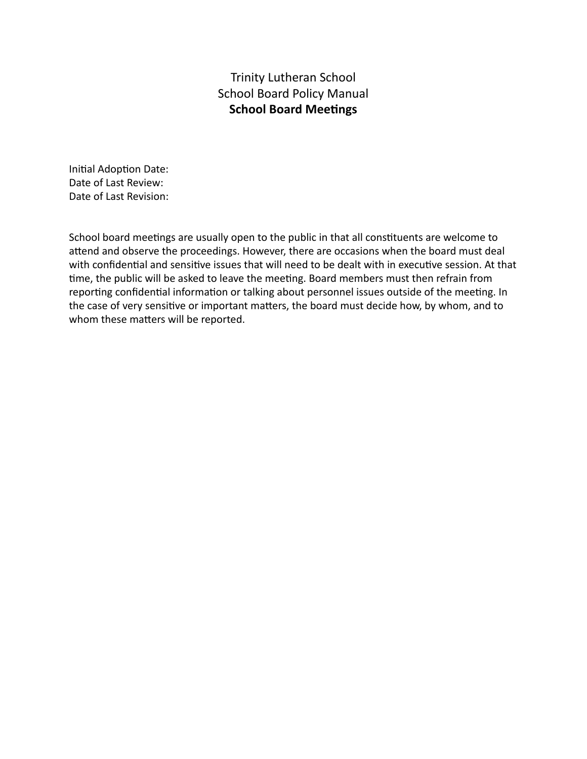Trinity Lutheran School

School Board Policy Manual

## School Board Meetings

Initial Adoption Date:
Date of Last Review:
Date of Last Revision:

School board meetings are usually open to the public in that all constituents are welcome to attend and observe the proceedings. However, there are occasions when the board must deal with confidential and sensitive issues that will need to be dealt with in executive session. At that time, the public will be asked to leave the meeting. Board members must then refrain from reporting confidential information or talking about personnel issues outside of the meeting. In the case of very sensitive or important matters, the board must decide how, by whom, and to whom these matters will be reported.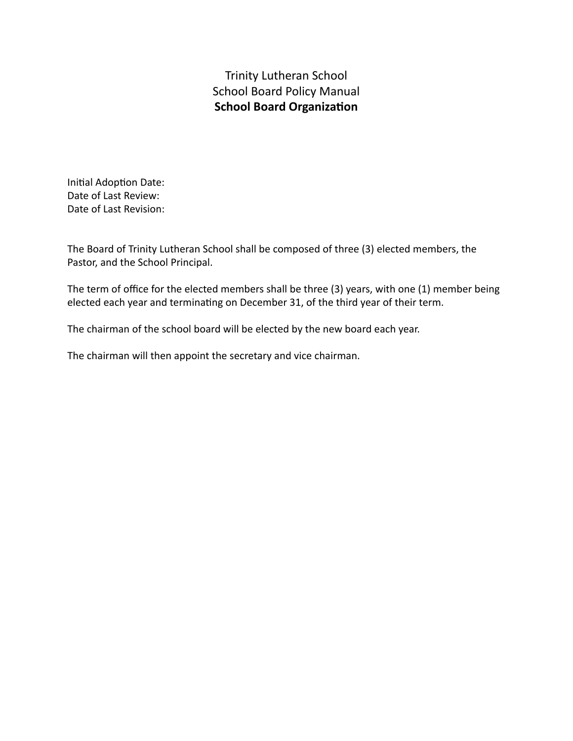Trinity Lutheran School
School Board Policy Manual
**School Board Organization**

Initial Adoption Date:
Date of Last Review:
Date of Last Revision:

The Board of Trinity Lutheran School shall be composed of three (3) elected members, the Pastor, and the School Principal.

The term of office for the elected members shall be three (3) years, with one (1) member being elected each year and terminating on December 31, of the third year of their term.

The chairman of the school board will be elected by the new board each year.

The chairman will then appoint the secretary and vice chairman.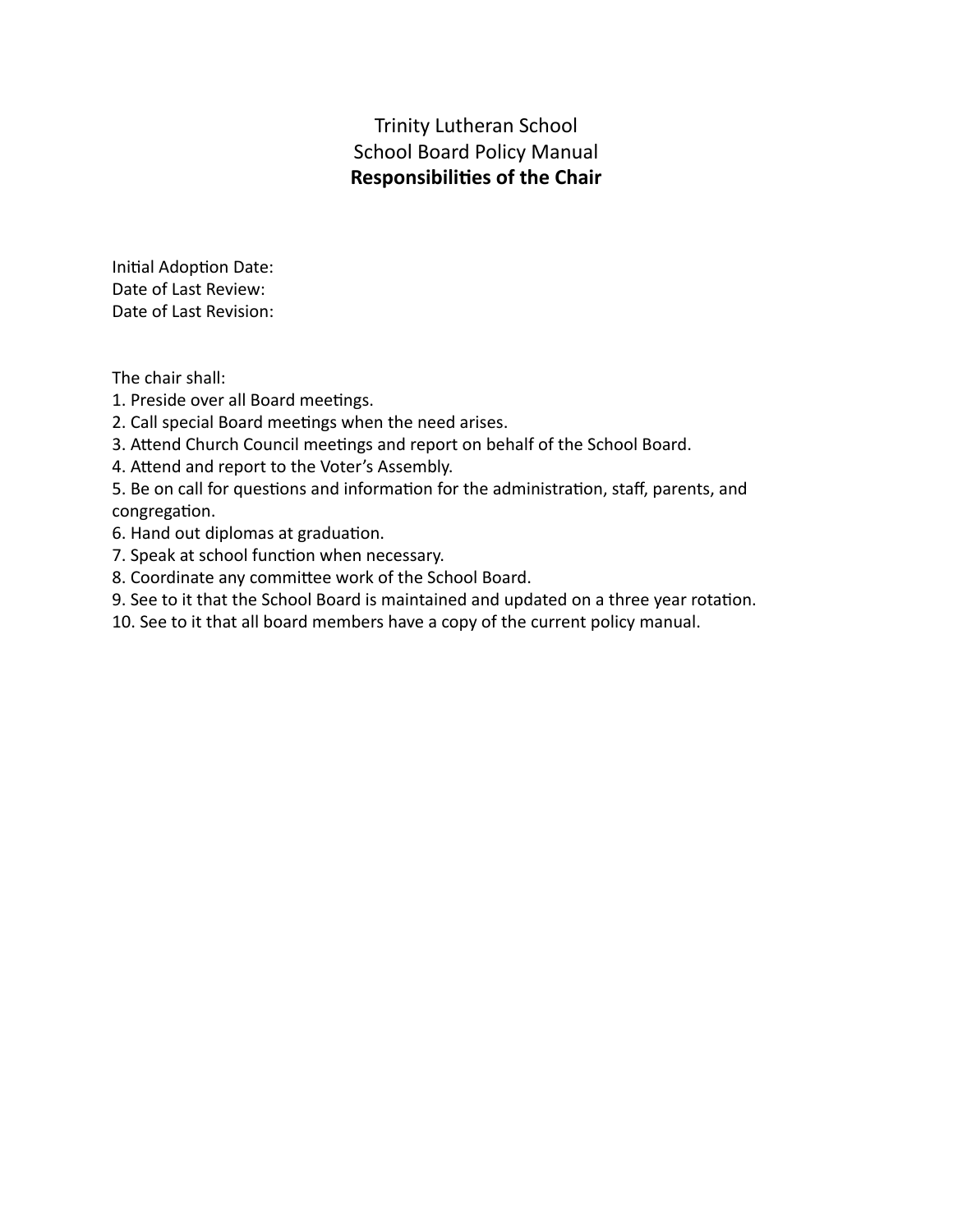Trinity Lutheran School

School Board Policy Manual

## Responsibilities of the Chair

Initial Adoption Date:
Date of Last Review:
Date of Last Revision:

The chair shall:

1. Preside over all Board meetings.
2. Call special Board meetings when the need arises.
3. Attend Church Council meetings and report on behalf of the School Board.
4. Attend and report to the Voter's Assembly.
5. Be on call for questions and information for the administration, staff, parents, and congregation.
6. Hand out diplomas at graduation.
7. Speak at school function when necessary.
8. Coordinate any committee work of the School Board.
9. See to it that the School Board is maintained and updated on a three year rotation.
10. See to it that all board members have a copy of the current policy manual.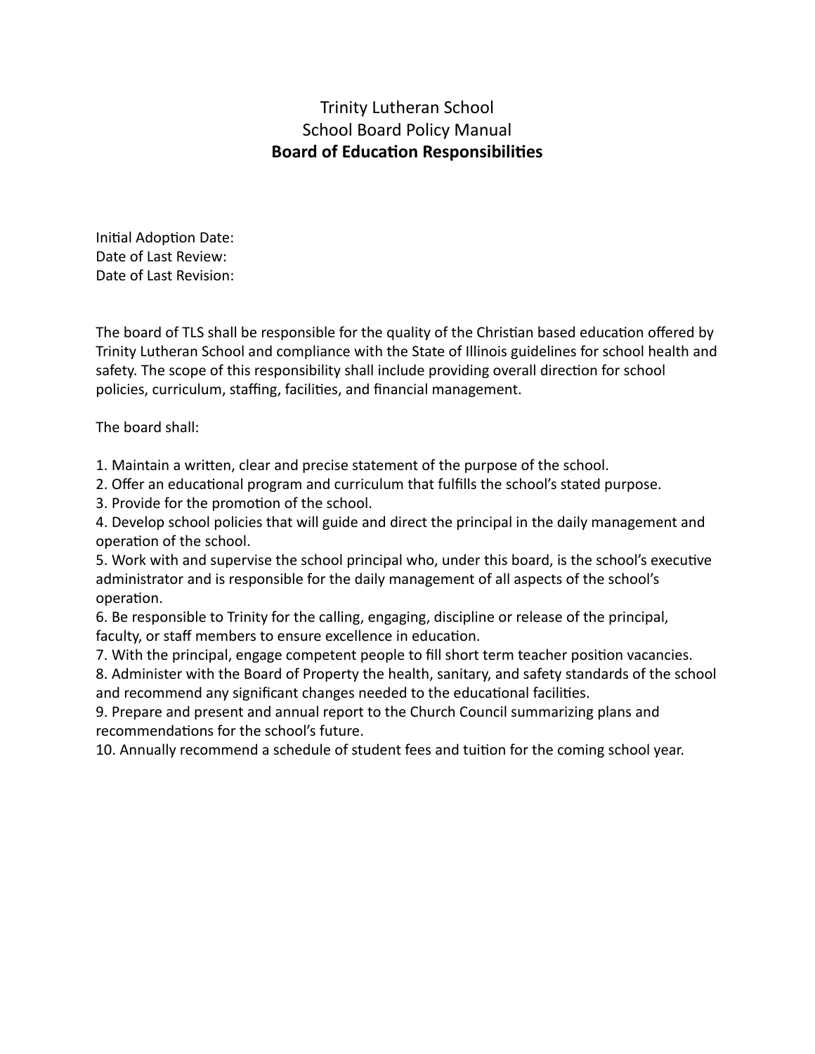Trinity Lutheran School
School Board Policy Manual

# Board of Education Responsibilities

Initial Adoption Date:
Date of Last Review:
Date of Last Revision:

The board of TLS shall be responsible for the quality of the Christian based education offered by Trinity Lutheran School and compliance with the State of Illinois guidelines for school health and safety. The scope of this responsibility shall include providing overall direction for school policies, curriculum, staffing, facilities, and financial management.

The board shall:

1. Maintain a written, clear and precise statement of the purpose of the school.
2. Offer an educational program and curriculum that fulfills the school's stated purpose.
3. Provide for the promotion of the school.
4. Develop school policies that will guide and direct the principal in the daily management and operation of the school.
5. Work with and supervise the school principal who, under this board, is the school's executive administrator and is responsible for the daily management of all aspects of the school's operation.
6. Be responsible to Trinity for the calling, engaging, discipline or release of the principal, faculty, or staff members to ensure excellence in education.
7. With the principal, engage competent people to fill short term teacher position vacancies.
8. Administer with the Board of Property the health, sanitary, and safety standards of the school and recommend any significant changes needed to the educational facilities.
9. Prepare and present and annual report to the Church Council summarizing plans and recommendations for the school's future.
10. Annually recommend a schedule of student fees and tuition for the coming school year.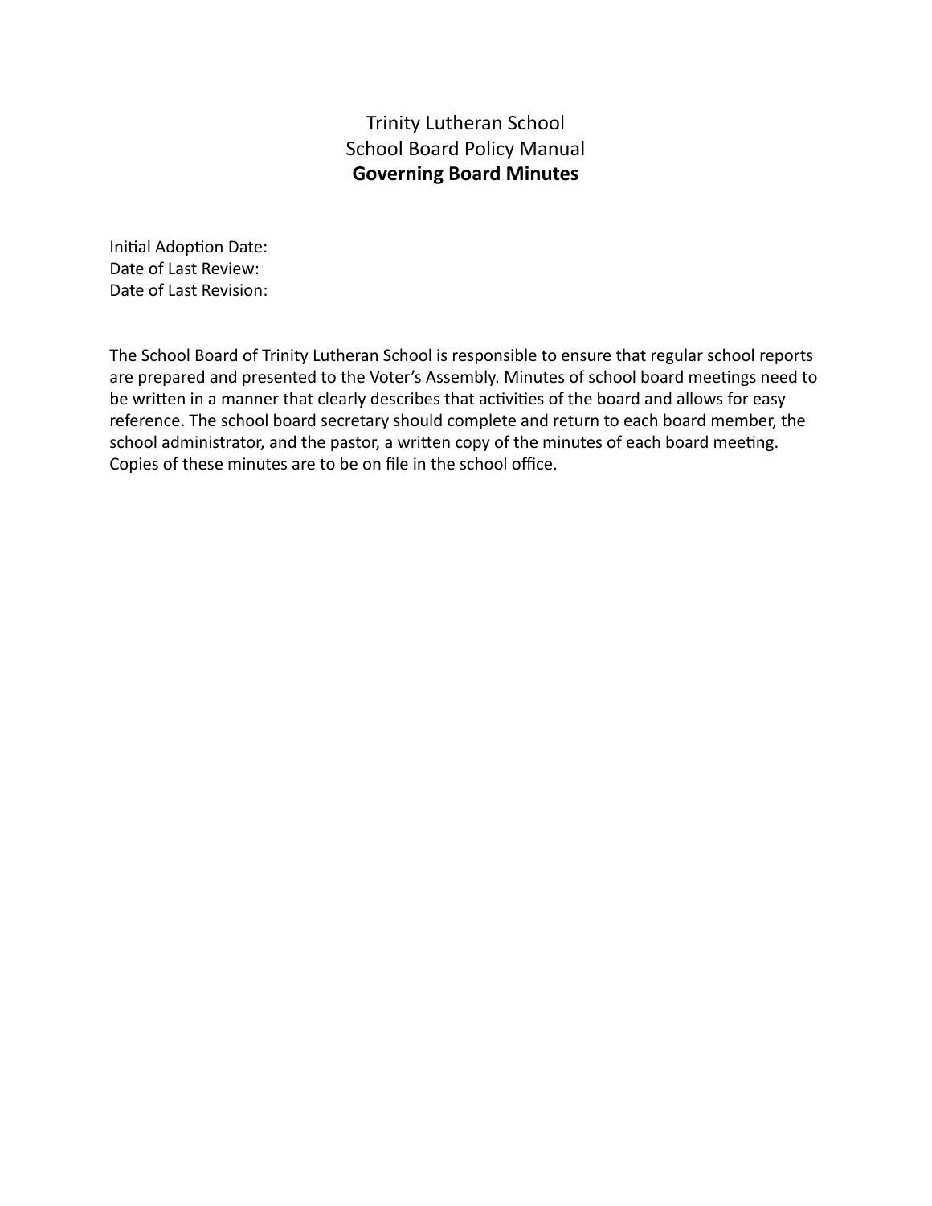Trinity Lutheran School
School Board Policy Manual
**Governing Board Minutes**

Initial Adoption Date:
Date of Last Review:
Date of Last Revision:

The School Board of Trinity Lutheran School is responsible to ensure that regular school reports are prepared and presented to the Voter's Assembly. Minutes of school board meetings need to be written in a manner that clearly describes that activities of the board and allows for easy reference. The school board secretary should complete and return to each board member, the school administrator, and the pastor, a written copy of the minutes of each board meeting. Copies of these minutes are to be on file in the school office.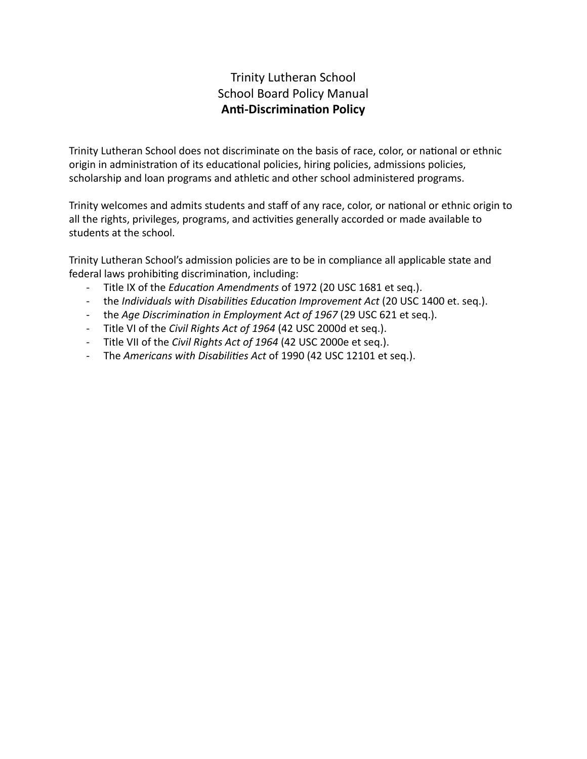# Trinity Lutheran School
## School Board Policy Manual
### **Anti-Discrimination Policy**

Trinity Lutheran School does not discriminate on the basis of race, color, or national or ethnic origin in administration of its educational policies, hiring policies, admissions policies, scholarship and loan programs and athletic and other school administered programs.

Trinity welcomes and admits students and staff of any race, color, or national or ethnic origin to all the rights, privileges, programs, and activities generally accorded or made available to students at the school.

Trinity Lutheran School's admission policies are to be in compliance all applicable state and federal laws prohibiting discrimination, including:

- Title IX of the *Education Amendments* of 1972 (20 USC 1681 et seq.).
- the *Individuals with Disabilities Education Improvement Act* (20 USC 1400 et. seq.).
- the *Age Discrimination in Employment Act of 1967* (29 USC 621 et seq.).
- Title VI of the *Civil Rights Act of 1964* (42 USC 2000d et seq.).
- Title VII of the *Civil Rights Act of 1964* (42 USC 2000e et seq.).
- The *Americans with Disabilities Act* of 1990 (42 USC 12101 et seq.).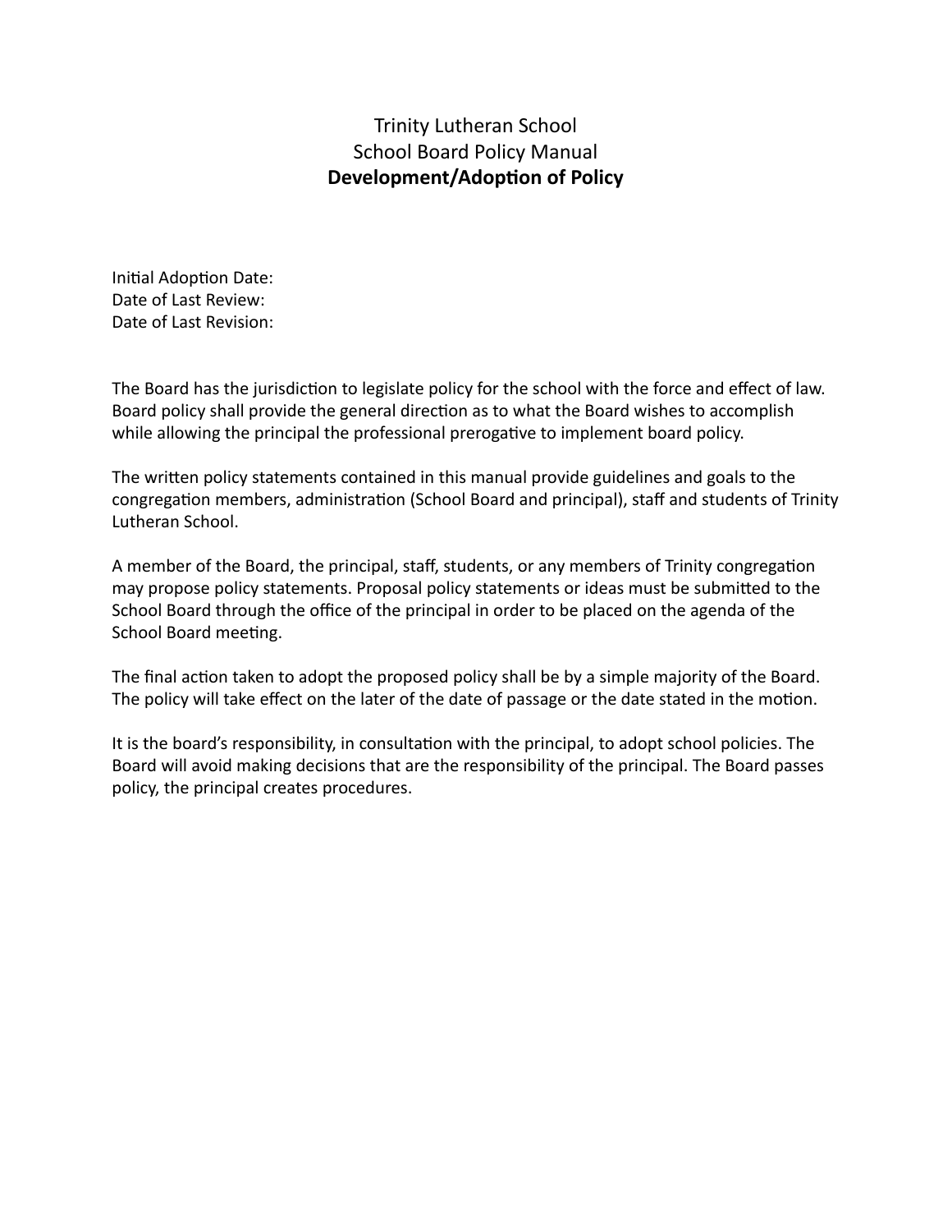Trinity Lutheran School

School Board Policy Manual

**Development/Adoption of Policy**

Initial Adoption Date:
Date of Last Review:
Date of Last Revision:

The Board has the jurisdiction to legislate policy for the school with the force and effect of law. Board policy shall provide the general direction as to what the Board wishes to accomplish while allowing the principal the professional prerogative to implement board policy.

The written policy statements contained in this manual provide guidelines and goals to the congregation members, administration (School Board and principal), staff and students of Trinity Lutheran School.

A member of the Board, the principal, staff, students, or any members of Trinity congregation may propose policy statements. Proposal policy statements or ideas must be submitted to the School Board through the office of the principal in order to be placed on the agenda of the School Board meeting.

The final action taken to adopt the proposed policy shall be by a simple majority of the Board. The policy will take effect on the later of the date of passage or the date stated in the motion.

It is the board's responsibility, in consultation with the principal, to adopt school policies. The Board will avoid making decisions that are the responsibility of the principal. The Board passes policy, the principal creates procedures.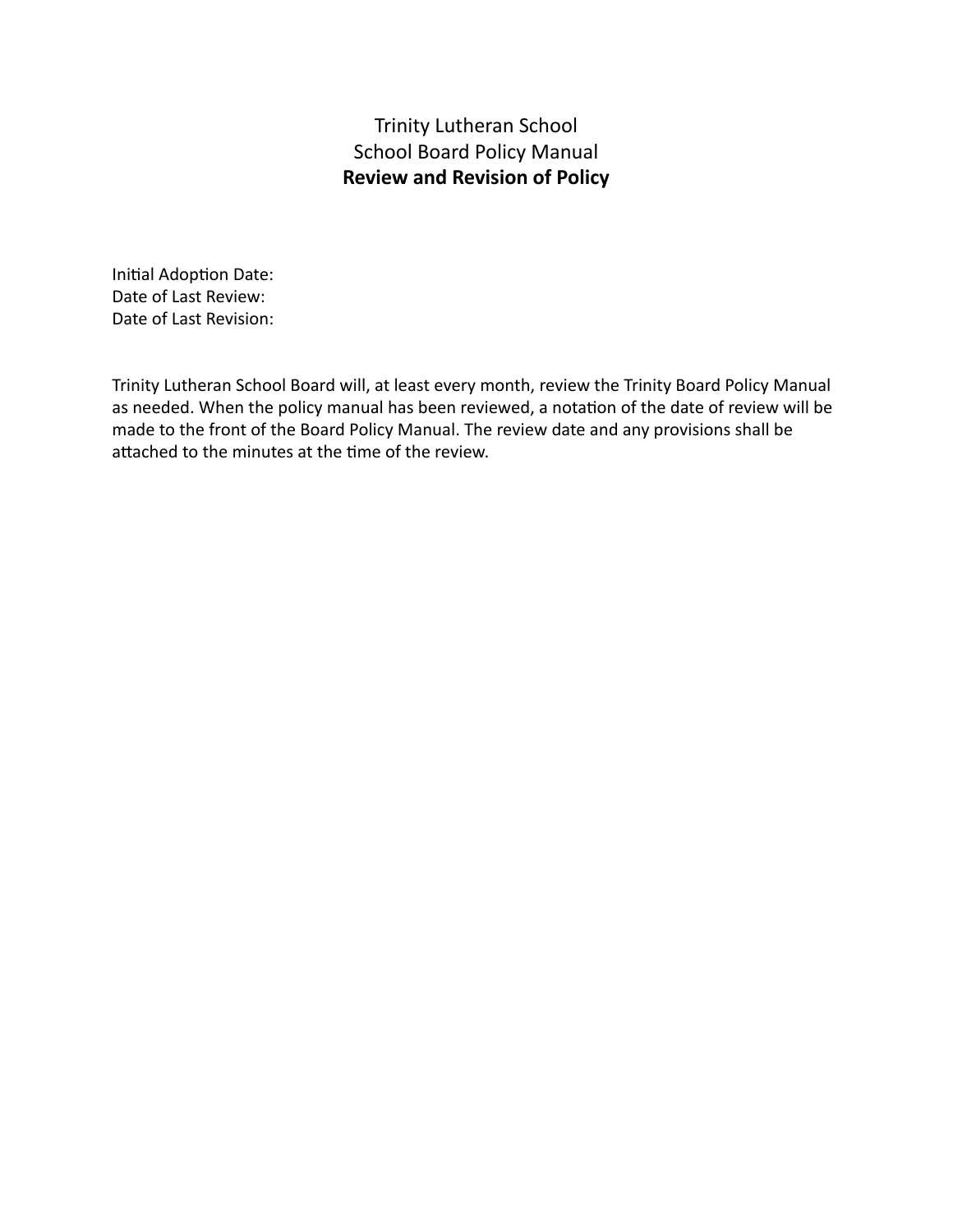Trinity Lutheran School

School Board Policy Manual

**Review and Revision of Policy**

Initial Adoption Date:
Date of Last Review:
Date of Last Revision:

Trinity Lutheran School Board will, at least every month, review the Trinity Board Policy Manual as needed. When the policy manual has been reviewed, a notation of the date of review will be made to the front of the Board Policy Manual. The review date and any provisions shall be attached to the minutes at the time of the review.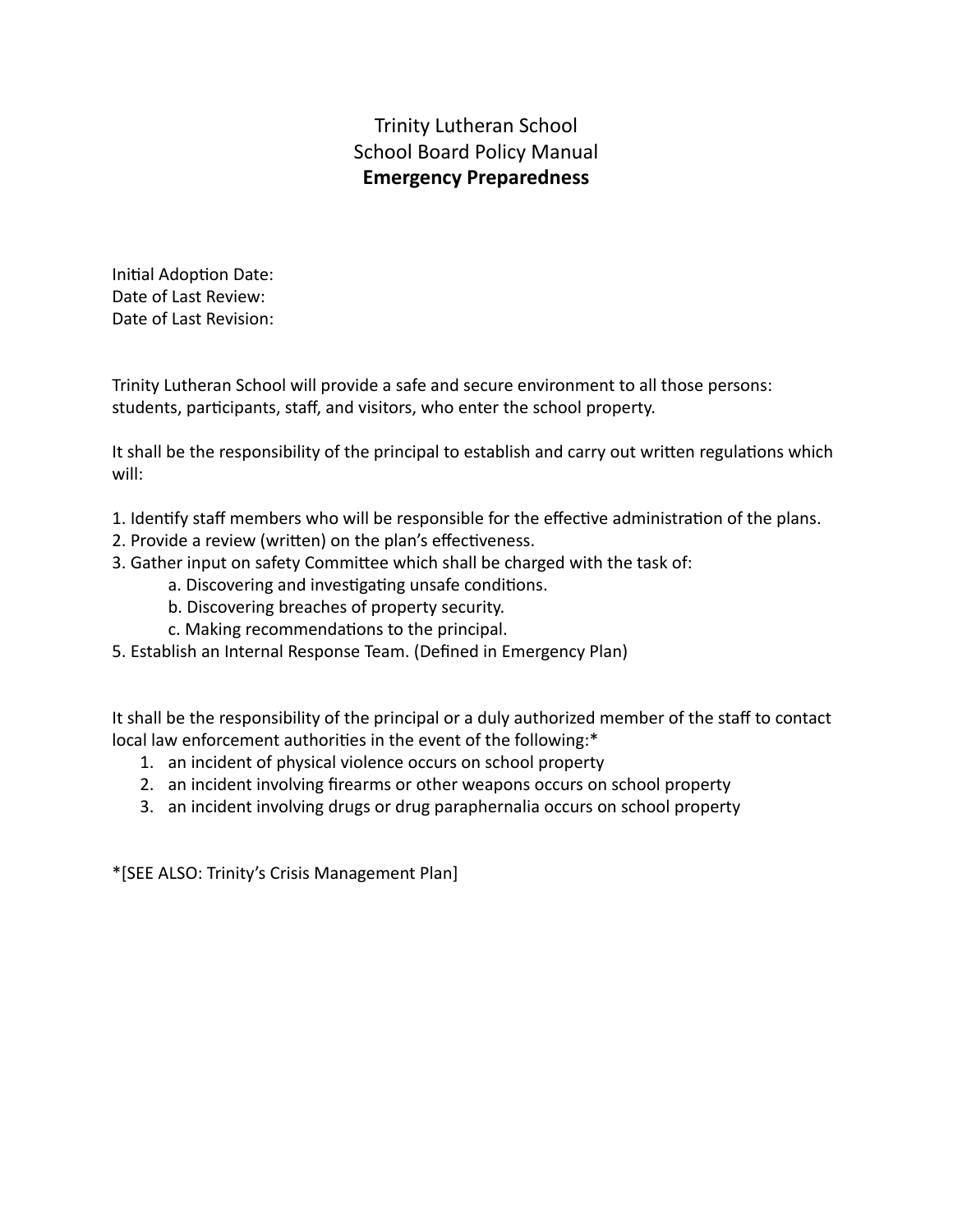# Trinity Lutheran School
## School Board Policy Manual
### **Emergency Preparedness**

Initial Adoption Date:
Date of Last Review:
Date of Last Revision:

Trinity Lutheran School will provide a safe and secure environment to all those persons: students, participants, staff, and visitors, who enter the school property.

It shall be the responsibility of the principal to establish and carry out written regulations which will:

1. Identify staff members who will be responsible for the effective administration of the plans.
2. Provide a review (written) on the plan's effectiveness.
3. Gather input on safety Committee which shall be charged with the task of:
    a. Discovering and investigating unsafe conditions.
    b. Discovering breaches of property security.
    c. Making recommendations to the principal.
5. Establish an Internal Response Team. (Defined in Emergency Plan)

It shall be the responsibility of the principal or a duly authorized member of the staff to contact local law enforcement authorities in the event of the following:*

1. an incident of physical violence occurs on school property
2. an incident involving firearms or other weapons occurs on school property
3. an incident involving drugs or drug paraphernalia occurs on school property

*[SEE ALSO: Trinity's Crisis Management Plan]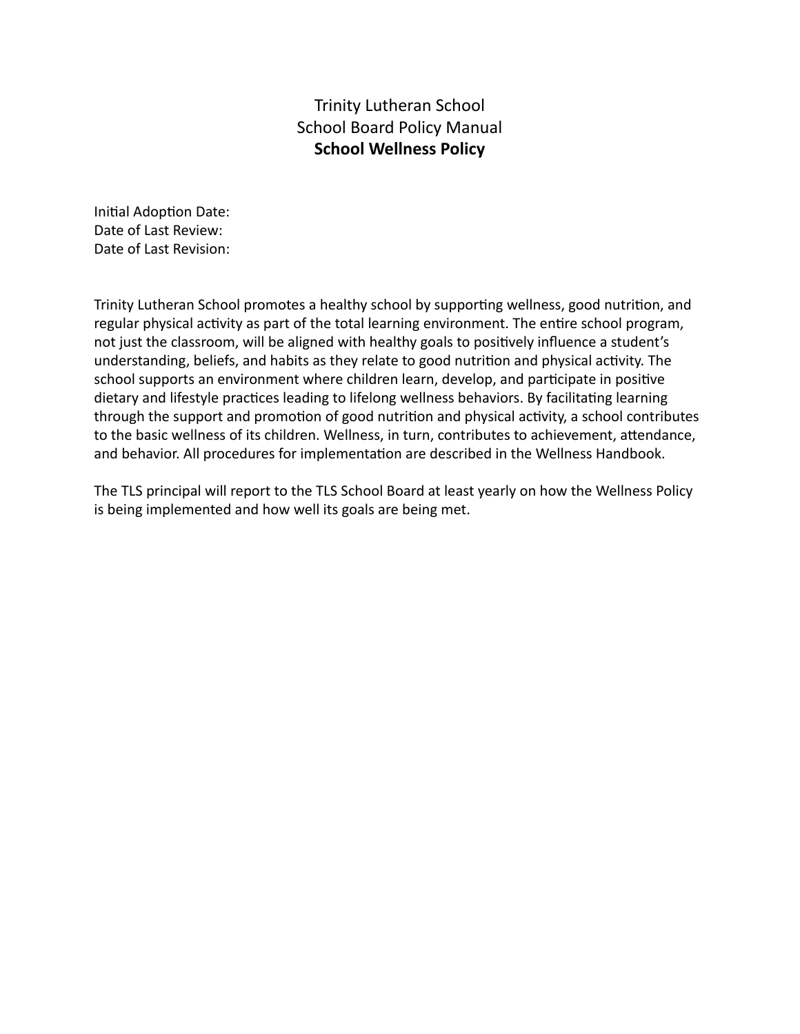Trinity Lutheran School
School Board Policy Manual
**School Wellness Policy**

Initial Adoption Date:
Date of Last Review:
Date of Last Revision:

Trinity Lutheran School promotes a healthy school by supporting wellness, good nutrition, and regular physical activity as part of the total learning environment. The entire school program, not just the classroom, will be aligned with healthy goals to positively influence a student's understanding, beliefs, and habits as they relate to good nutrition and physical activity. The school supports an environment where children learn, develop, and participate in positive dietary and lifestyle practices leading to lifelong wellness behaviors. By facilitating learning through the support and promotion of good nutrition and physical activity, a school contributes to the basic wellness of its children. Wellness, in turn, contributes to achievement, attendance, and behavior. All procedures for implementation are described in the Wellness Handbook.

The TLS principal will report to the TLS School Board at least yearly on how the Wellness Policy is being implemented and how well its goals are being met.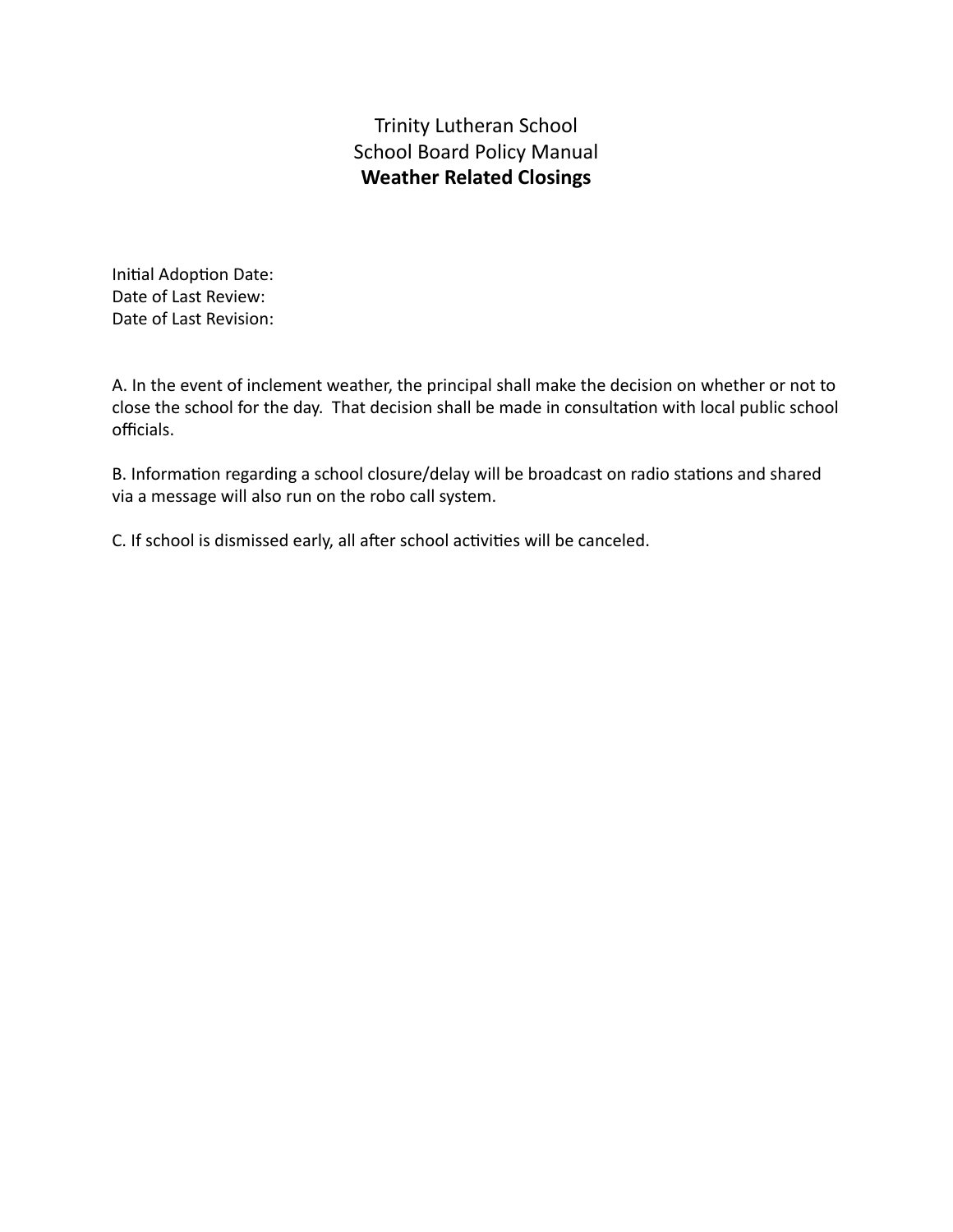Trinity Lutheran School
School Board Policy Manual

# Weather Related Closings

Initial Adoption Date:
Date of Last Review:
Date of Last Revision:

A. In the event of inclement weather, the principal shall make the decision on whether or not to close the school for the day. That decision shall be made in consultation with local public school officials.

B. Information regarding a school closure/delay will be broadcast on radio stations and shared via a message will also run on the robo call system.

C. If school is dismissed early, all after school activities will be canceled.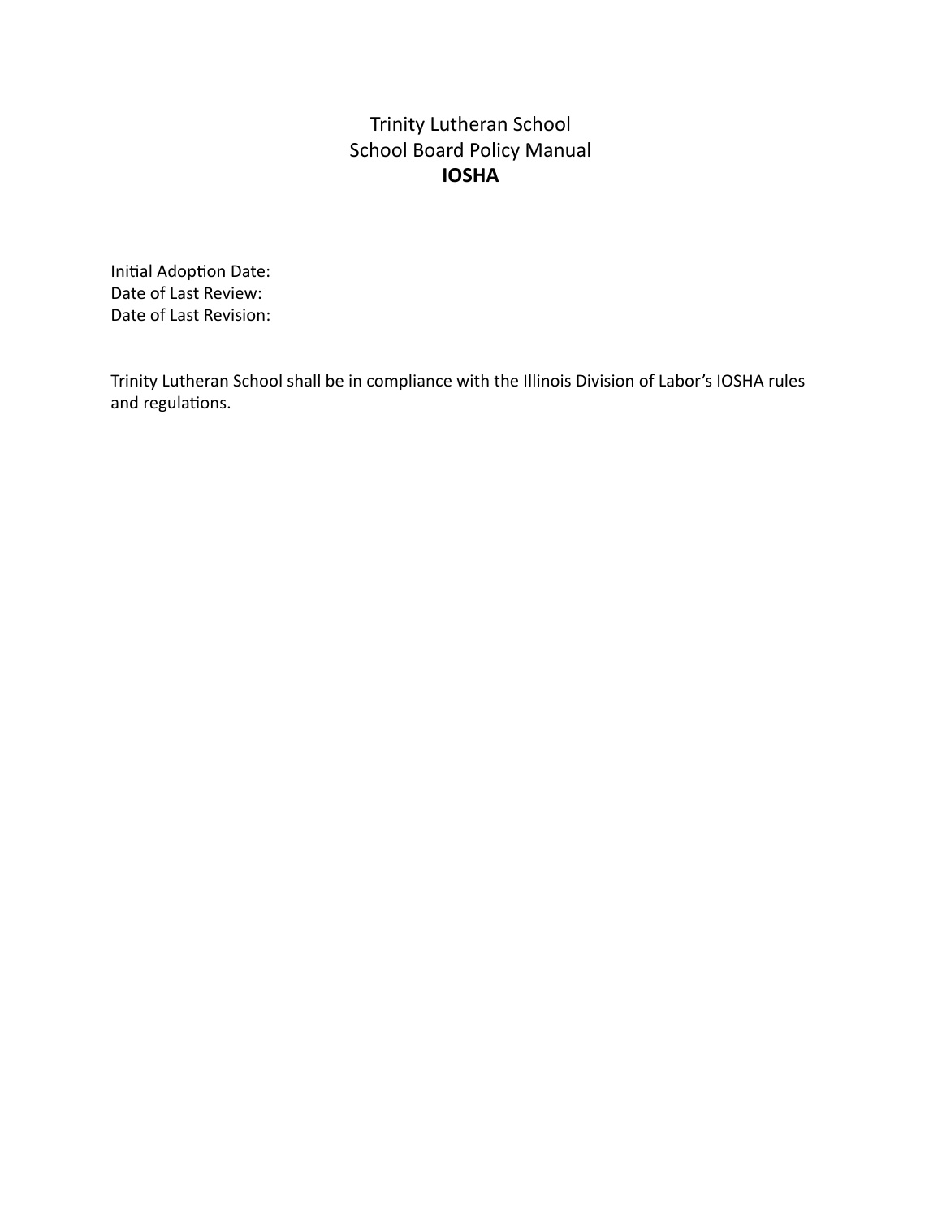Trinity Lutheran School
School Board Policy Manual

# IOSHA

Initial Adoption Date:
Date of Last Review:
Date of Last Revision:

Trinity Lutheran School shall be in compliance with the Illinois Division of Labor's IOSHA rules and regulations.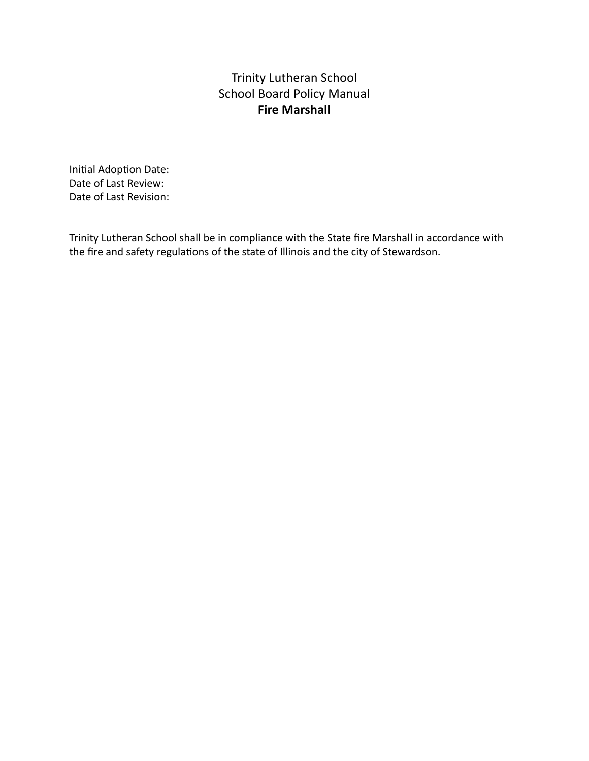# Trinity Lutheran School
## School Board Policy Manual
### **Fire Marshall**

Initial Adoption Date:
Date of Last Review:
Date of Last Revision:

Trinity Lutheran School shall be in compliance with the State fire Marshall in accordance with the fire and safety regulations of the state of Illinois and the city of Stewardson.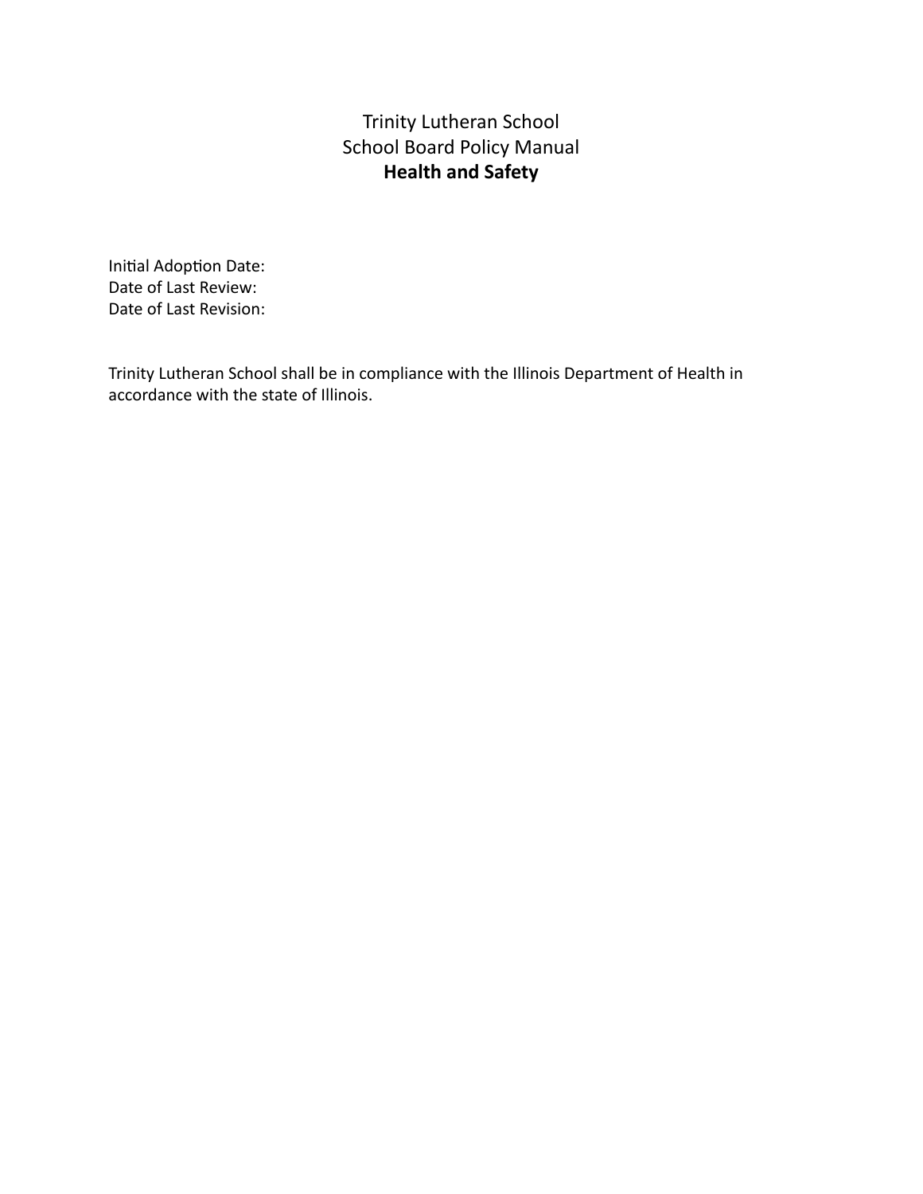Trinity Lutheran School
School Board Policy Manual
**Health and Safety**

Initial Adoption Date:
Date of Last Review:
Date of Last Revision:

Trinity Lutheran School shall be in compliance with the Illinois Department of Health in accordance with the state of Illinois.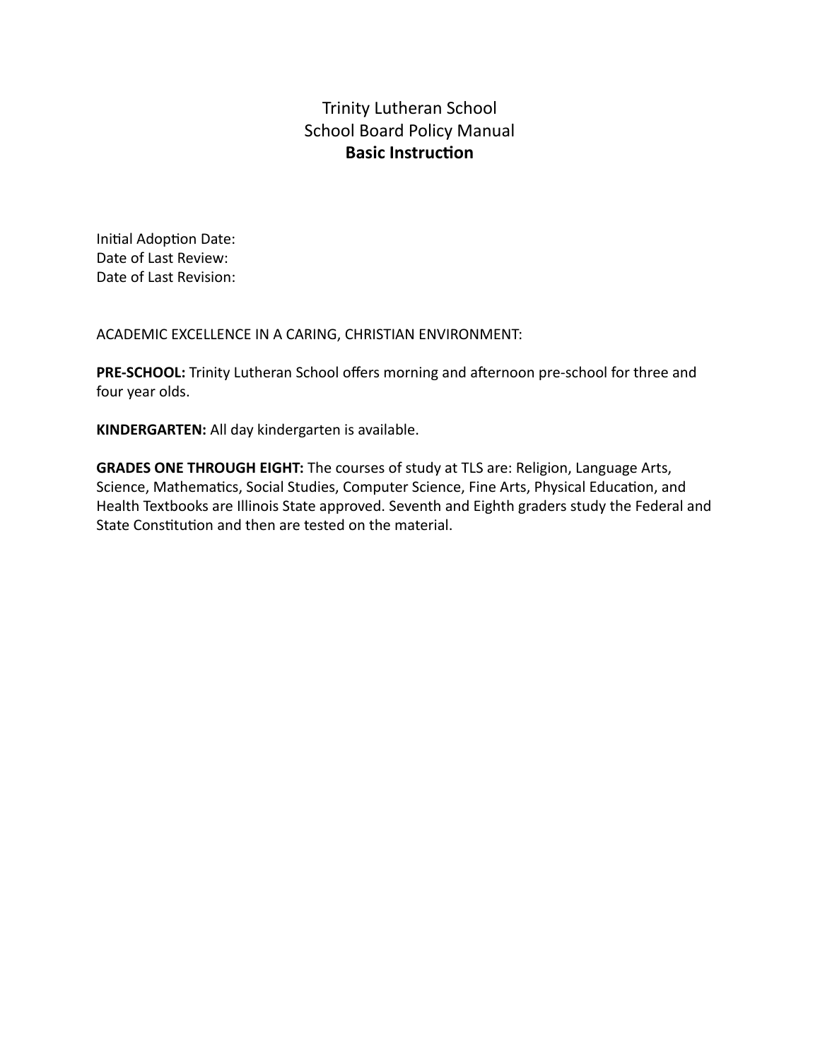Trinity Lutheran School

School Board Policy Manual

**Basic Instruction**

Initial Adoption Date:
Date of Last Review:
Date of Last Revision:

ACADEMIC EXCELLENCE IN A CARING, CHRISTIAN ENVIRONMENT:

**PRE-SCHOOL:** Trinity Lutheran School offers morning and afternoon pre-school for three and four year olds.

**KINDERGARTEN:** All day kindergarten is available.

**GRADES ONE THROUGH EIGHT:** The courses of study at TLS are: Religion, Language Arts, Science, Mathematics, Social Studies, Computer Science, Fine Arts, Physical Education, and Health Textbooks are Illinois State approved. Seventh and Eighth graders study the Federal and State Constitution and then are tested on the material.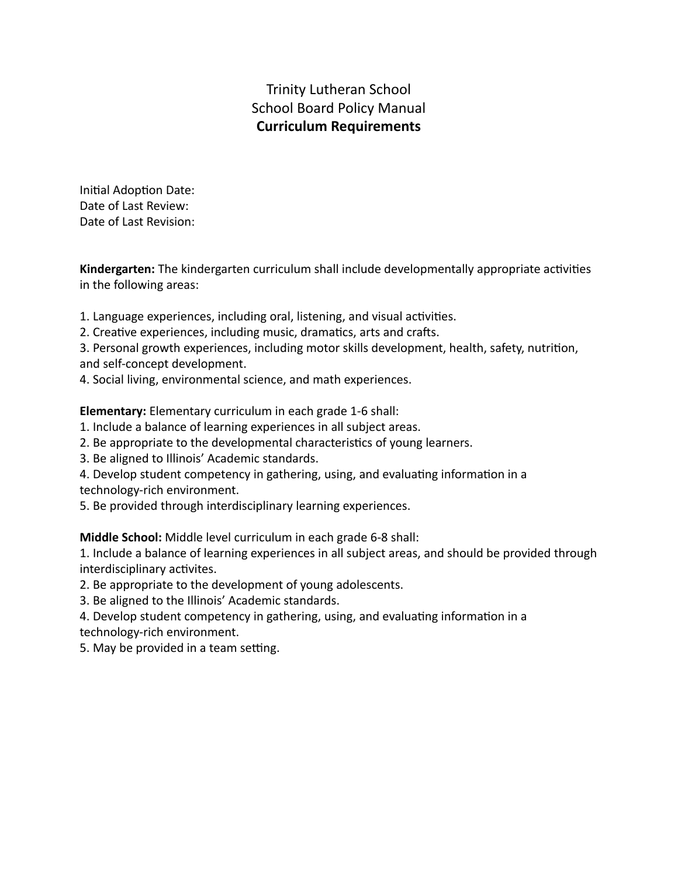# Trinity Lutheran School
## School Board Policy Manual
### **Curriculum Requirements**

Initial Adoption Date:
Date of Last Review:
Date of Last Revision:

**Kindergarten:** The kindergarten curriculum shall include developmentally appropriate activities in the following areas:

1. Language experiences, including oral, listening, and visual activities.
2. Creative experiences, including music, dramatics, arts and crafts.
3. Personal growth experiences, including motor skills development, health, safety, nutrition, and self-concept development.
4. Social living, environmental science, and math experiences.

**Elementary:** Elementary curriculum in each grade 1-6 shall:
1. Include a balance of learning experiences in all subject areas.
2. Be appropriate to the developmental characteristics of young learners.
3. Be aligned to Illinois' Academic standards.
4. Develop student competency in gathering, using, and evaluating information in a technology-rich environment.
5. Be provided through interdisciplinary learning experiences.

**Middle School:** Middle level curriculum in each grade 6-8 shall:
1. Include a balance of learning experiences in all subject areas, and should be provided through interdisciplinary activites.
2. Be appropriate to the development of young adolescents.
3. Be aligned to the Illinois' Academic standards.
4. Develop student competency in gathering, using, and evaluating information in a technology-rich environment.
5. May be provided in a team setting.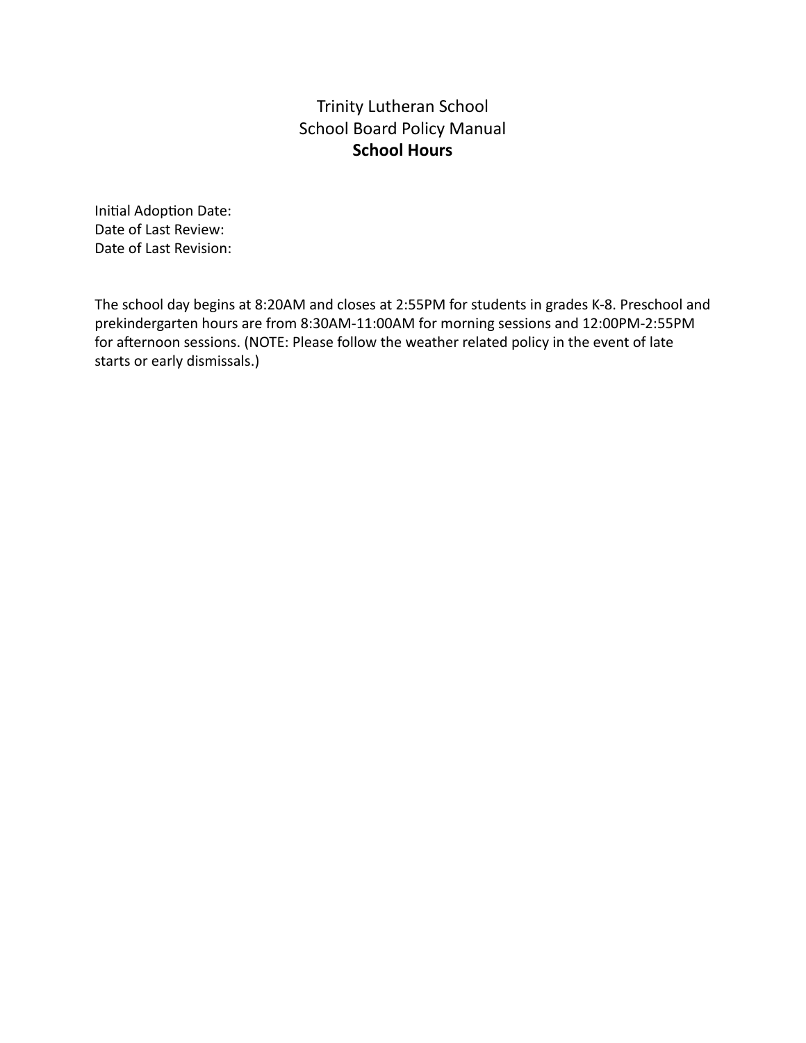# Trinity Lutheran School
## School Board Policy Manual
### **School Hours**

Initial Adoption Date:
Date of Last Review:
Date of Last Revision:

The school day begins at 8:20AM and closes at 2:55PM for students in grades K-8. Preschool and prekindergarten hours are from 8:30AM-11:00AM for morning sessions and 12:00PM-2:55PM for afternoon sessions. (NOTE: Please follow the weather related policy in the event of late starts or early dismissals.)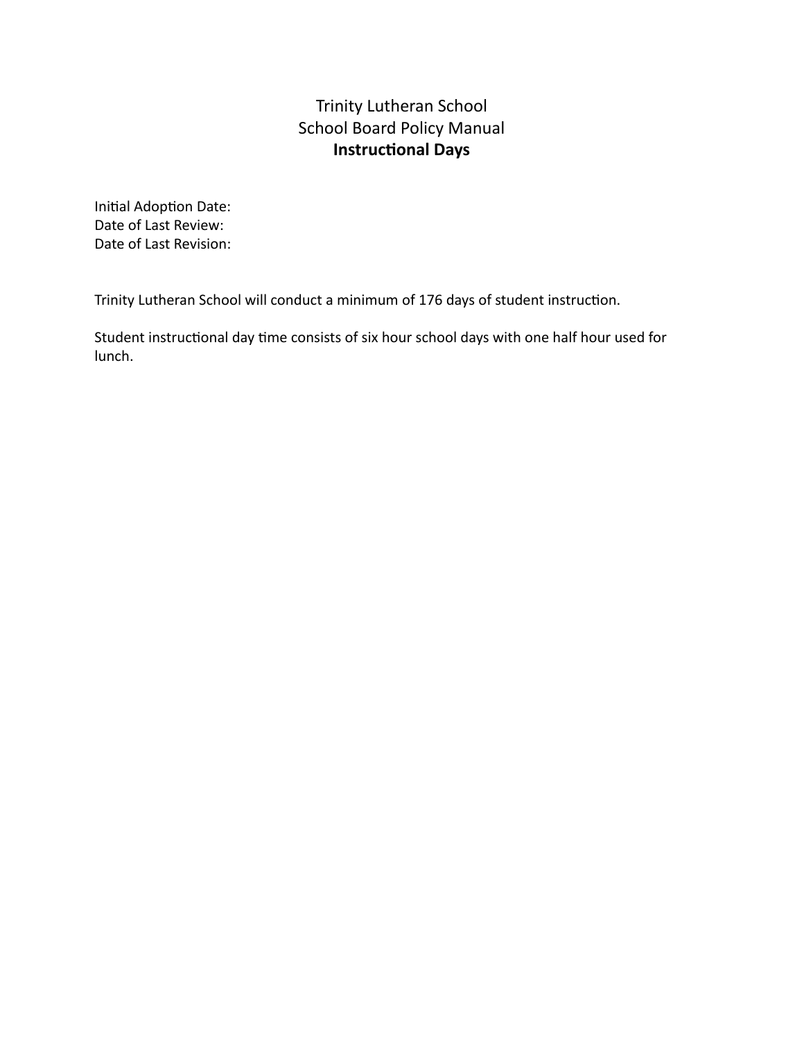Trinity Lutheran School
School Board Policy Manual

# Instructional Days

Initial Adoption Date:
Date of Last Review:
Date of Last Revision:

Trinity Lutheran School will conduct a minimum of 176 days of student instruction.

Student instructional day time consists of six hour school days with one half hour used for lunch.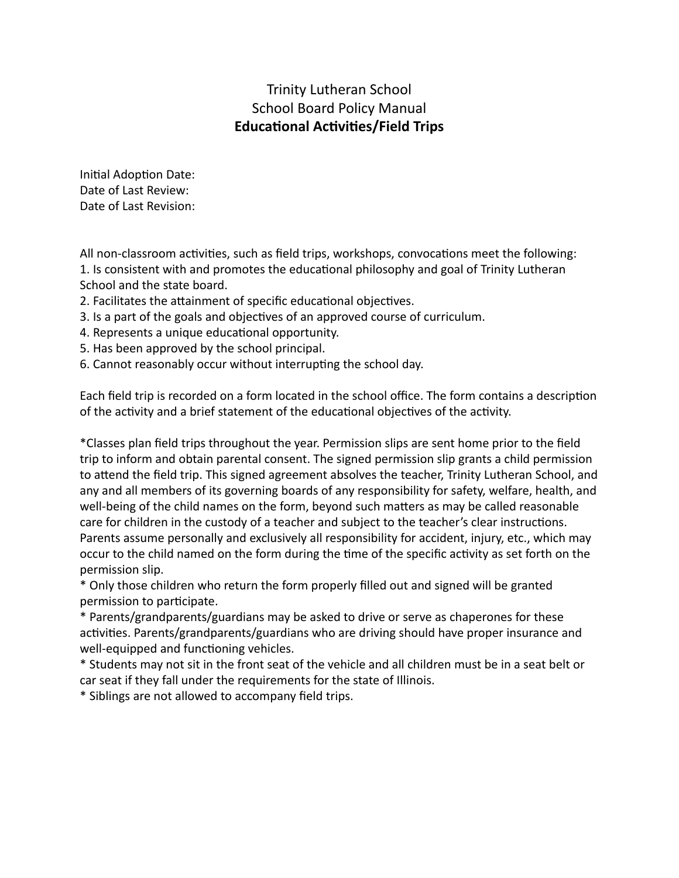# Trinity Lutheran School
## School Board Policy Manual
### **Educational Activities/Field Trips**

Initial Adoption Date:
Date of Last Review:
Date of Last Revision:

All non-classroom activities, such as field trips, workshops, convocations meet the following:

1. Is consistent with and promotes the educational philosophy and goal of Trinity Lutheran School and the state board.
2. Facilitates the attainment of specific educational objectives.
3. Is a part of the goals and objectives of an approved course of curriculum.
4. Represents a unique educational opportunity.
5. Has been approved by the school principal.
6. Cannot reasonably occur without interrupting the school day.

Each field trip is recorded on a form located in the school office. The form contains a description of the activity and a brief statement of the educational objectives of the activity.

*Classes plan field trips throughout the year. Permission slips are sent home prior to the field trip to inform and obtain parental consent. The signed permission slip grants a child permission to attend the field trip. This signed agreement absolves the teacher, Trinity Lutheran School, and any and all members of its governing boards of any responsibility for safety, welfare, health, and well-being of the child names on the form, beyond such matters as may be called reasonable care for children in the custody of a teacher and subject to the teacher's clear instructions. Parents assume personally and exclusively all responsibility for accident, injury, etc., which may occur to the child named on the form during the time of the specific activity as set forth on the permission slip.
* Only those children who return the form properly filled out and signed will be granted permission to participate.
* Parents/grandparents/guardians may be asked to drive or serve as chaperones for these activities. Parents/grandparents/guardians who are driving should have proper insurance and well-equipped and functioning vehicles.
* Students may not sit in the front seat of the vehicle and all children must be in a seat belt or car seat if they fall under the requirements for the state of Illinois.
* Siblings are not allowed to accompany field trips.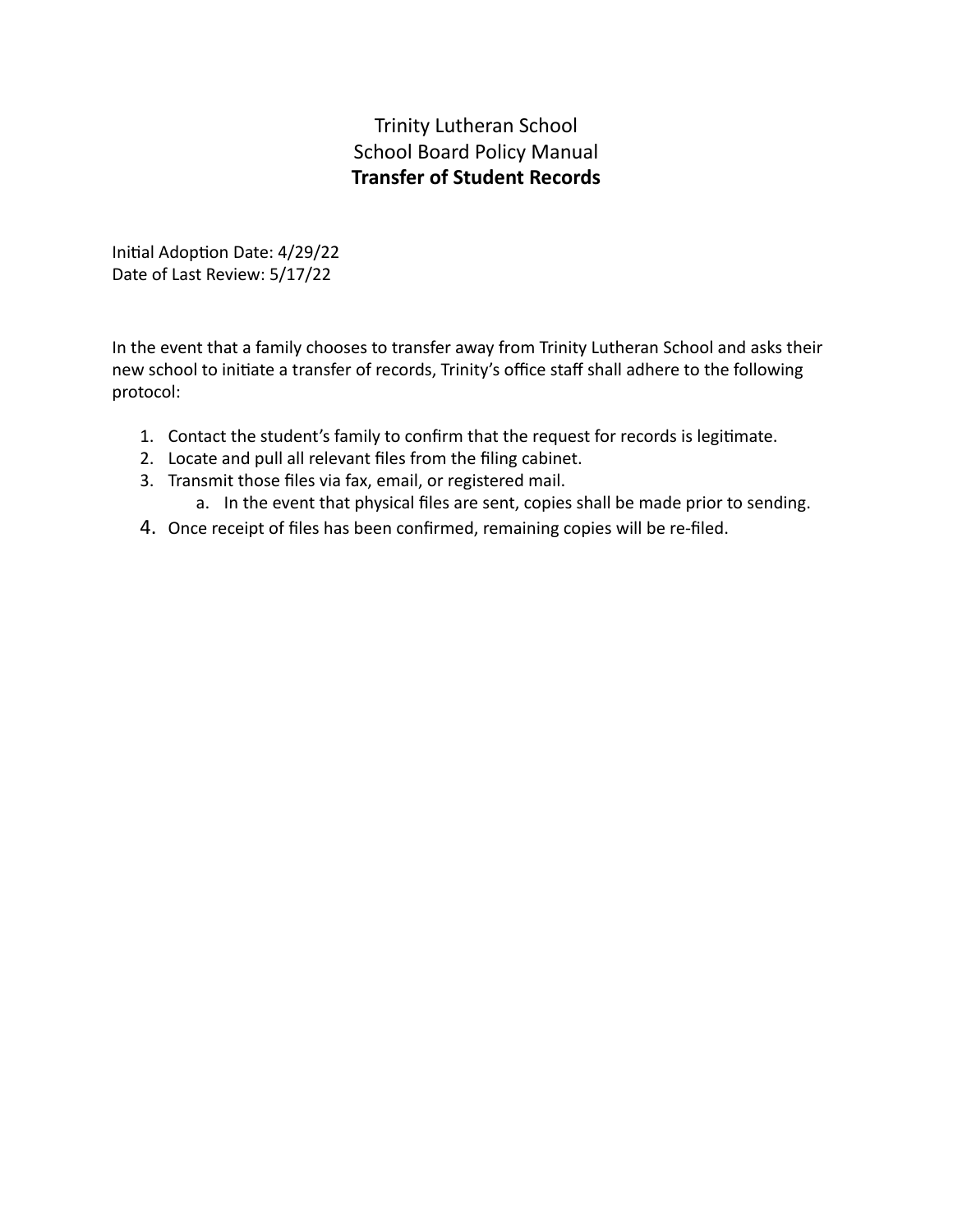# Trinity Lutheran School
## School Board Policy Manual
## **Transfer of Student Records**

Initial Adoption Date: 4/29/22
Date of Last Review: 5/17/22

In the event that a family chooses to transfer away from Trinity Lutheran School and asks their new school to initiate a transfer of records, Trinity's office staff shall adhere to the following protocol:

1. Contact the student's family to confirm that the request for records is legitimate.
2. Locate and pull all relevant files from the filing cabinet.
3. Transmit those files via fax, email, or registered mail.
   a. In the event that physical files are sent, copies shall be made prior to sending.
4. Once receipt of files has been confirmed, remaining copies will be re-filed.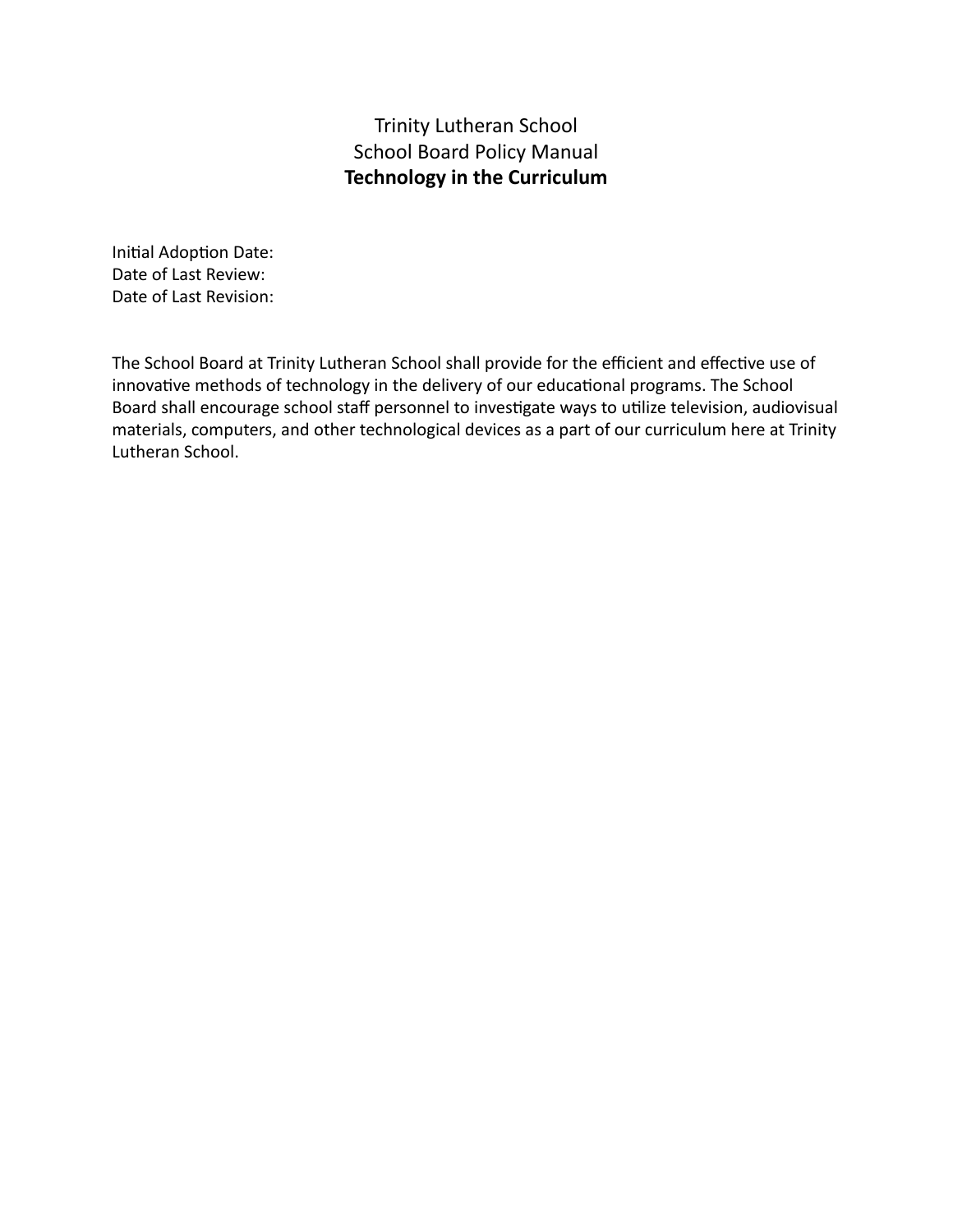Trinity Lutheran School
School Board Policy Manual
**Technology in the Curriculum**

Initial Adoption Date:
Date of Last Review:
Date of Last Revision:

The School Board at Trinity Lutheran School shall provide for the efficient and effective use of innovative methods of technology in the delivery of our educational programs. The School Board shall encourage school staff personnel to investigate ways to utilize television, audiovisual materials, computers, and other technological devices as a part of our curriculum here at Trinity Lutheran School.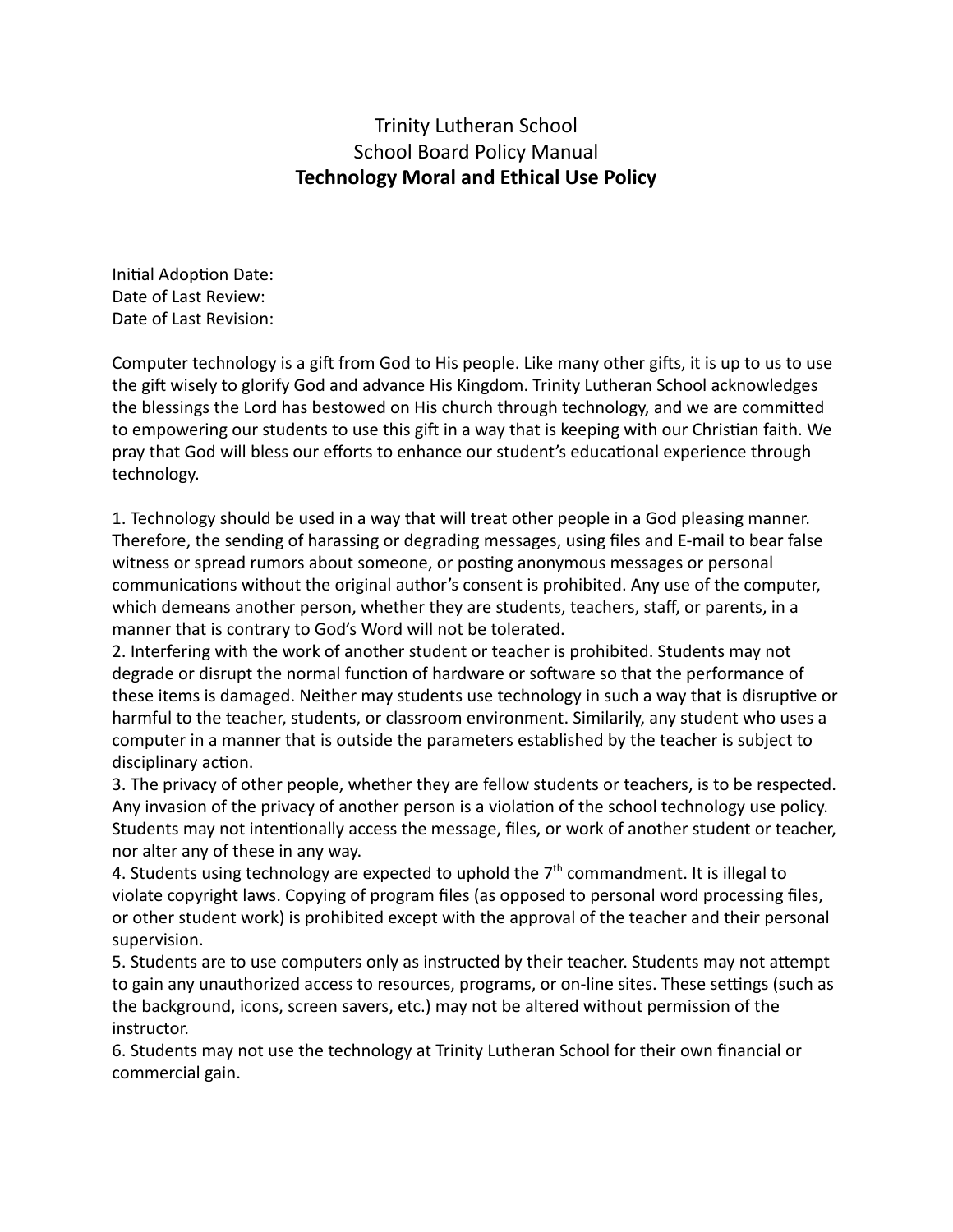# Trinity Lutheran School
## School Board Policy Manual
## **Technology Moral and Ethical Use Policy**

Initial Adoption Date:
Date of Last Review:
Date of Last Revision:

Computer technology is a gift from God to His people. Like many other gifts, it is up to us to use the gift wisely to glorify God and advance His Kingdom. Trinity Lutheran School acknowledges the blessings the Lord has bestowed on His church through technology, and we are committed to empowering our students to use this gift in a way that is keeping with our Christian faith. We pray that God will bless our efforts to enhance our student's educational experience through technology.

1. Technology should be used in a way that will treat other people in a God pleasing manner. Therefore, the sending of harassing or degrading messages, using files and E-mail to bear false witness or spread rumors about someone, or posting anonymous messages or personal communications without the original author's consent is prohibited. Any use of the computer, which demeans another person, whether they are students, teachers, staff, or parents, in a manner that is contrary to God's Word will not be tolerated.
2. Interfering with the work of another student or teacher is prohibited. Students may not degrade or disrupt the normal function of hardware or software so that the performance of these items is damaged. Neither may students use technology in such a way that is disruptive or harmful to the teacher, students, or classroom environment. Similarly, any student who uses a computer in a manner that is outside the parameters established by the teacher is subject to disciplinary action.
3. The privacy of other people, whether they are fellow students or teachers, is to be respected. Any invasion of the privacy of another person is a violation of the school technology use policy. Students may not intentionally access the message, files, or work of another student or teacher, nor alter any of these in any way.
4. Students using technology are expected to uphold the 7th commandment. It is illegal to violate copyright laws. Copying of program files (as opposed to personal word processing files, or other student work) is prohibited except with the approval of the teacher and their personal supervision.
5. Students are to use computers only as instructed by their teacher. Students may not attempt to gain any unauthorized access to resources, programs, or on-line sites. These settings (such as the background, icons, screen savers, etc.) may not be altered without permission of the instructor.
6. Students may not use the technology at Trinity Lutheran School for their own financial or commercial gain.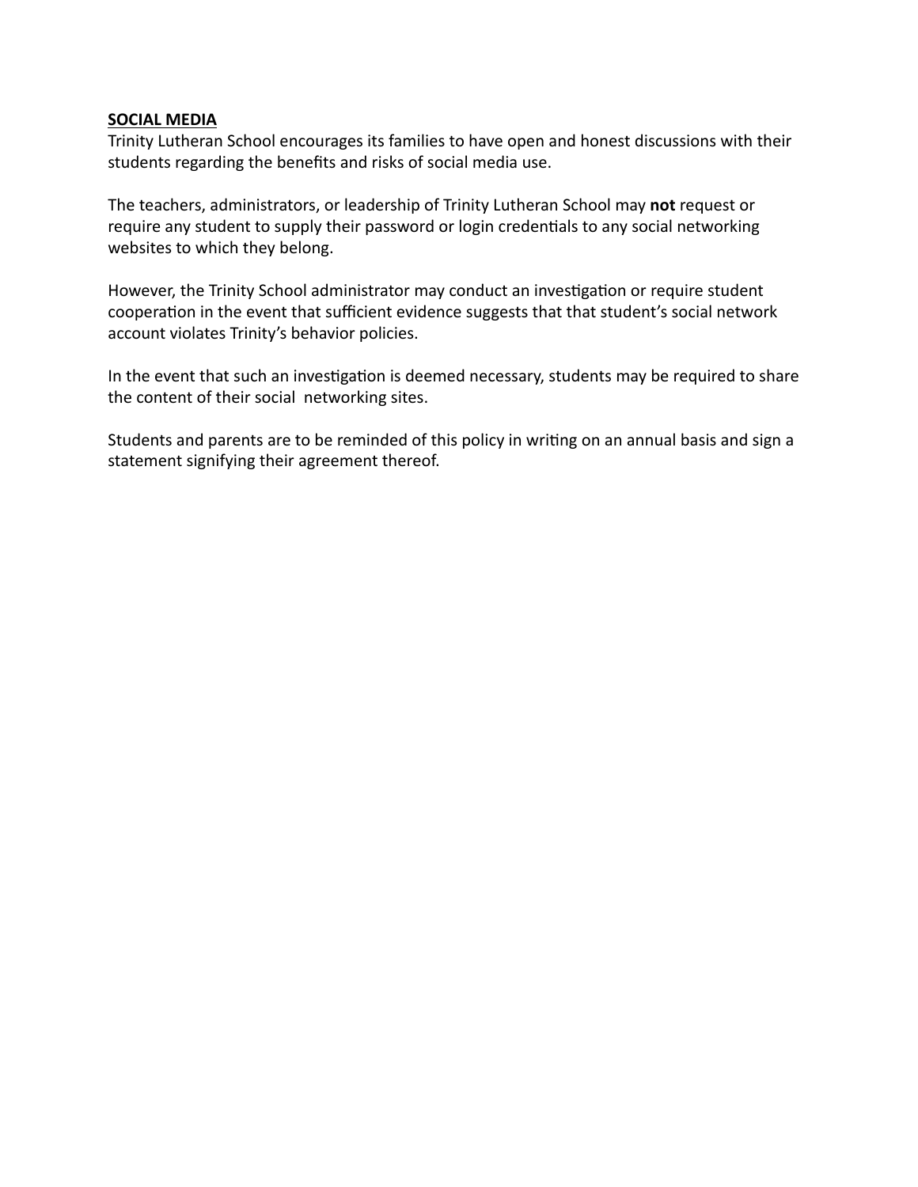**SOCIAL MEDIA**

Trinity Lutheran School encourages its families to have open and honest discussions with their students regarding the benefits and risks of social media use.

The teachers, administrators, or leadership of Trinity Lutheran School may **not** request or require any student to supply their password or login credentials to any social networking websites to which they belong.

However, the Trinity School administrator may conduct an investigation or require student cooperation in the event that sufficient evidence suggests that that student's social network account violates Trinity's behavior policies.

In the event that such an investigation is deemed necessary, students may be required to share the content of their social networking sites.

Students and parents are to be reminded of this policy in writing on an annual basis and sign a statement signifying their agreement thereof.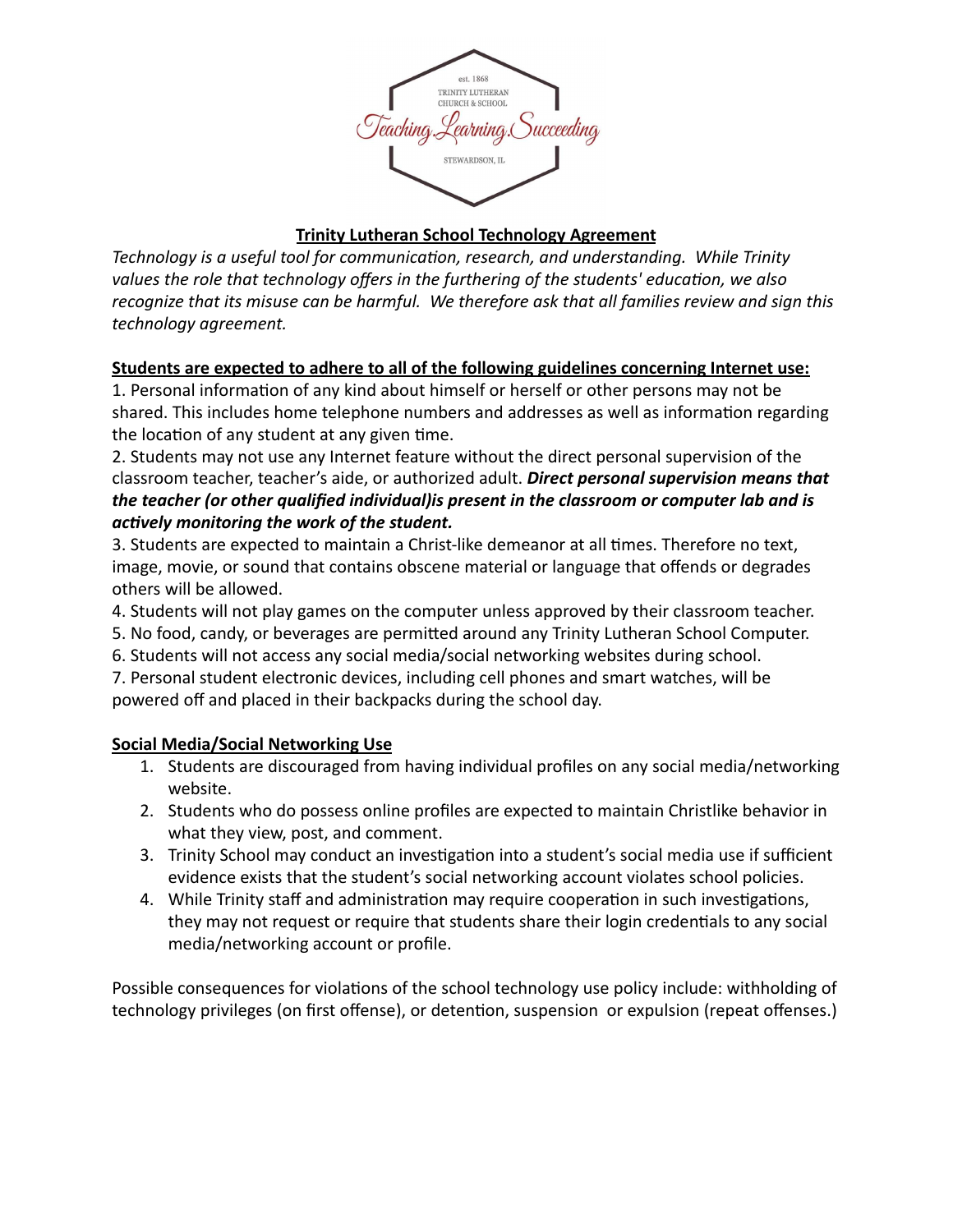# Trinity Lutheran School Technology Agreement

*Technology is a useful tool for communication, research, and understanding. While Trinity values the role that technology offers in the furthering of the students' education, we also recognize that its misuse can be harmful. We therefore ask that all families review and sign this technology agreement.*

**Students are expected to adhere to all of the following guidelines concerning Internet use:**

1. Personal information of any kind about himself or herself or other persons may not be shared. This includes home telephone numbers and addresses as well as information regarding the location of any student at any given time.
2. Students may not use any Internet feature without the direct personal supervision of the classroom teacher, teacher's aide, or authorized adult. ***Direct personal supervision means that the teacher (or other qualified individual)is present in the classroom or computer lab and is actively monitoring the work of the student.***
3. Students are expected to maintain a Christ-like demeanor at all times. Therefore no text, image, movie, or sound that contains obscene material or language that offends or degrades others will be allowed.
4. Students will not play games on the computer unless approved by their classroom teacher.
5. No food, candy, or beverages are permitted around any Trinity Lutheran School Computer.
6. Students will not access any social media/social networking websites during school.
7. Personal student electronic devices, including cell phones and smart watches, will be powered off and placed in their backpacks during the school day.

**Social Media/Social Networking Use**

1. Students are discouraged from having individual profiles on any social media/networking website.
2. Students who do possess online profiles are expected to maintain Christlike behavior in what they view, post, and comment.
3. Trinity School may conduct an investigation into a student's social media use if sufficient evidence exists that the student's social networking account violates school policies.
4. While Trinity staff and administration may require cooperation in such investigations, they may not request or require that students share their login credentials to any social media/networking account or profile.

Possible consequences for violations of the school technology use policy include: withholding of technology privileges (on first offense), or detention, suspension or expulsion (repeat offenses.)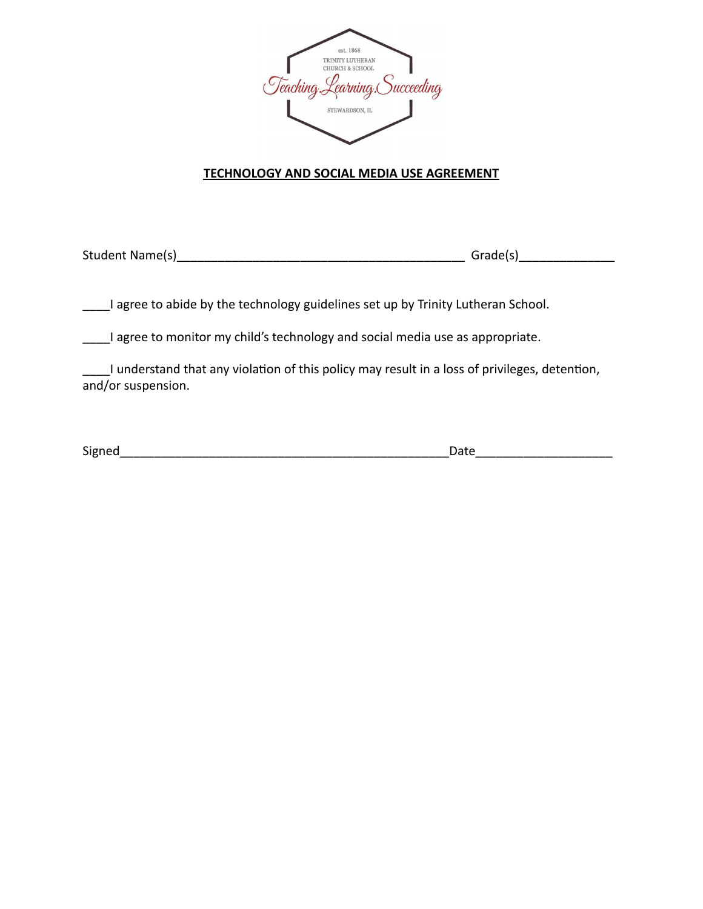est. 1868

TRINITY LUTHERAN CHURCH & SCHOOL

*Teaching. Learning. Succeeding*

STEWARDSON, IL

**TECHNOLOGY AND SOCIAL MEDIA USE AGREEMENT**

Student Name(s)__________________________________________ Grade(s)______________

____I agree to abide by the technology guidelines set up by Trinity Lutheran School.

____I agree to monitor my child's technology and social media use as appropriate.

____I understand that any violation of this policy may result in a loss of privileges, detention, and/or suspension.

Signed__________________________________________________Date____________________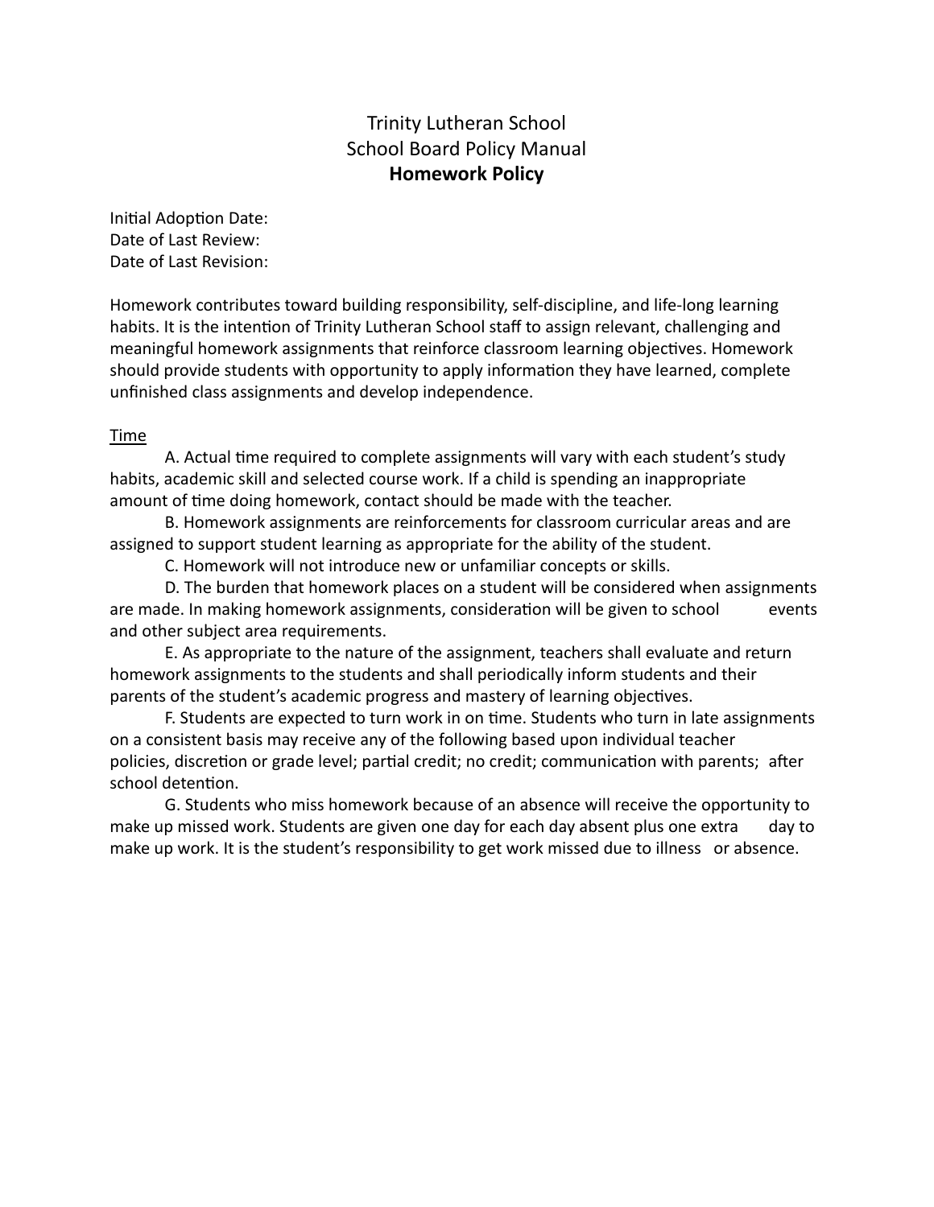# Trinity Lutheran School
## School Board Policy Manual
### **Homework Policy**

Initial Adoption Date:
Date of Last Review:
Date of Last Revision:

Homework contributes toward building responsibility, self-discipline, and life-long learning habits. It is the intention of Trinity Lutheran School staff to assign relevant, challenging and meaningful homework assignments that reinforce classroom learning objectives. Homework should provide students with opportunity to apply information they have learned, complete unfinished class assignments and develop independence.

Time

A. Actual time required to complete assignments will vary with each student's study habits, academic skill and selected course work. If a child is spending an inappropriate amount of time doing homework, contact should be made with the teacher.

B. Homework assignments are reinforcements for classroom curricular areas and are assigned to support student learning as appropriate for the ability of the student.

C. Homework will not introduce new or unfamiliar concepts or skills.

D. The burden that homework places on a student will be considered when assignments are made. In making homework assignments, consideration will be given to school events and other subject area requirements.

E. As appropriate to the nature of the assignment, teachers shall evaluate and return homework assignments to the students and shall periodically inform students and their parents of the student's academic progress and mastery of learning objectives.

F. Students are expected to turn work in on time. Students who turn in late assignments on a consistent basis may receive any of the following based upon individual teacher policies, discretion or grade level; partial credit; no credit; communication with parents; after school detention.

G. Students who miss homework because of an absence will receive the opportunity to make up missed work. Students are given one day for each day absent plus one extra day to make up work. It is the student's responsibility to get work missed due to illness or absence.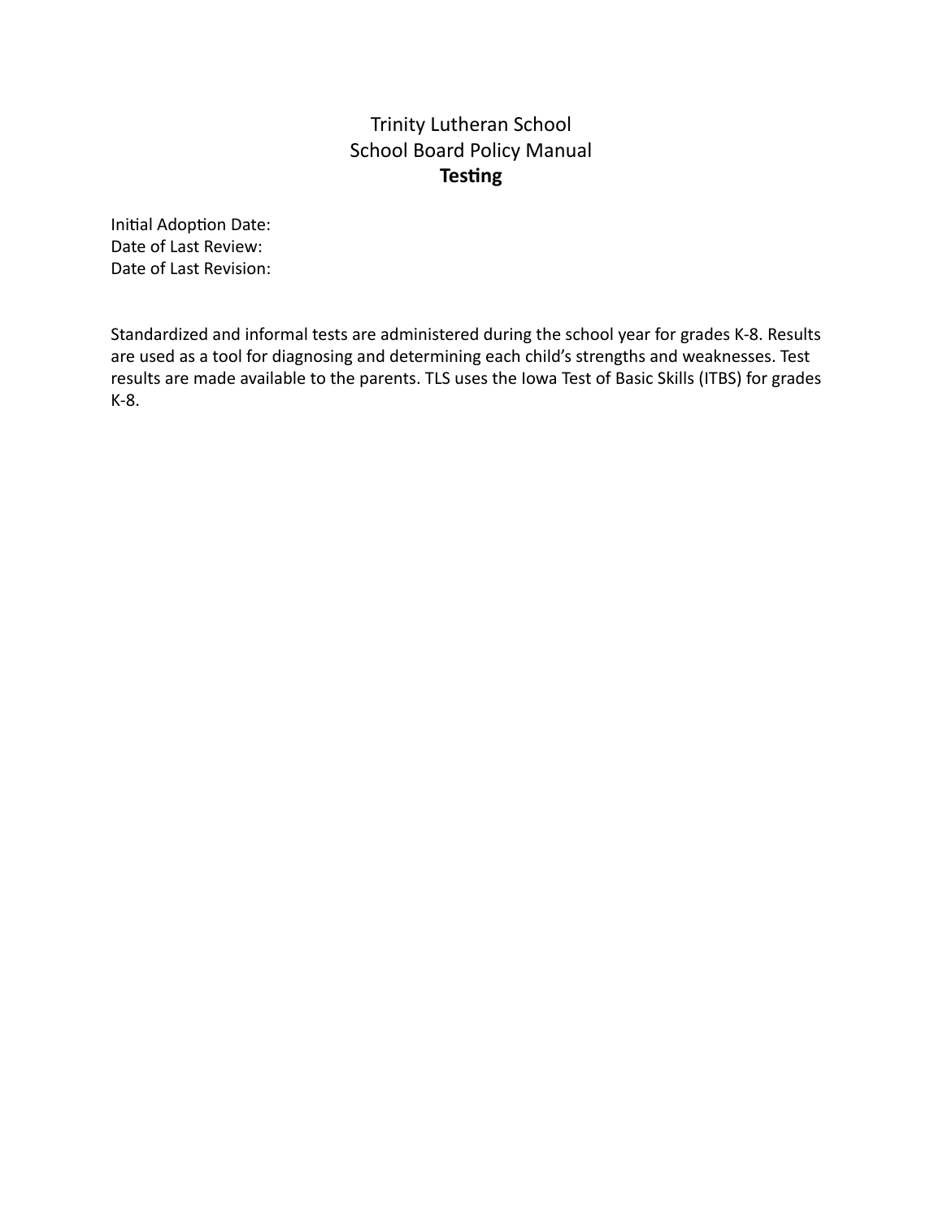Trinity Lutheran School

School Board Policy Manual

# Testing

Initial Adoption Date:
Date of Last Review:
Date of Last Revision:

Standardized and informal tests are administered during the school year for grades K-8. Results are used as a tool for diagnosing and determining each child's strengths and weaknesses. Test results are made available to the parents. TLS uses the Iowa Test of Basic Skills (ITBS) for grades K-8.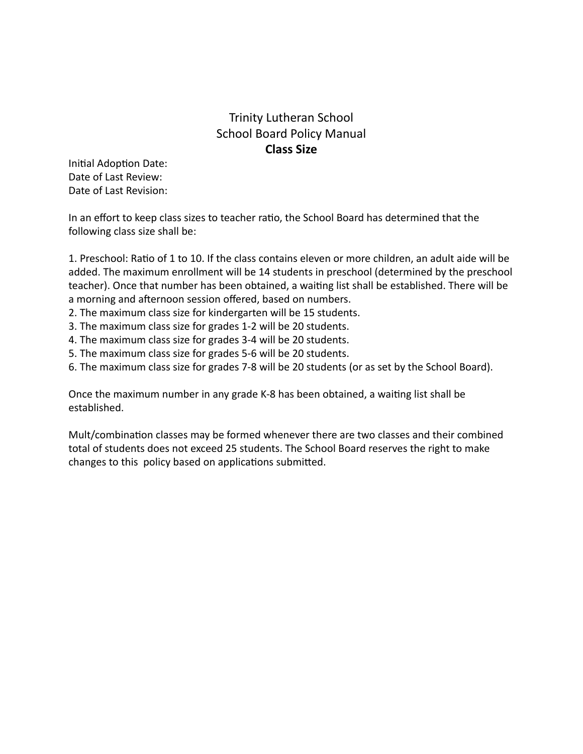# Trinity Lutheran School
## School Board Policy Manual
### Class Size

Initial Adoption Date:
Date of Last Review:
Date of Last Revision:

In an effort to keep class sizes to teacher ratio, the School Board has determined that the following class size shall be:

1. Preschool: Ratio of 1 to 10. If the class contains eleven or more children, an adult aide will be added. The maximum enrollment will be 14 students in preschool (determined by the preschool teacher). Once that number has been obtained, a waiting list shall be established. There will be a morning and afternoon session offered, based on numbers.
2. The maximum class size for kindergarten will be 15 students.
3. The maximum class size for grades 1-2 will be 20 students.
4. The maximum class size for grades 3-4 will be 20 students.
5. The maximum class size for grades 5-6 will be 20 students.
6. The maximum class size for grades 7-8 will be 20 students (or as set by the School Board).

Once the maximum number in any grade K-8 has been obtained, a waiting list shall be established.

Mult/combination classes may be formed whenever there are two classes and their combined total of students does not exceed 25 students. The School Board reserves the right to make changes to this policy based on applications submitted.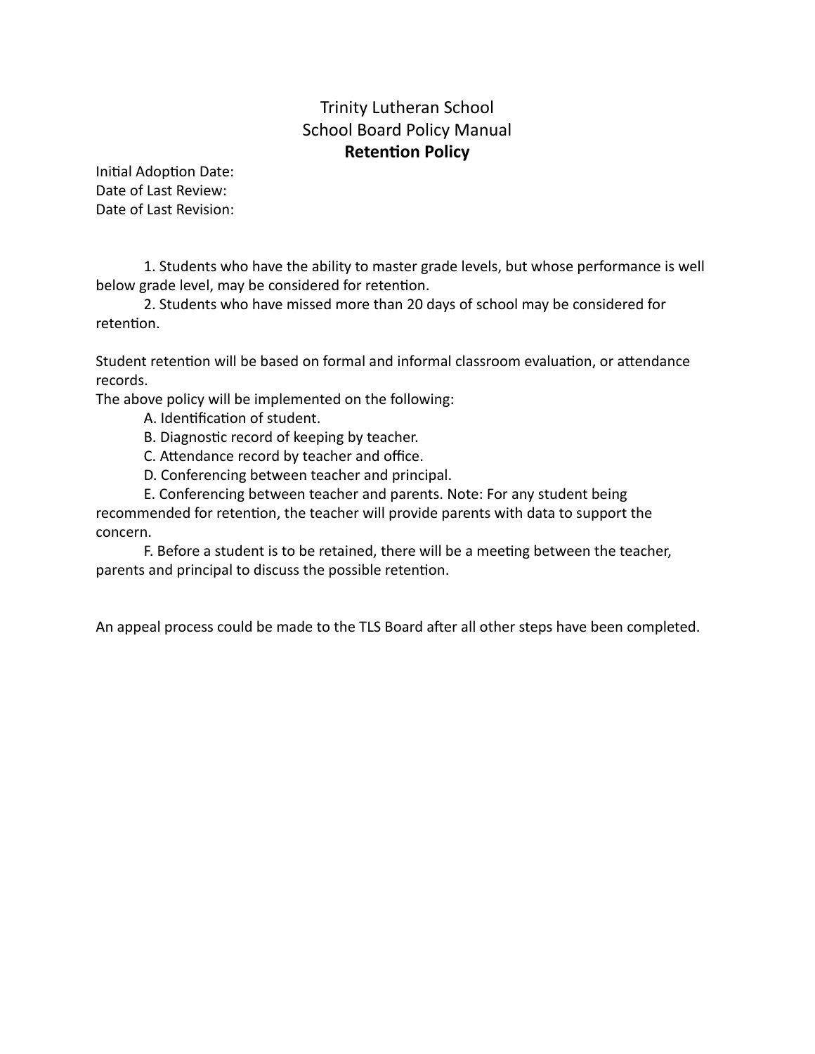Trinity Lutheran School

School Board Policy Manual

# Retention Policy

Initial Adoption Date:
Date of Last Review:
Date of Last Revision:

1. Students who have the ability to master grade levels, but whose performance is well below grade level, may be considered for retention.
2. Students who have missed more than 20 days of school may be considered for retention.

Student retention will be based on formal and informal classroom evaluation, or attendance records.

The above policy will be implemented on the following:

A. Identification of student.

B. Diagnostic record of keeping by teacher.

C. Attendance record by teacher and office.

D. Conferencing between teacher and principal.

E. Conferencing between teacher and parents. Note: For any student being recommended for retention, the teacher will provide parents with data to support the concern.

F. Before a student is to be retained, there will be a meeting between the teacher, parents and principal to discuss the possible retention.

An appeal process could be made to the TLS Board after all other steps have been completed.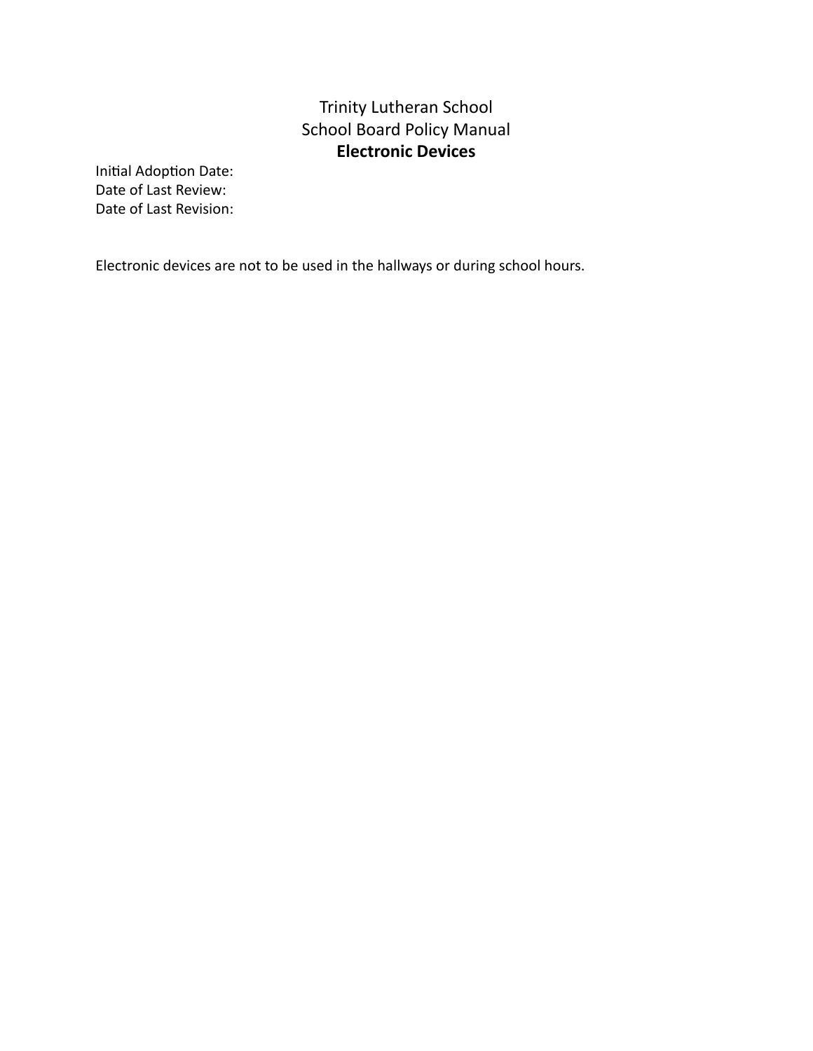Trinity Lutheran School
School Board Policy Manual
**Electronic Devices**

Initial Adoption Date:
Date of Last Review:
Date of Last Revision:

Electronic devices are not to be used in the hallways or during school hours.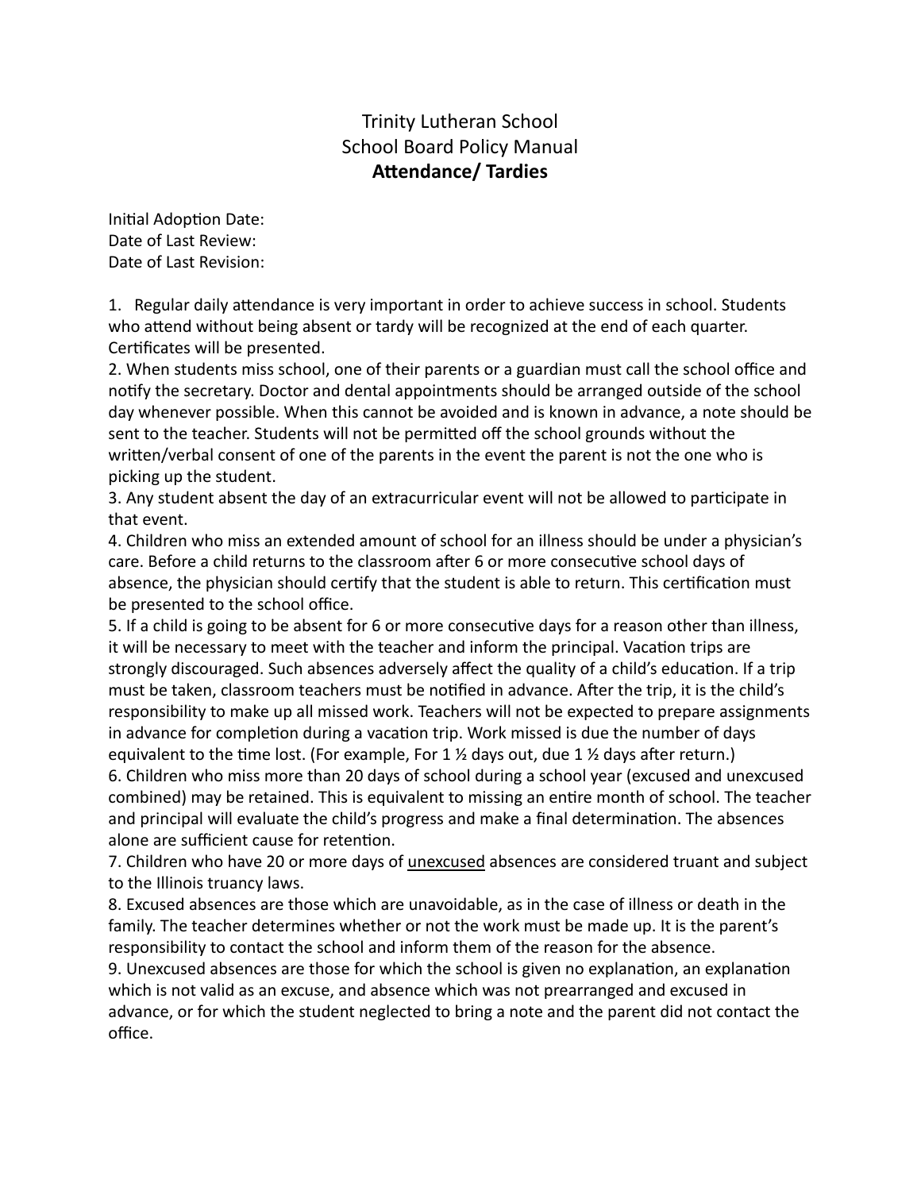Trinity Lutheran School
School Board Policy Manual

# Attendance/ Tardies

Initial Adoption Date:
Date of Last Review:
Date of Last Revision:

1. Regular daily attendance is very important in order to achieve success in school. Students who attend without being absent or tardy will be recognized at the end of each quarter. Certificates will be presented.
2. When students miss school, one of their parents or a guardian must call the school office and notify the secretary. Doctor and dental appointments should be arranged outside of the school day whenever possible. When this cannot be avoided and is known in advance, a note should be sent to the teacher. Students will not be permitted off the school grounds without the written/verbal consent of one of the parents in the event the parent is not the one who is picking up the student.
3. Any student absent the day of an extracurricular event will not be allowed to participate in that event.
4. Children who miss an extended amount of school for an illness should be under a physician's care. Before a child returns to the classroom after 6 or more consecutive school days of absence, the physician should certify that the student is able to return. This certification must be presented to the school office.
5. If a child is going to be absent for 6 or more consecutive days for a reason other than illness, it will be necessary to meet with the teacher and inform the principal. Vacation trips are strongly discouraged. Such absences adversely affect the quality of a child's education. If a trip must be taken, classroom teachers must be notified in advance. After the trip, it is the child's responsibility to make up all missed work. Teachers will not be expected to prepare assignments in advance for completion during a vacation trip. Work missed is due the number of days equivalent to the time lost. (For example, For 1 ½ days out, due 1 ½ days after return.)
6. Children who miss more than 20 days of school during a school year (excused and unexcused combined) may be retained. This is equivalent to missing an entire month of school. The teacher and principal will evaluate the child's progress and make a final determination. The absences alone are sufficient cause for retention.
7. Children who have 20 or more days of <u>unexcused</u> absences are considered truant and subject to the Illinois truancy laws.
8. Excused absences are those which are unavoidable, as in the case of illness or death in the family. The teacher determines whether or not the work must be made up. It is the parent's responsibility to contact the school and inform them of the reason for the absence.
9. Unexcused absences are those for which the school is given no explanation, an explanation which is not valid as an excuse, and absence which was not prearranged and excused in advance, or for which the student neglected to bring a note and the parent did not contact the office.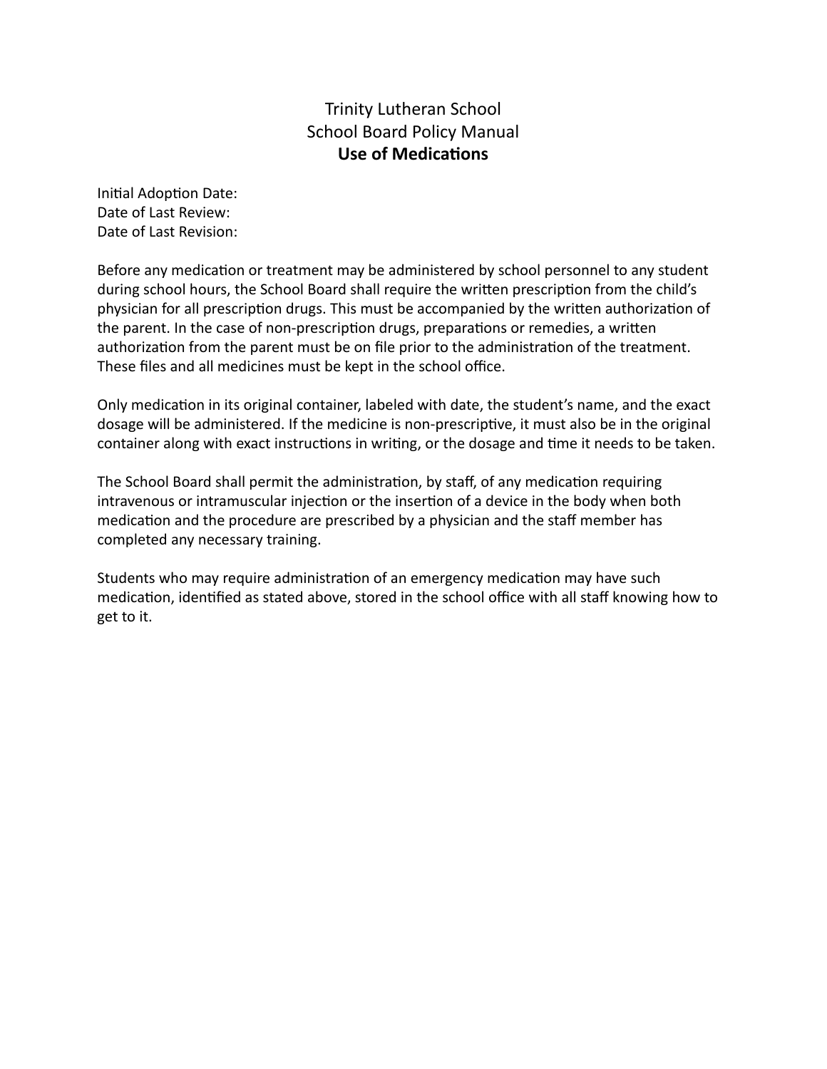# Trinity Lutheran School
## School Board Policy Manual
### **Use of Medications**

Initial Adoption Date:
Date of Last Review:
Date of Last Revision:

Before any medication or treatment may be administered by school personnel to any student during school hours, the School Board shall require the written prescription from the child's physician for all prescription drugs. This must be accompanied by the written authorization of the parent. In the case of non-prescription drugs, preparations or remedies, a written authorization from the parent must be on file prior to the administration of the treatment. These files and all medicines must be kept in the school office.

Only medication in its original container, labeled with date, the student's name, and the exact dosage will be administered. If the medicine is non-prescriptive, it must also be in the original container along with exact instructions in writing, or the dosage and time it needs to be taken.

The School Board shall permit the administration, by staff, of any medication requiring intravenous or intramuscular injection or the insertion of a device in the body when both medication and the procedure are prescribed by a physician and the staff member has completed any necessary training.

Students who may require administration of an emergency medication may have such medication, identified as stated above, stored in the school office with all staff knowing how to get to it.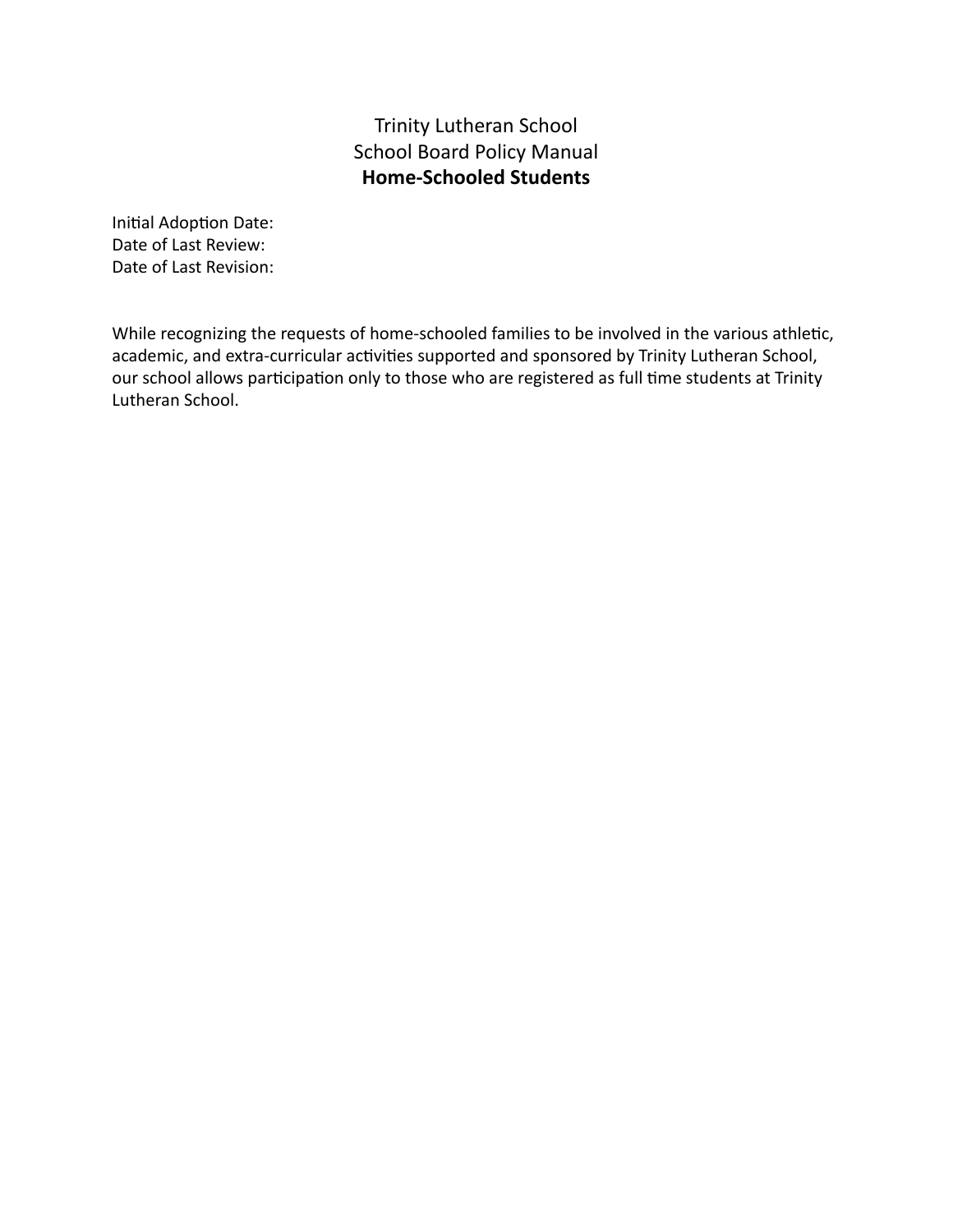Trinity Lutheran School

School Board Policy Manual

**Home-Schooled Students**

Initial Adoption Date:
Date of Last Review:
Date of Last Revision:

While recognizing the requests of home-schooled families to be involved in the various athletic, academic, and extra-curricular activities supported and sponsored by Trinity Lutheran School, our school allows participation only to those who are registered as full time students at Trinity Lutheran School.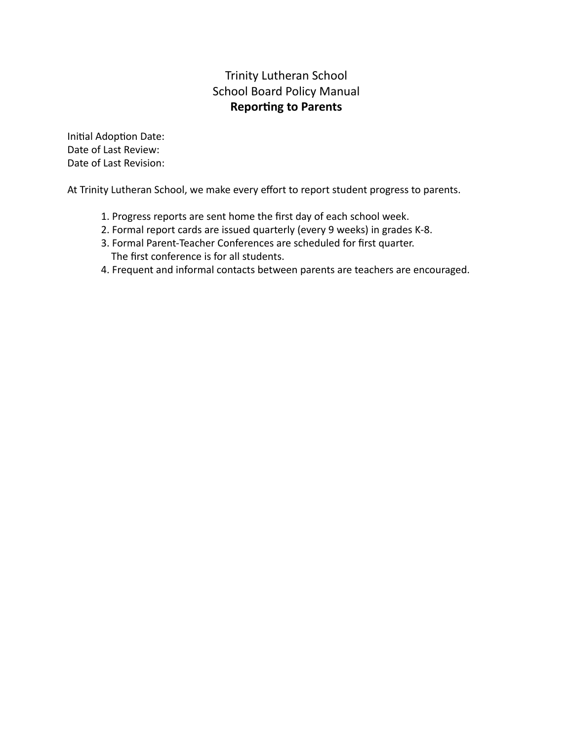# Trinity Lutheran School
## School Board Policy Manual
### **Reporting to Parents**

Initial Adoption Date:
Date of Last Review:
Date of Last Revision:

At Trinity Lutheran School, we make every effort to report student progress to parents.

1. Progress reports are sent home the first day of each school week.
2. Formal report cards are issued quarterly (every 9 weeks) in grades K-8.
3. Formal Parent-Teacher Conferences are scheduled for first quarter.
   The first conference is for all students.
4. Frequent and informal contacts between parents are teachers are encouraged.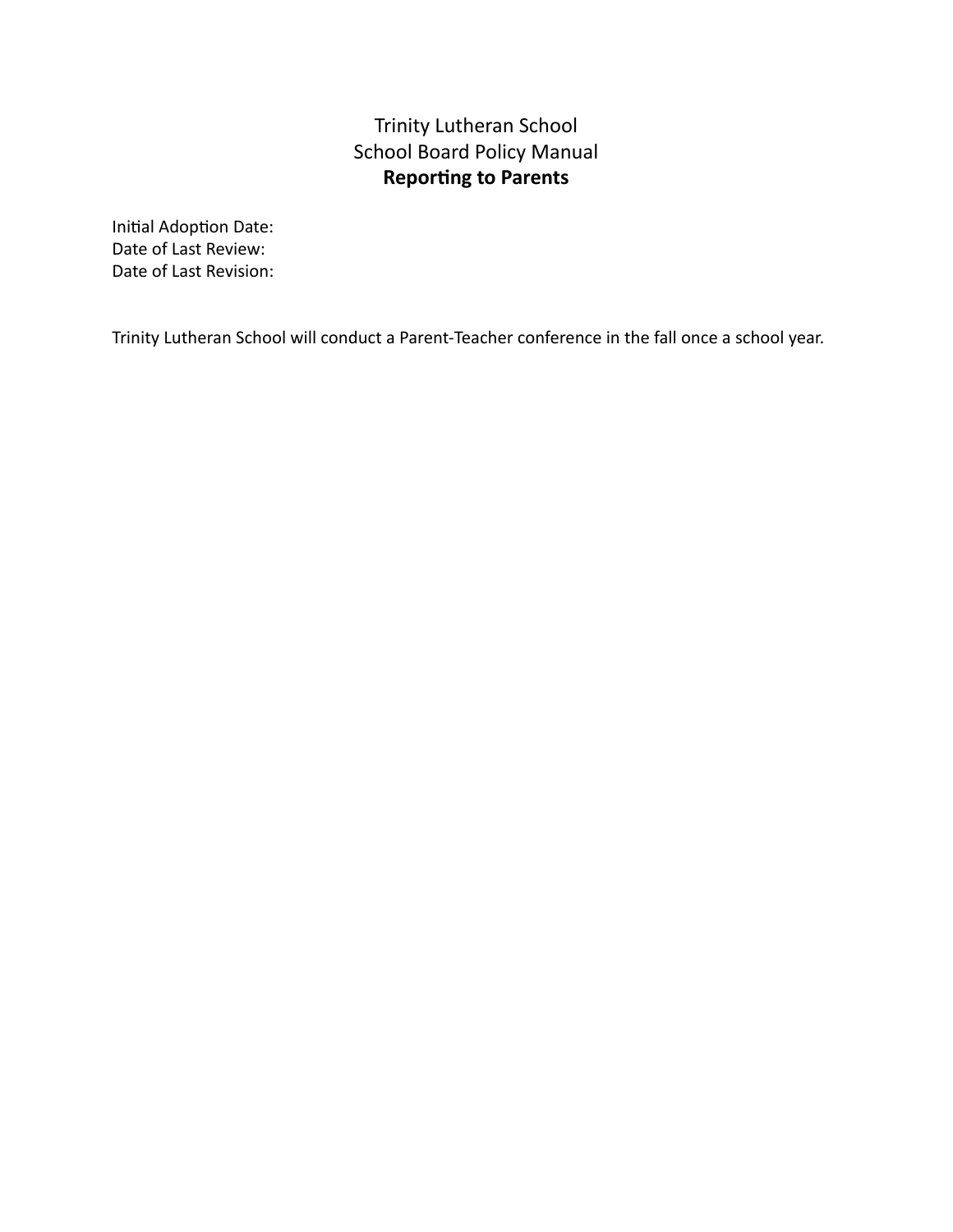Trinity Lutheran School

School Board Policy Manual

**Reporting to Parents**

Initial Adoption Date:
Date of Last Review:
Date of Last Revision:

Trinity Lutheran School will conduct a Parent-Teacher conference in the fall once a school year.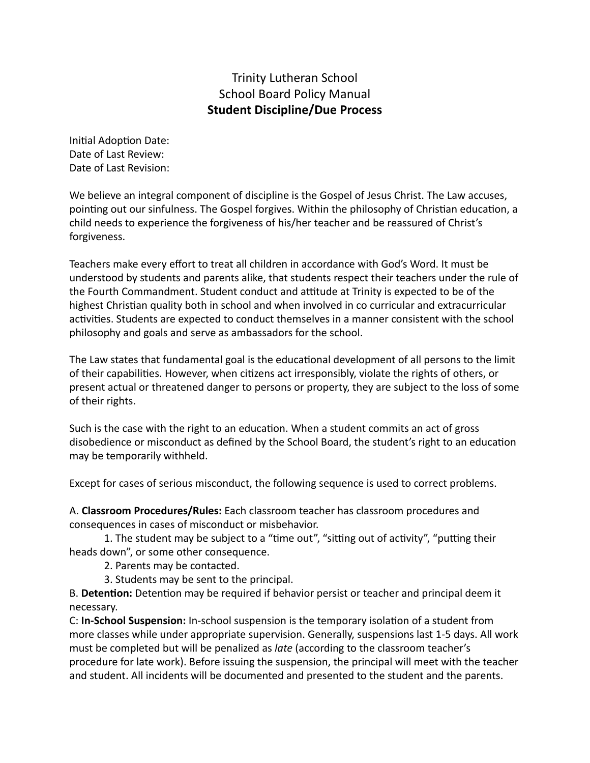# Trinity Lutheran School
## School Board Policy Manual
## **Student Discipline/Due Process**

Initial Adoption Date:
Date of Last Review:
Date of Last Revision:

We believe an integral component of discipline is the Gospel of Jesus Christ. The Law accuses, pointing out our sinfulness. The Gospel forgives. Within the philosophy of Christian education, a child needs to experience the forgiveness of his/her teacher and be reassured of Christ's forgiveness.

Teachers make every effort to treat all children in accordance with God's Word. It must be understood by students and parents alike, that students respect their teachers under the rule of the Fourth Commandment. Student conduct and attitude at Trinity is expected to be of the highest Christian quality both in school and when involved in co curricular and extracurricular activities. Students are expected to conduct themselves in a manner consistent with the school philosophy and goals and serve as ambassadors for the school.

The Law states that fundamental goal is the educational development of all persons to the limit of their capabilities. However, when citizens act irresponsibly, violate the rights of others, or present actual or threatened danger to persons or property, they are subject to the loss of some of their rights.

Such is the case with the right to an education. When a student commits an act of gross disobedience or misconduct as defined by the School Board, the student's right to an education may be temporarily withheld.

Except for cases of serious misconduct, the following sequence is used to correct problems.

A. **Classroom Procedures/Rules:** Each classroom teacher has classroom procedures and consequences in cases of misconduct or misbehavior.

1. The student may be subject to a "time out", "sitting out of activity", "putting their heads down", or some other consequence.
2. Parents may be contacted.
3. Students may be sent to the principal.

B. **Detention:** Detention may be required if behavior persist or teacher and principal deem it necessary.

C: **In-School Suspension:** In-school suspension is the temporary isolation of a student from more classes while under appropriate supervision. Generally, suspensions last 1-5 days. All work must be completed but will be penalized as *late* (according to the classroom teacher's procedure for late work). Before issuing the suspension, the principal will meet with the teacher and student. All incidents will be documented and presented to the student and the parents.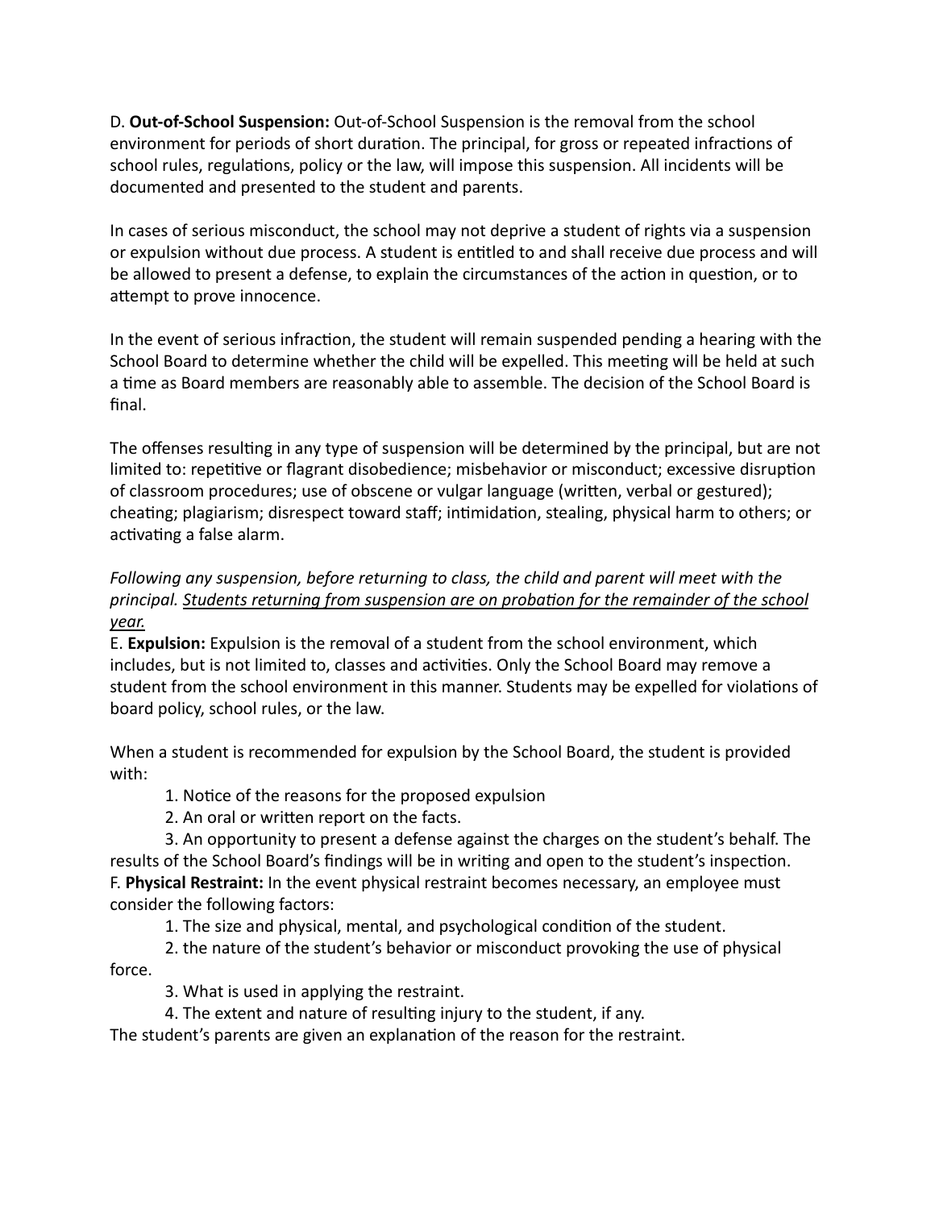D. **Out-of-School Suspension:** Out-of-School Suspension is the removal from the school environment for periods of short duration. The principal, for gross or repeated infractions of school rules, regulations, policy or the law, will impose this suspension. All incidents will be documented and presented to the student and parents.

In cases of serious misconduct, the school may not deprive a student of rights via a suspension or expulsion without due process. A student is entitled to and shall receive due process and will be allowed to present a defense, to explain the circumstances of the action in question, or to attempt to prove innocence.

In the event of serious infraction, the student will remain suspended pending a hearing with the School Board to determine whether the child will be expelled. This meeting will be held at such a time as Board members are reasonably able to assemble. The decision of the School Board is final.

The offenses resulting in any type of suspension will be determined by the principal, but are not limited to: repetitive or flagrant disobedience; misbehavior or misconduct; excessive disruption of classroom procedures; use of obscene or vulgar language (written, verbal or gestured); cheating; plagiarism; disrespect toward staff; intimidation, stealing, physical harm to others; or activating a false alarm.

*Following any suspension, before returning to class, the child and parent will meet with the principal. <u>Students returning from suspension are on probation for the remainder of the school year.</u>*

E. **Expulsion:** Expulsion is the removal of a student from the school environment, which includes, but is not limited to, classes and activities. Only the School Board may remove a student from the school environment in this manner. Students may be expelled for violations of board policy, school rules, or the law.

When a student is recommended for expulsion by the School Board, the student is provided with:

1. Notice of the reasons for the proposed expulsion
2. An oral or written report on the facts.
3. An opportunity to present a defense against the charges on the student's behalf. The results of the School Board's findings will be in writing and open to the student's inspection.

F. **Physical Restraint:** In the event physical restraint becomes necessary, an employee must consider the following factors:

1. The size and physical, mental, and psychological condition of the student.
2. the nature of the student's behavior or misconduct provoking the use of physical force.
3. What is used in applying the restraint.
4. The extent and nature of resulting injury to the student, if any.

The student's parents are given an explanation of the reason for the restraint.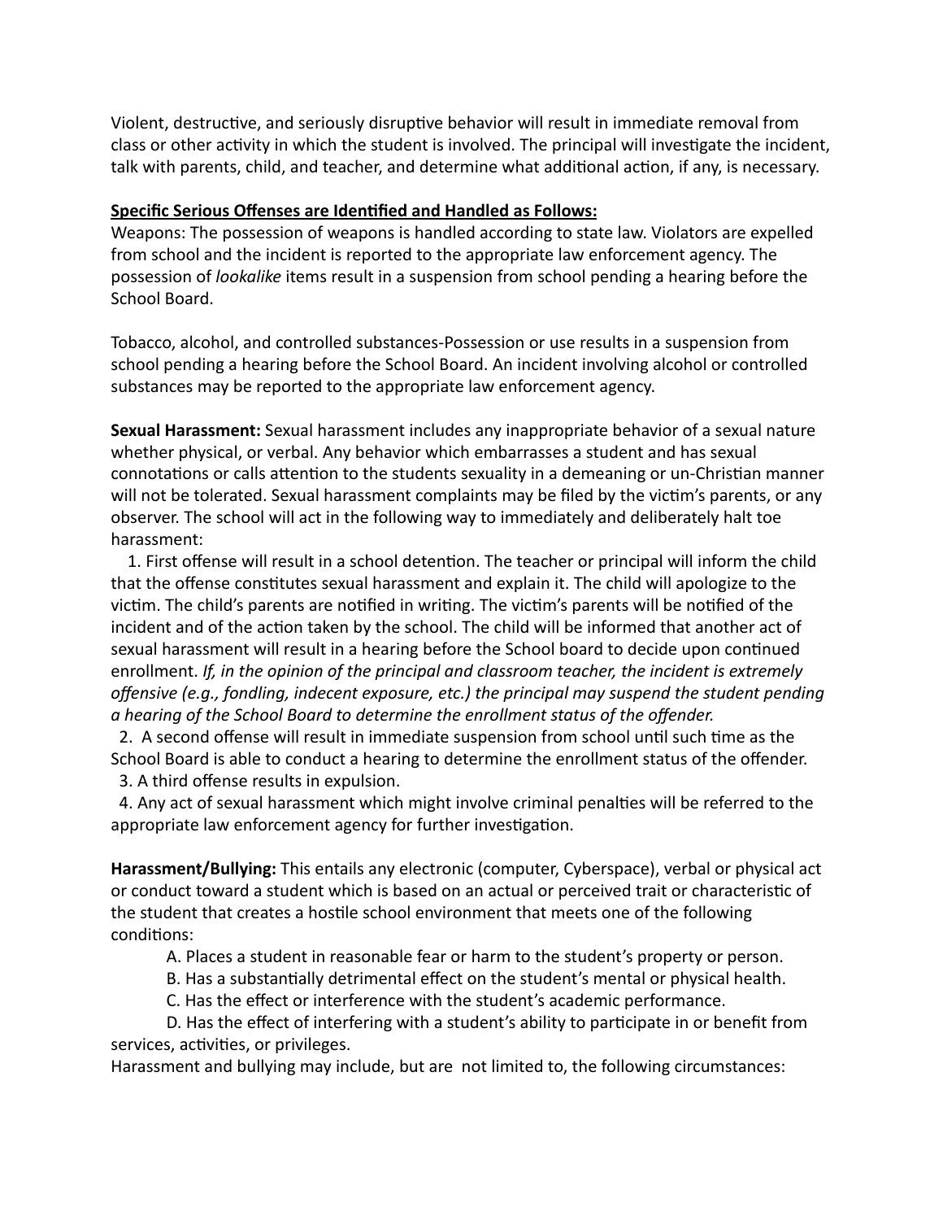Violent, destructive, and seriously disruptive behavior will result in immediate removal from class or other activity in which the student is involved. The principal will investigate the incident, talk with parents, child, and teacher, and determine what additional action, if any, is necessary.

**Specific Serious Offenses are Identified and Handled as Follows:**

Weapons: The possession of weapons is handled according to state law. Violators are expelled from school and the incident is reported to the appropriate law enforcement agency. The possession of *lookalike* items result in a suspension from school pending a hearing before the School Board.

Tobacco, alcohol, and controlled substances-Possession or use results in a suspension from school pending a hearing before the School Board. An incident involving alcohol or controlled substances may be reported to the appropriate law enforcement agency.

**Sexual Harassment:** Sexual harassment includes any inappropriate behavior of a sexual nature whether physical, or verbal. Any behavior which embarrasses a student and has sexual connotations or calls attention to the students sexuality in a demeaning or un-Christian manner will not be tolerated. Sexual harassment complaints may be filed by the victim's parents, or any observer. The school will act in the following way to immediately and deliberately halt toe harassment:

1. First offense will result in a school detention. The teacher or principal will inform the child that the offense constitutes sexual harassment and explain it. The child will apologize to the victim. The child's parents are notified in writing. The victim's parents will be notified of the incident and of the action taken by the school. The child will be informed that another act of sexual harassment will result in a hearing before the School board to decide upon continued enrollment. *If, in the opinion of the principal and classroom teacher, the incident is extremely offensive (e.g., fondling, indecent exposure, etc.) the principal may suspend the student pending a hearing of the School Board to determine the enrollment status of the offender.*
2. A second offense will result in immediate suspension from school until such time as the School Board is able to conduct a hearing to determine the enrollment status of the offender.
3. A third offense results in expulsion.
4. Any act of sexual harassment which might involve criminal penalties will be referred to the appropriate law enforcement agency for further investigation.

**Harassment/Bullying:** This entails any electronic (computer, Cyberspace), verbal or physical act or conduct toward a student which is based on an actual or perceived trait or characteristic of the student that creates a hostile school environment that meets one of the following conditions:

A. Places a student in reasonable fear or harm to the student's property or person.
B. Has a substantially detrimental effect on the student's mental or physical health.
C. Has the effect or interference with the student's academic performance.
D. Has the effect of interfering with a student's ability to participate in or benefit from services, activities, or privileges.

Harassment and bullying may include, but are not limited to, the following circumstances: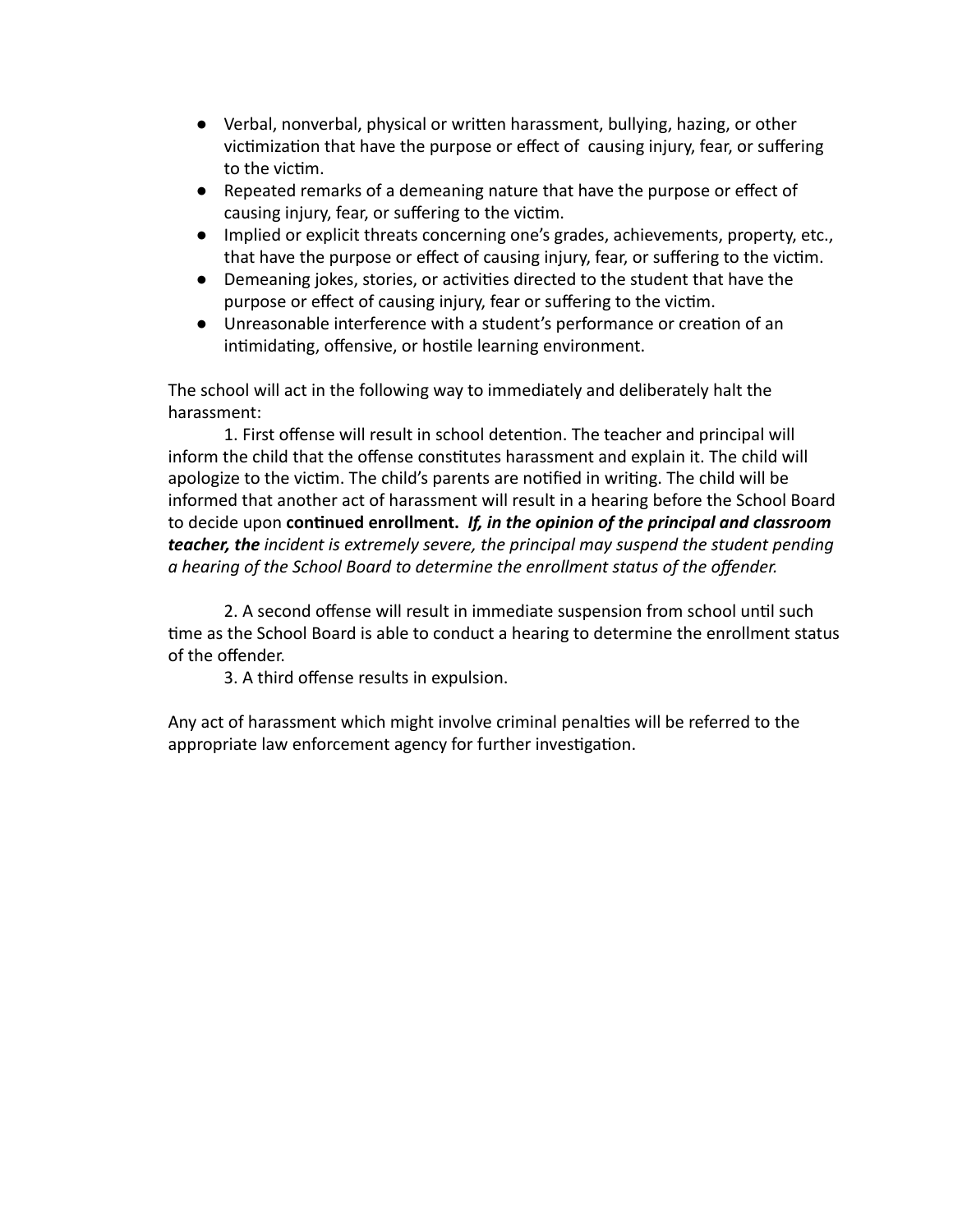- Verbal, nonverbal, physical or written harassment, bullying, hazing, or other victimization that have the purpose or effect of causing injury, fear, or suffering to the victim.
- Repeated remarks of a demeaning nature that have the purpose or effect of causing injury, fear, or suffering to the victim.
- Implied or explicit threats concerning one's grades, achievements, property, etc., that have the purpose or effect of causing injury, fear, or suffering to the victim.
- Demeaning jokes, stories, or activities directed to the student that have the purpose or effect of causing injury, fear or suffering to the victim.
- Unreasonable interference with a student's performance or creation of an intimidating, offensive, or hostile learning environment.

The school will act in the following way to immediately and deliberately halt the harassment:

1. First offense will result in school detention. The teacher and principal will inform the child that the offense constitutes harassment and explain it. The child will apologize to the victim. The child's parents are notified in writing. The child will be informed that another act of harassment will result in a hearing before the School Board to decide upon **continued enrollment.** ***If, in the opinion of the principal and classroom teacher, the*** *incident is extremely severe, the principal may suspend the student pending a hearing of the School Board to determine the enrollment status of the offender.*

2. A second offense will result in immediate suspension from school until such time as the School Board is able to conduct a hearing to determine the enrollment status of the offender.

3. A third offense results in expulsion.

Any act of harassment which might involve criminal penalties will be referred to the appropriate law enforcement agency for further investigation.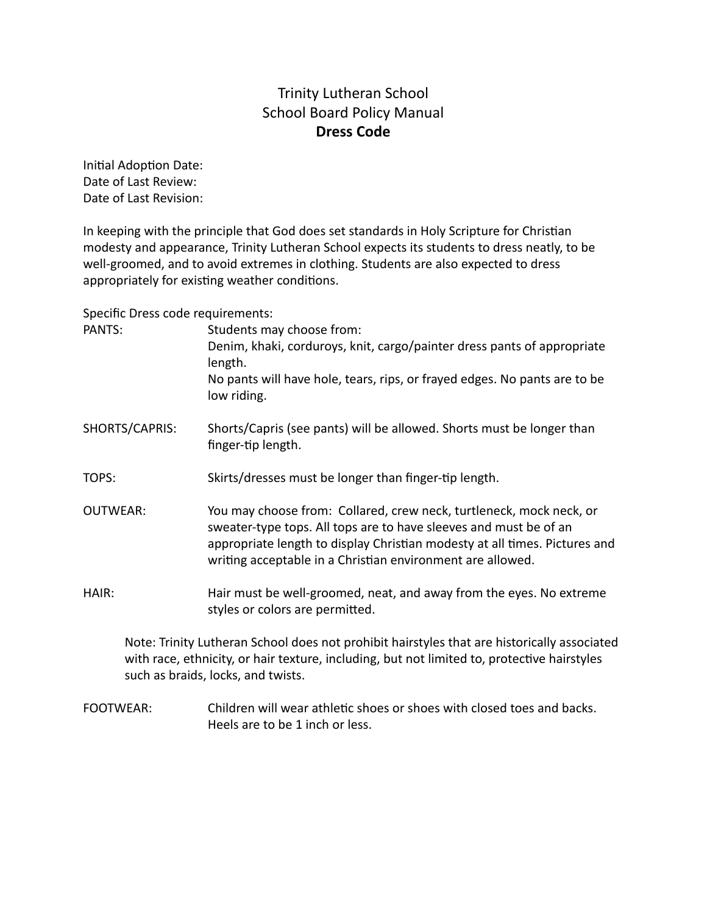# Trinity Lutheran School
## School Board Policy Manual
### Dress Code

Initial Adoption Date:
Date of Last Review:
Date of Last Revision:

In keeping with the principle that God does set standards in Holy Scripture for Christian modesty and appearance, Trinity Lutheran School expects its students to dress neatly, to be well-groomed, and to avoid extremes in clothing. Students are also expected to dress appropriately for existing weather conditions.

Specific Dress code requirements:

PANTS: Students may choose from:
Denim, khaki, corduroys, knit, cargo/painter dress pants of appropriate length.
No pants will have hole, tears, rips, or frayed edges. No pants are to be low riding.

SHORTS/CAPRIS: Shorts/Capris (see pants) will be allowed. Shorts must be longer than finger-tip length.

TOPS: Skirts/dresses must be longer than finger-tip length.

OUTWEAR: You may choose from: Collared, crew neck, turtleneck, mock neck, or sweater-type tops. All tops are to have sleeves and must be of an appropriate length to display Christian modesty at all times. Pictures and writing acceptable in a Christian environment are allowed.

HAIR: Hair must be well-groomed, neat, and away from the eyes. No extreme styles or colors are permitted.

Note: Trinity Lutheran School does not prohibit hairstyles that are historically associated with race, ethnicity, or hair texture, including, but not limited to, protective hairstyles such as braids, locks, and twists.

FOOTWEAR: Children will wear athletic shoes or shoes with closed toes and backs. Heels are to be 1 inch or less.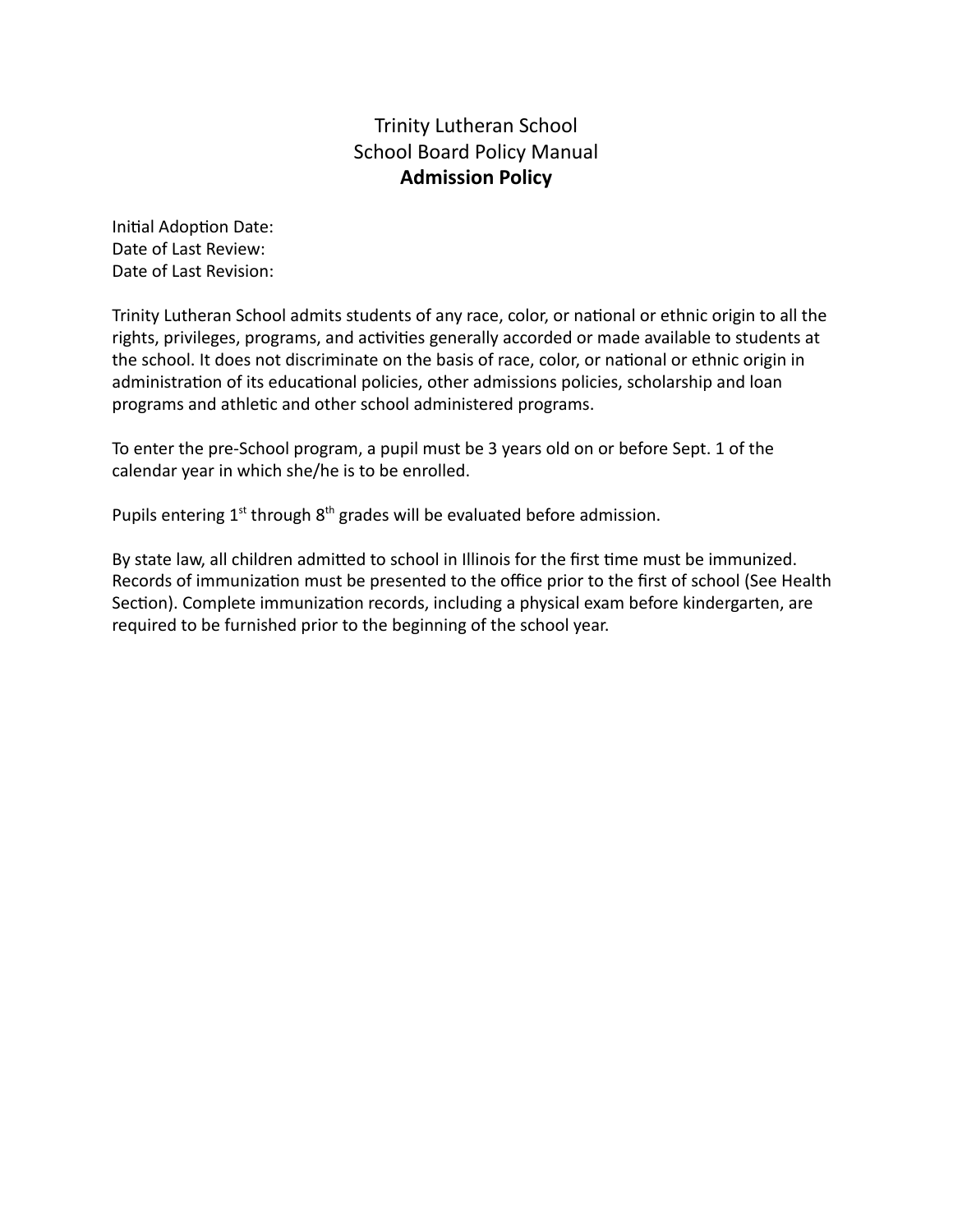# Trinity Lutheran School
## School Board Policy Manual
### **Admission Policy**

Initial Adoption Date:
Date of Last Review:
Date of Last Revision:

Trinity Lutheran School admits students of any race, color, or national or ethnic origin to all the rights, privileges, programs, and activities generally accorded or made available to students at the school. It does not discriminate on the basis of race, color, or national or ethnic origin in administration of its educational policies, other admissions policies, scholarship and loan programs and athletic and other school administered programs.

To enter the pre-School program, a pupil must be 3 years old on or before Sept. 1 of the calendar year in which she/he is to be enrolled.

Pupils entering 1st through 8th grades will be evaluated before admission.

By state law, all children admitted to school in Illinois for the first time must be immunized. Records of immunization must be presented to the office prior to the first of school (See Health Section). Complete immunization records, including a physical exam before kindergarten, are required to be furnished prior to the beginning of the school year.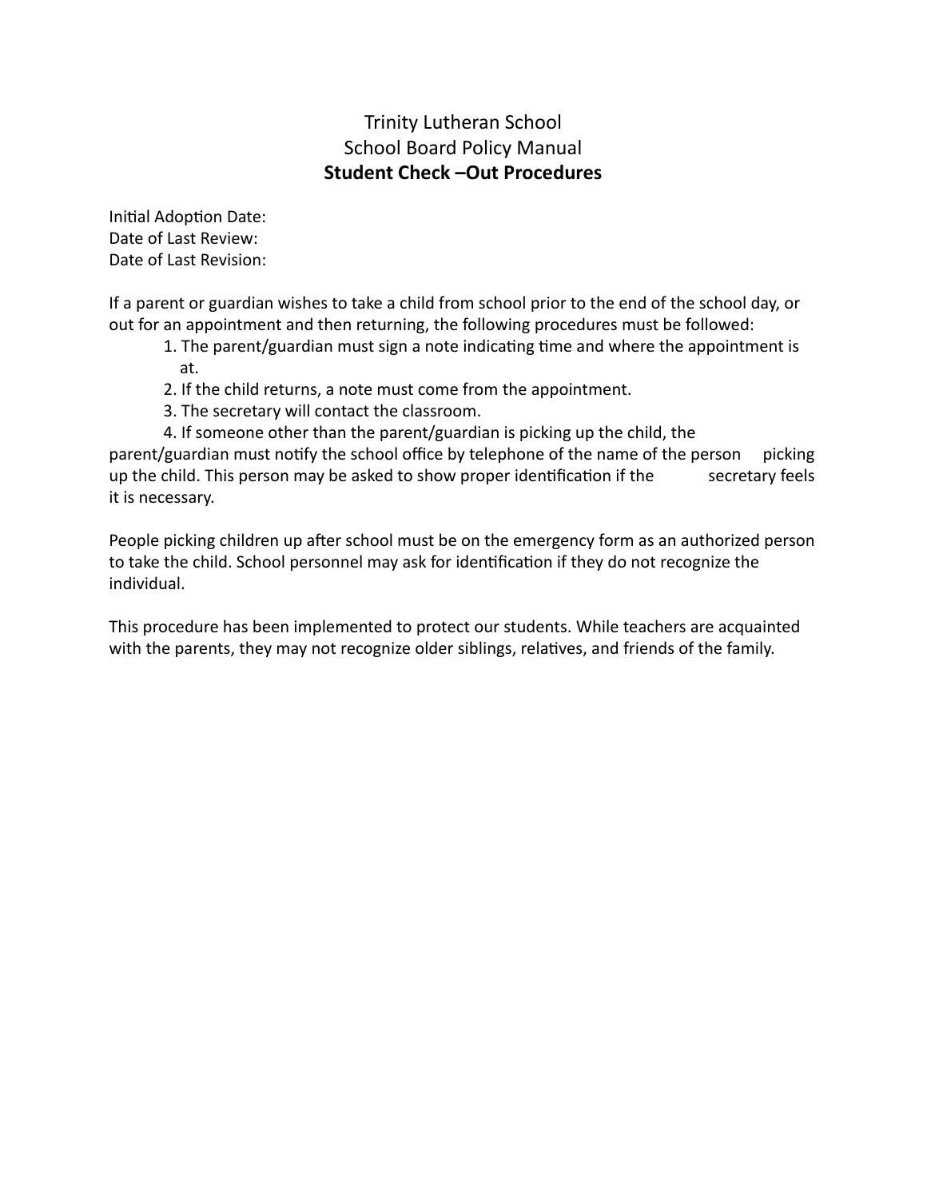# Trinity Lutheran School
## School Board Policy Manual
### **Student Check –Out Procedures**

Initial Adoption Date:
Date of Last Review:
Date of Last Revision:

If a parent or guardian wishes to take a child from school prior to the end of the school day, or out for an appointment and then returning, the following procedures must be followed:

1. The parent/guardian must sign a note indicating time and where the appointment is at.
2. If the child returns, a note must come from the appointment.
3. The secretary will contact the classroom.
4. If someone other than the parent/guardian is picking up the child, the parent/guardian must notify the school office by telephone of the name of the person picking up the child. This person may be asked to show proper identification if the secretary feels it is necessary.

People picking children up after school must be on the emergency form as an authorized person to take the child. School personnel may ask for identification if they do not recognize the individual.

This procedure has been implemented to protect our students. While teachers are acquainted with the parents, they may not recognize older siblings, relatives, and friends of the family.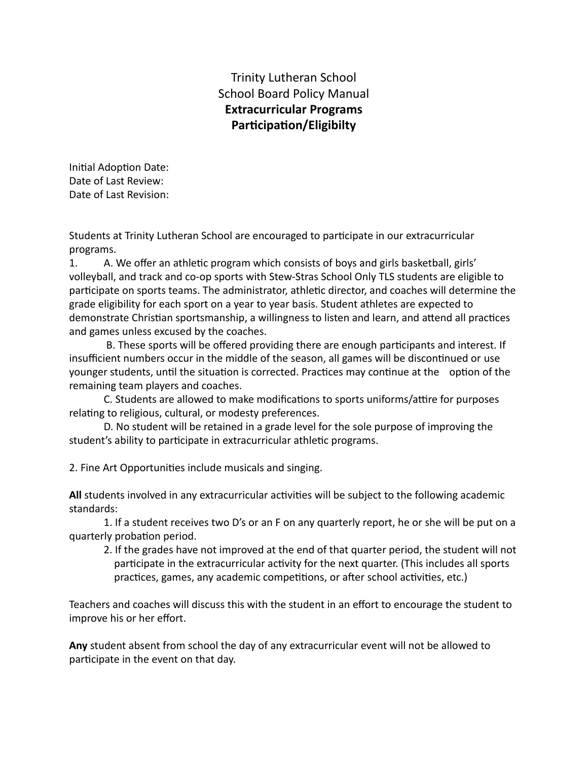# Trinity Lutheran School
# School Board Policy Manual
## Extracurricular Programs
## Participation/Eligibilty

Initial Adoption Date:
Date of Last Review:
Date of Last Revision:

Students at Trinity Lutheran School are encouraged to participate in our extracurricular programs.

1. A. We offer an athletic program which consists of boys and girls basketball, girls' volleyball, and track and co-op sports with Stew-Stras School Only TLS students are eligible to participate on sports teams. The administrator, athletic director, and coaches will determine the grade eligibility for each sport on a year to year basis. Student athletes are expected to demonstrate Christian sportsmanship, a willingness to listen and learn, and attend all practices and games unless excused by the coaches.

   B. These sports will be offered providing there are enough participants and interest. If insufficient numbers occur in the middle of the season, all games will be discontinued or use younger students, until the situation is corrected. Practices may continue at the option of the remaining team players and coaches.

   C. Students are allowed to make modifications to sports uniforms/attire for purposes relating to religious, cultural, or modesty preferences.

   D. No student will be retained in a grade level for the sole purpose of improving the student's ability to participate in extracurricular athletic programs.

2. Fine Art Opportunities include musicals and singing.

**All** students involved in any extracurricular activities will be subject to the following academic standards:

1. If a student receives two D's or an F on any quarterly report, he or she will be put on a quarterly probation period.
2. If the grades have not improved at the end of that quarter period, the student will not participate in the extracurricular activity for the next quarter. (This includes all sports practices, games, any academic competitions, or after school activities, etc.)

Teachers and coaches will discuss this with the student in an effort to encourage the student to improve his or her effort.

**Any** student absent from school the day of any extracurricular event will not be allowed to participate in the event on that day.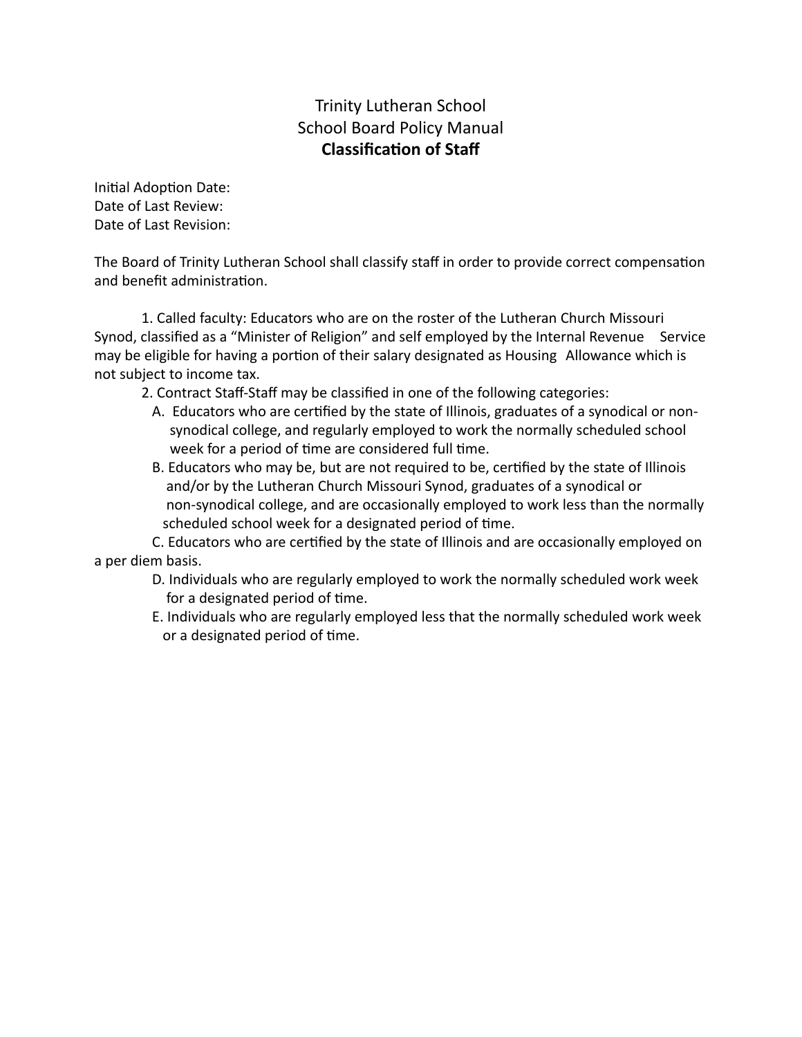# Trinity Lutheran School
## School Board Policy Manual
### **Classification of Staff**

Initial Adoption Date:
Date of Last Review:
Date of Last Revision:

The Board of Trinity Lutheran School shall classify staff in order to provide correct compensation and benefit administration.

1. Called faculty: Educators who are on the roster of the Lutheran Church Missouri Synod, classified as a "Minister of Religion" and self employed by the Internal Revenue Service may be eligible for having a portion of their salary designated as Housing Allowance which is not subject to income tax.
2. Contract Staff-Staff may be classified in one of the following categories:
   - A. Educators who are certified by the state of Illinois, graduates of a synodical or non-synodical college, and regularly employed to work the normally scheduled school week for a period of time are considered full time.
   - B. Educators who may be, but are not required to be, certified by the state of Illinois and/or by the Lutheran Church Missouri Synod, graduates of a synodical or non-synodical college, and are occasionally employed to work less than the normally scheduled school week for a designated period of time.
   - C. Educators who are certified by the state of Illinois and are occasionally employed on a per diem basis.
   - D. Individuals who are regularly employed to work the normally scheduled work week for a designated period of time.
   - E. Individuals who are regularly employed less that the normally scheduled work week or a designated period of time.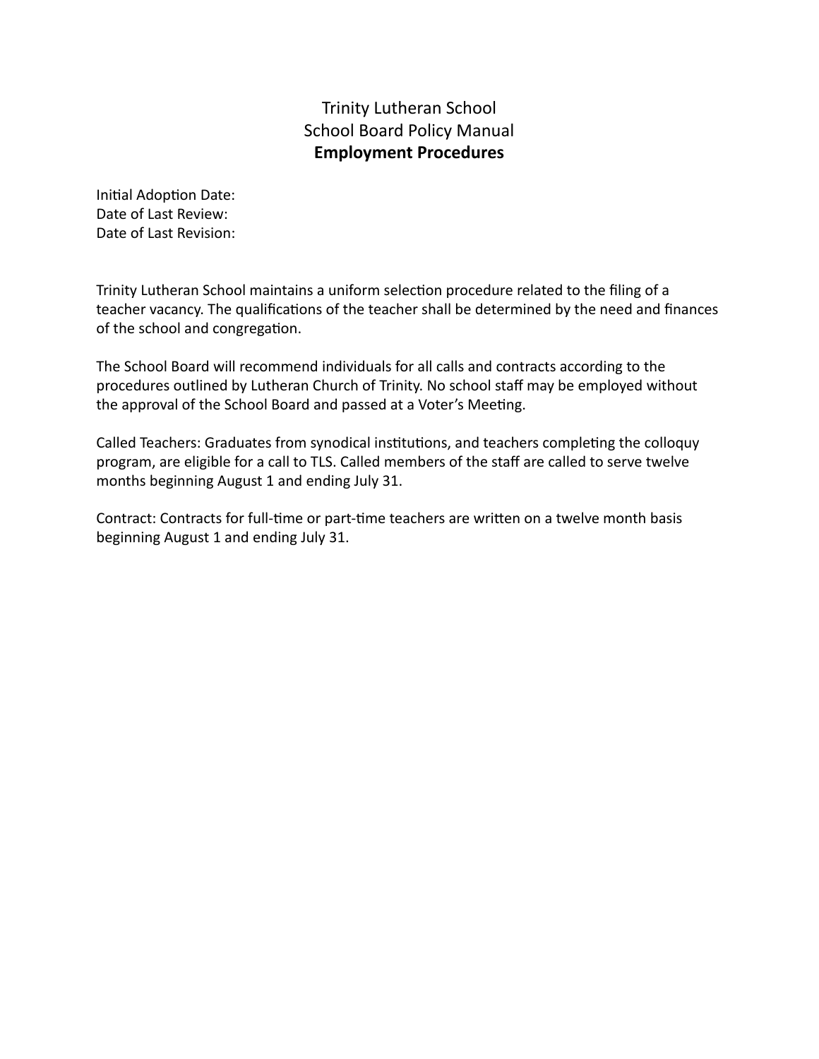# Trinity Lutheran School
## School Board Policy Manual
## **Employment Procedures**

Initial Adoption Date:
Date of Last Review:
Date of Last Revision:

Trinity Lutheran School maintains a uniform selection procedure related to the filing of a teacher vacancy. The qualifications of the teacher shall be determined by the need and finances of the school and congregation.

The School Board will recommend individuals for all calls and contracts according to the procedures outlined by Lutheran Church of Trinity. No school staff may be employed without the approval of the School Board and passed at a Voter's Meeting.

Called Teachers: Graduates from synodical institutions, and teachers completing the colloquy program, are eligible for a call to TLS. Called members of the staff are called to serve twelve months beginning August 1 and ending July 31.

Contract: Contracts for full-time or part-time teachers are written on a twelve month basis beginning August 1 and ending July 31.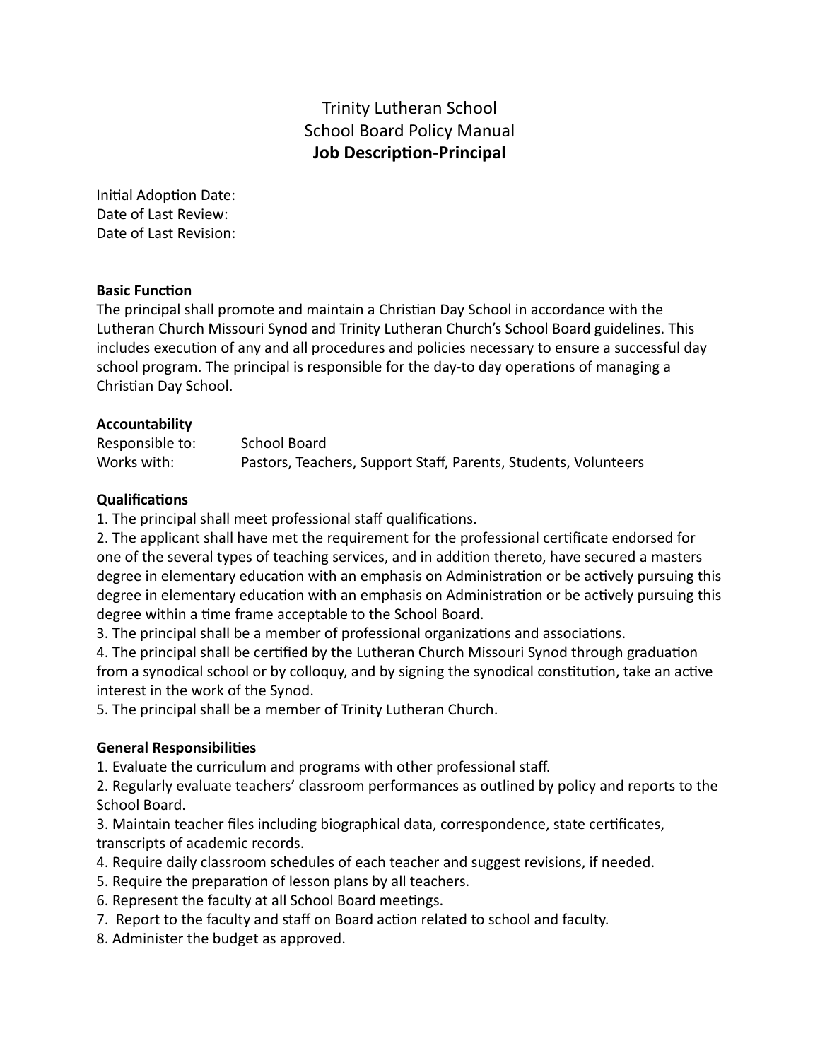# Trinity Lutheran School
## School Board Policy Manual
## **Job Description-Principal**

Initial Adoption Date:
Date of Last Review:
Date of Last Revision:

**Basic Function**

The principal shall promote and maintain a Christian Day School in accordance with the Lutheran Church Missouri Synod and Trinity Lutheran Church's School Board guidelines. This includes execution of any and all procedures and policies necessary to ensure a successful day school program. The principal is responsible for the day-to day operations of managing a Christian Day School.

**Accountability**

Responsible to: School Board
Works with: Pastors, Teachers, Support Staff, Parents, Students, Volunteers

**Qualifications**

1. The principal shall meet professional staff qualifications.
2. The applicant shall have met the requirement for the professional certificate endorsed for one of the several types of teaching services, and in addition thereto, have secured a masters degree in elementary education with an emphasis on Administration or be actively pursuing this degree in elementary education with an emphasis on Administration or be actively pursuing this degree within a time frame acceptable to the School Board.
3. The principal shall be a member of professional organizations and associations.
4. The principal shall be certified by the Lutheran Church Missouri Synod through graduation from a synodical school or by colloquy, and by signing the synodical constitution, take an active interest in the work of the Synod.
5. The principal shall be a member of Trinity Lutheran Church.

**General Responsibilities**

1. Evaluate the curriculum and programs with other professional staff.
2. Regularly evaluate teachers' classroom performances as outlined by policy and reports to the School Board.
3. Maintain teacher files including biographical data, correspondence, state certificates, transcripts of academic records.
4. Require daily classroom schedules of each teacher and suggest revisions, if needed.
5. Require the preparation of lesson plans by all teachers.
6. Represent the faculty at all School Board meetings.
7. Report to the faculty and staff on Board action related to school and faculty.
8. Administer the budget as approved.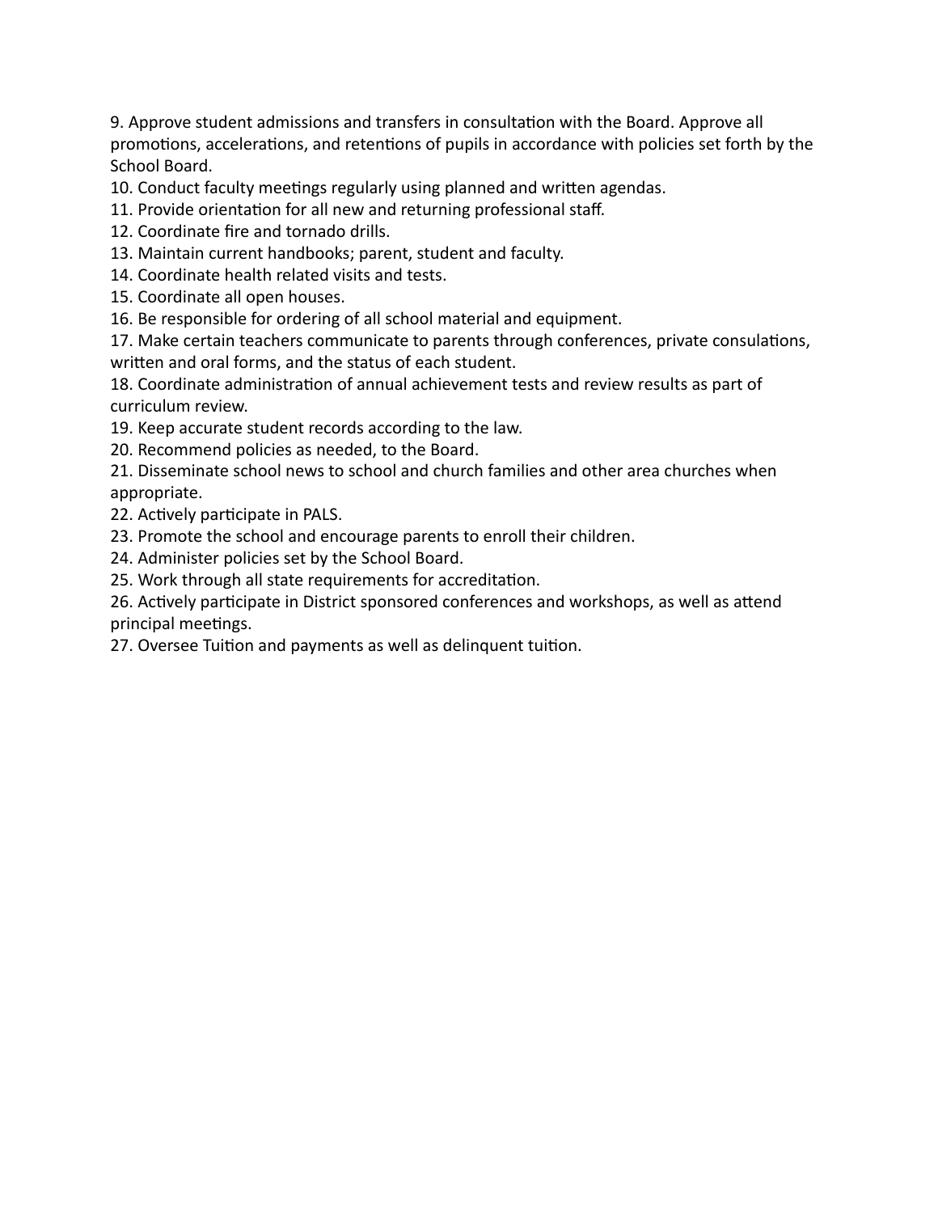9. Approve student admissions and transfers in consultation with the Board. Approve all promotions, accelerations, and retentions of pupils in accordance with policies set forth by the School Board.
10. Conduct faculty meetings regularly using planned and written agendas.
11. Provide orientation for all new and returning professional staff.
12. Coordinate fire and tornado drills.
13. Maintain current handbooks; parent, student and faculty.
14. Coordinate health related visits and tests.
15. Coordinate all open houses.
16. Be responsible for ordering of all school material and equipment.
17. Make certain teachers communicate to parents through conferences, private consulations, written and oral forms, and the status of each student.
18. Coordinate administration of annual achievement tests and review results as part of curriculum review.
19. Keep accurate student records according to the law.
20. Recommend policies as needed, to the Board.
21. Disseminate school news to school and church families and other area churches when appropriate.
22. Actively participate in PALS.
23. Promote the school and encourage parents to enroll their children.
24. Administer policies set by the School Board.
25. Work through all state requirements for accreditation.
26. Actively participate in District sponsored conferences and workshops, as well as attend principal meetings.
27. Oversee Tuition and payments as well as delinquent tuition.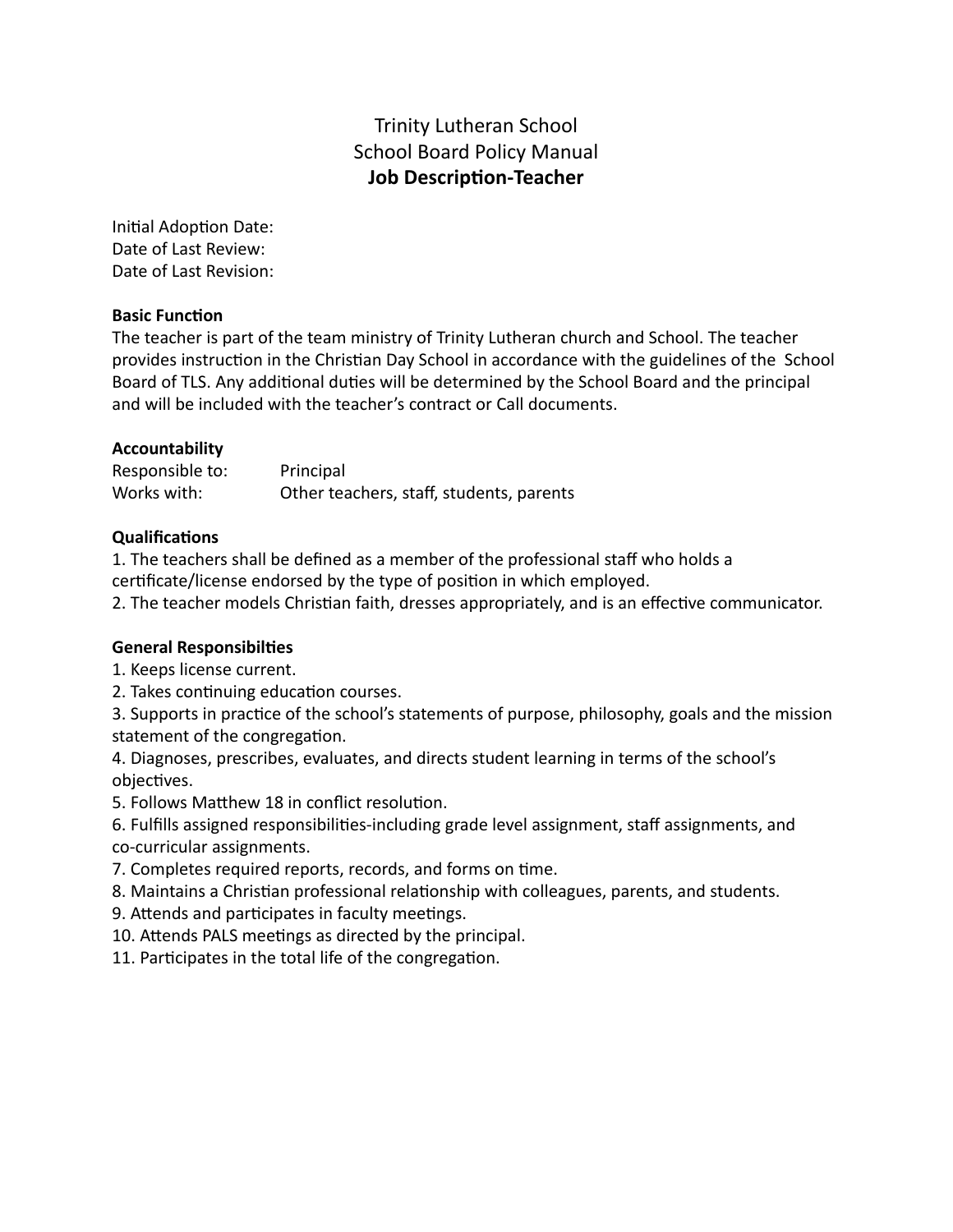# Trinity Lutheran School
## School Board Policy Manual
## **Job Description-Teacher**

Initial Adoption Date:
Date of Last Review:
Date of Last Revision:

**Basic Function**

The teacher is part of the team ministry of Trinity Lutheran church and School. The teacher provides instruction in the Christian Day School in accordance with the guidelines of the School Board of TLS. Any additional duties will be determined by the School Board and the principal and will be included with the teacher's contract or Call documents.

**Accountability**

| | |
|---|---|
| Responsible to: | Principal |
| Works with: | Other teachers, staff, students, parents |

**Qualifications**

1. The teachers shall be defined as a member of the professional staff who holds a certificate/license endorsed by the type of position in which employed.
2. The teacher models Christian faith, dresses appropriately, and is an effective communicator.

**General Responsibilties**

1. Keeps license current.
2. Takes continuing education courses.
3. Supports in practice of the school's statements of purpose, philosophy, goals and the mission statement of the congregation.
4. Diagnoses, prescribes, evaluates, and directs student learning in terms of the school's objectives.
5. Follows Matthew 18 in conflict resolution.
6. Fulfills assigned responsibilities-including grade level assignment, staff assignments, and co-curricular assignments.
7. Completes required reports, records, and forms on time.
8. Maintains a Christian professional relationship with colleagues, parents, and students.
9. Attends and participates in faculty meetings.
10. Attends PALS meetings as directed by the principal.
11. Participates in the total life of the congregation.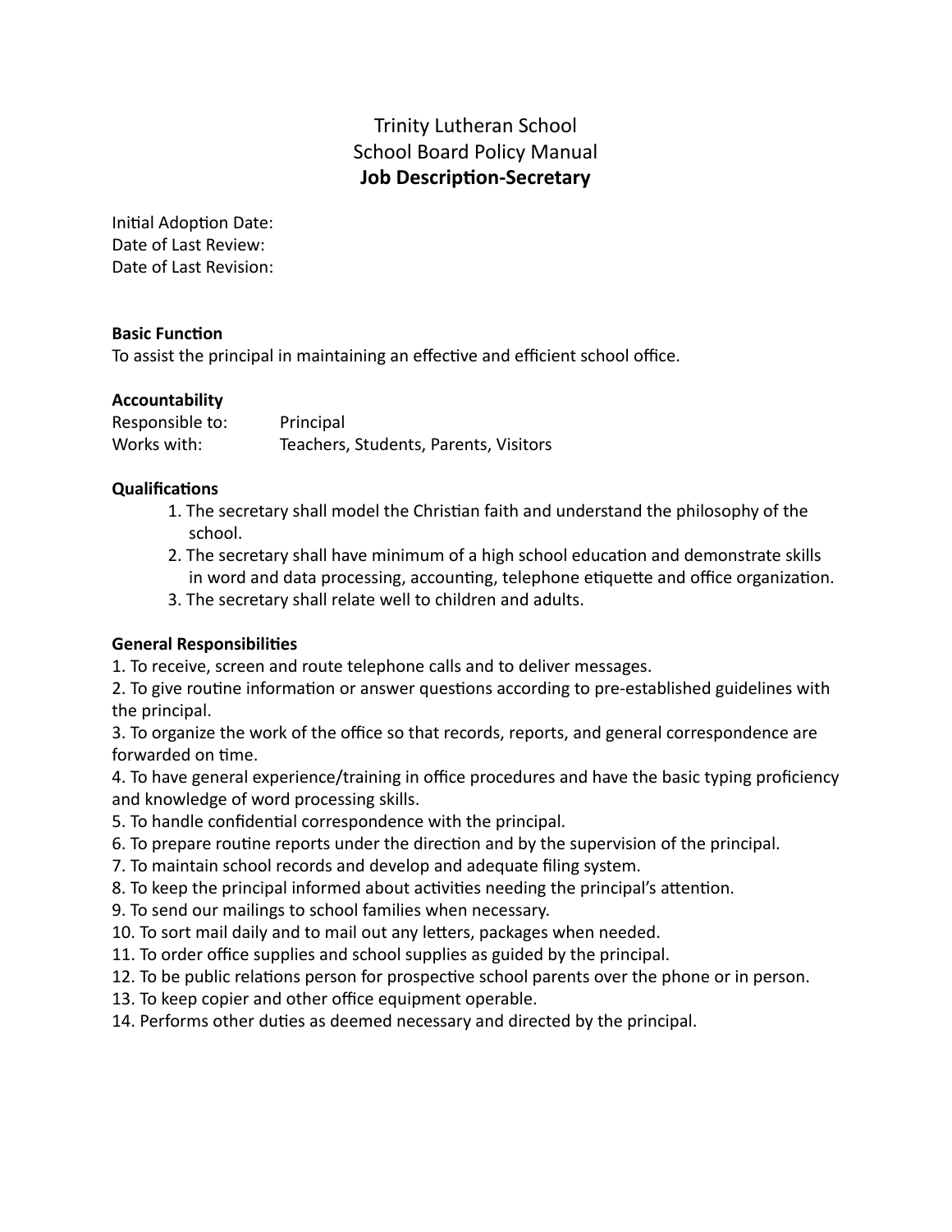# Trinity Lutheran School
## School Board Policy Manual
## **Job Description-Secretary**

Initial Adoption Date:
Date of Last Review:
Date of Last Revision:

**Basic Function**
To assist the principal in maintaining an effective and efficient school office.

**Accountability**

| | |
|---|---|
| Responsible to: | Principal |
| Works with: | Teachers, Students, Parents, Visitors |

**Qualifications**

1. The secretary shall model the Christian faith and understand the philosophy of the school.
2. The secretary shall have minimum of a high school education and demonstrate skills in word and data processing, accounting, telephone etiquette and office organization.
3. The secretary shall relate well to children and adults.

**General Responsibilities**

1. To receive, screen and route telephone calls and to deliver messages.
2. To give routine information or answer questions according to pre-established guidelines with the principal.
3. To organize the work of the office so that records, reports, and general correspondence are forwarded on time.
4. To have general experience/training in office procedures and have the basic typing proficiency and knowledge of word processing skills.
5. To handle confidential correspondence with the principal.
6. To prepare routine reports under the direction and by the supervision of the principal.
7. To maintain school records and develop and adequate filing system.
8. To keep the principal informed about activities needing the principal's attention.
9. To send our mailings to school families when necessary.
10. To sort mail daily and to mail out any letters, packages when needed.
11. To order office supplies and school supplies as guided by the principal.
12. To be public relations person for prospective school parents over the phone or in person.
13. To keep copier and other office equipment operable.
14. Performs other duties as deemed necessary and directed by the principal.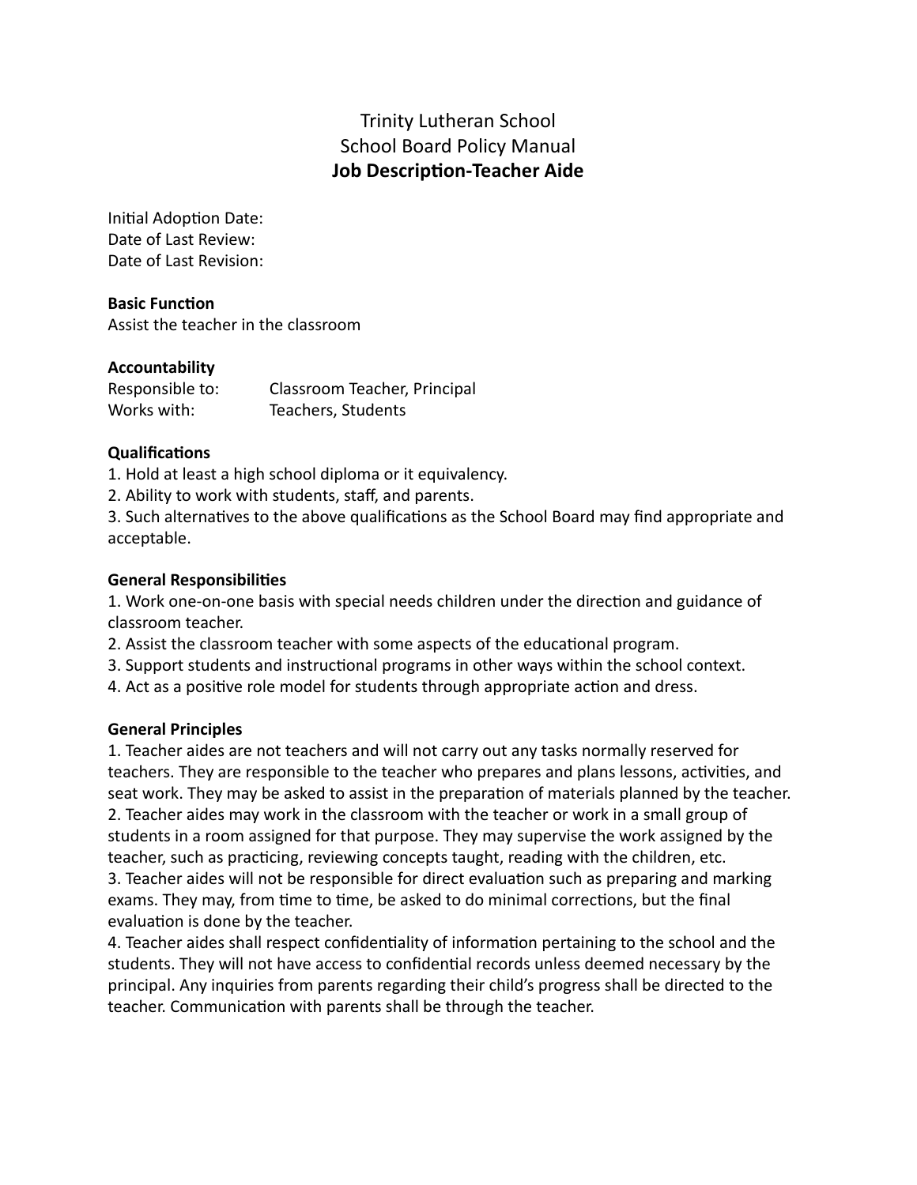# Trinity Lutheran School
# School Board Policy Manual
## Job Description-Teacher Aide

Initial Adoption Date:
Date of Last Review:
Date of Last Revision:

**Basic Function**
Assist the teacher in the classroom

**Accountability**

| Responsible to: | Classroom Teacher, Principal |
| --- | --- |
| Works with: | Teachers, Students |

**Qualifications**
1. Hold at least a high school diploma or it equivalency.
2. Ability to work with students, staff, and parents.
3. Such alternatives to the above qualifications as the School Board may find appropriate and acceptable.

**General Responsibilities**
1. Work one-on-one basis with special needs children under the direction and guidance of classroom teacher.
2. Assist the classroom teacher with some aspects of the educational program.
3. Support students and instructional programs in other ways within the school context.
4. Act as a positive role model for students through appropriate action and dress.

**General Principles**
1. Teacher aides are not teachers and will not carry out any tasks normally reserved for teachers. They are responsible to the teacher who prepares and plans lessons, activities, and seat work. They may be asked to assist in the preparation of materials planned by the teacher.
2. Teacher aides may work in the classroom with the teacher or work in a small group of students in a room assigned for that purpose. They may supervise the work assigned by the teacher, such as practicing, reviewing concepts taught, reading with the children, etc.
3. Teacher aides will not be responsible for direct evaluation such as preparing and marking exams. They may, from time to time, be asked to do minimal corrections, but the final evaluation is done by the teacher.
4. Teacher aides shall respect confidentiality of information pertaining to the school and the students. They will not have access to confidential records unless deemed necessary by the principal. Any inquiries from parents regarding their child's progress shall be directed to the teacher. Communication with parents shall be through the teacher.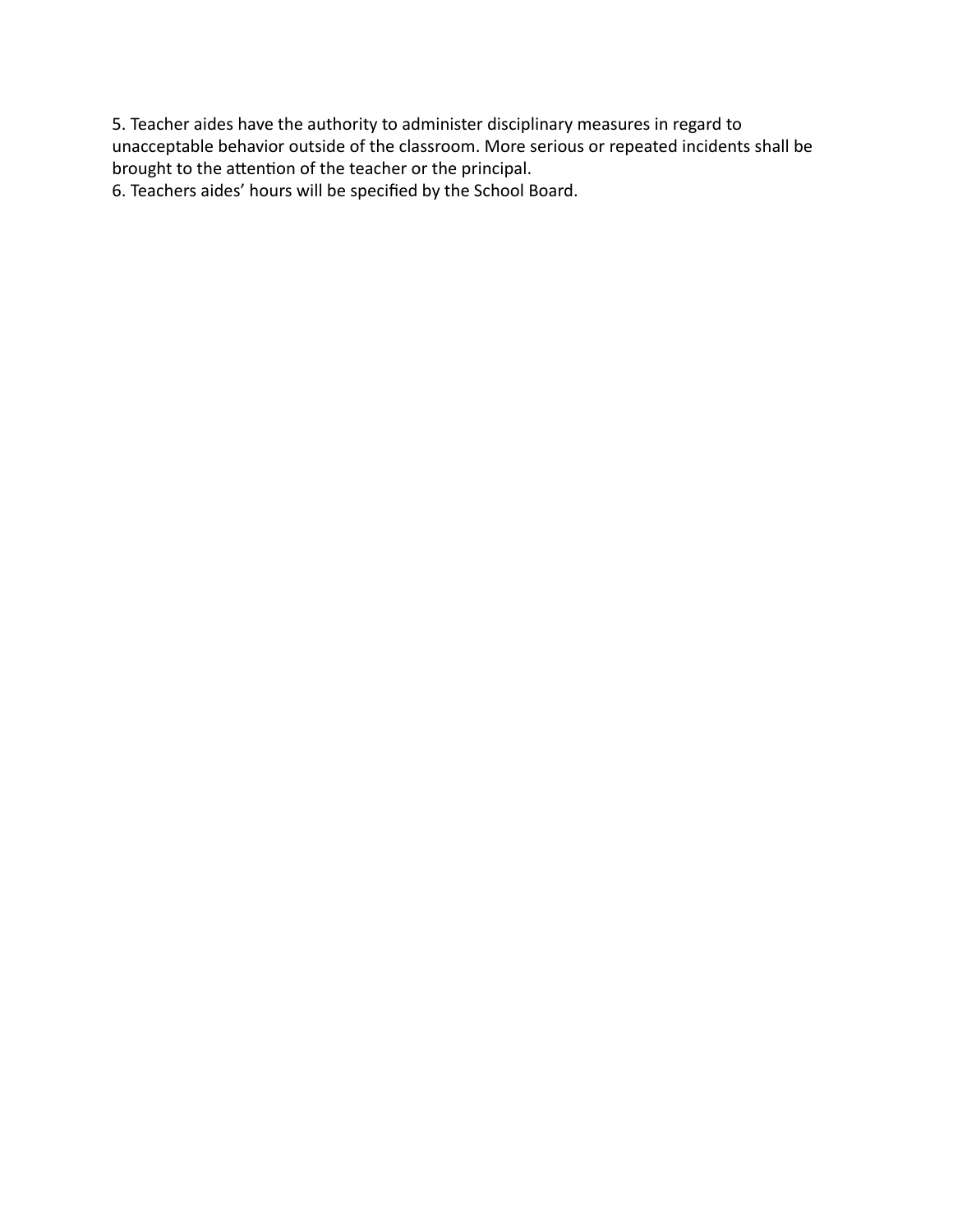5. Teacher aides have the authority to administer disciplinary measures in regard to unacceptable behavior outside of the classroom. More serious or repeated incidents shall be brought to the attention of the teacher or the principal.
6. Teachers aides' hours will be specified by the School Board.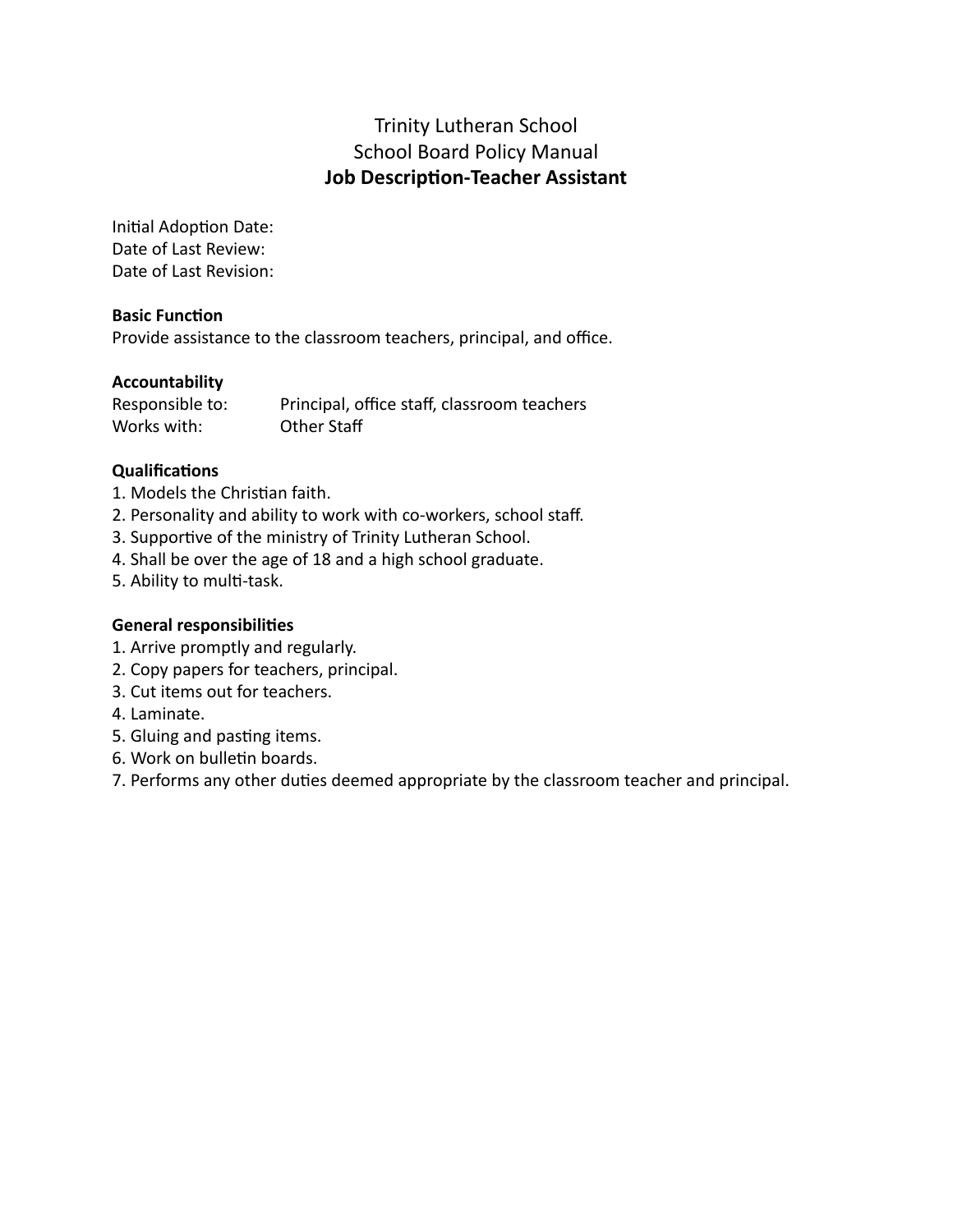# Trinity Lutheran School
## School Board Policy Manual
## **Job Description-Teacher Assistant**

Initial Adoption Date:
Date of Last Review:
Date of Last Revision:

**Basic Function**
Provide assistance to the classroom teachers, principal, and office.

**Accountability**

| | |
|---|---|
| Responsible to: | Principal, office staff, classroom teachers |
| Works with: | Other Staff |

**Qualifications**
1. Models the Christian faith.
2. Personality and ability to work with co-workers, school staff.
3. Supportive of the ministry of Trinity Lutheran School.
4. Shall be over the age of 18 and a high school graduate.
5. Ability to multi-task.

**General responsibilities**
1. Arrive promptly and regularly.
2. Copy papers for teachers, principal.
3. Cut items out for teachers.
4. Laminate.
5. Gluing and pasting items.
6. Work on bulletin boards.
7. Performs any other duties deemed appropriate by the classroom teacher and principal.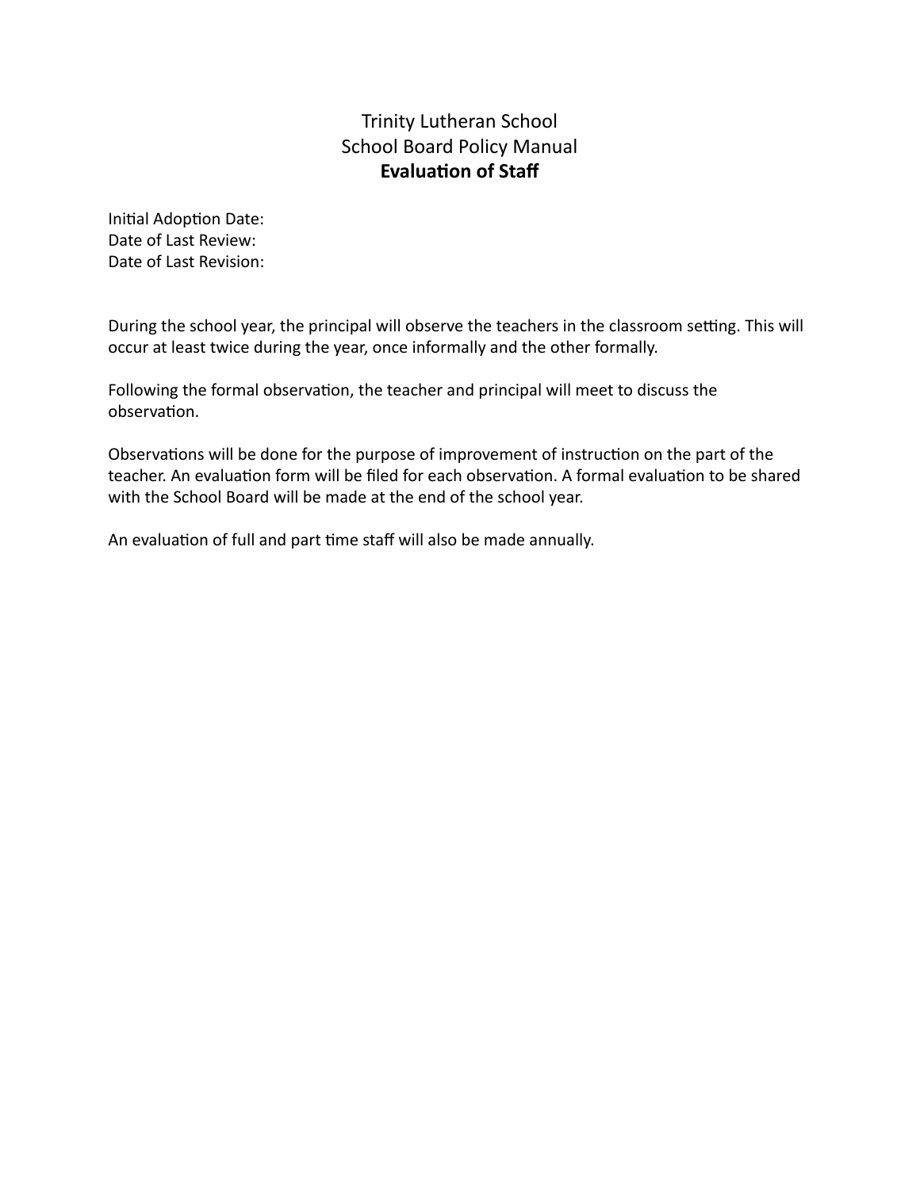Trinity Lutheran School
School Board Policy Manual

# Evaluation of Staff

Initial Adoption Date:
Date of Last Review:
Date of Last Revision:

During the school year, the principal will observe the teachers in the classroom setting. This will occur at least twice during the year, once informally and the other formally.

Following the formal observation, the teacher and principal will meet to discuss the observation.

Observations will be done for the purpose of improvement of instruction on the part of the teacher. An evaluation form will be filed for each observation. A formal evaluation to be shared with the School Board will be made at the end of the school year.

An evaluation of full and part time staff will also be made annually.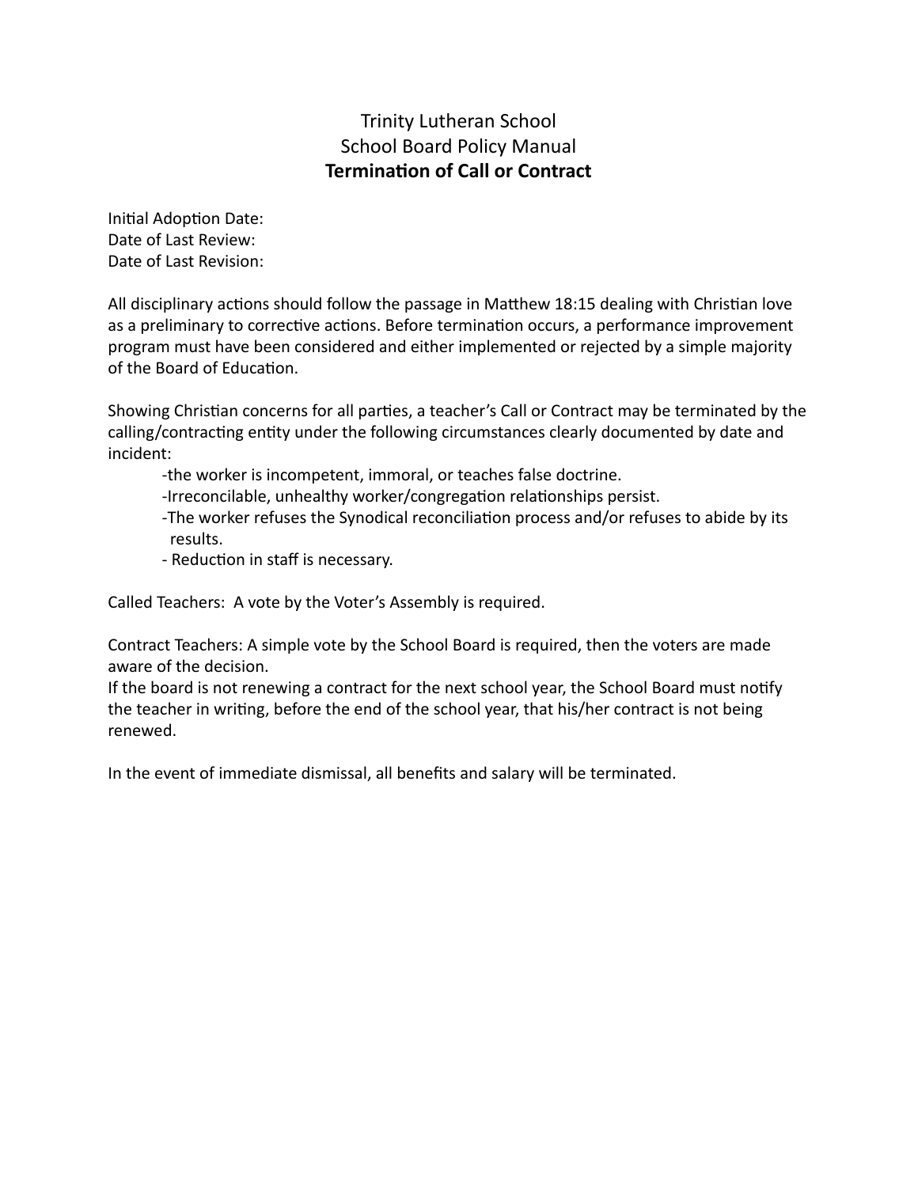# Trinity Lutheran School
## School Board Policy Manual
### **Termination of Call or Contract**

Initial Adoption Date:
Date of Last Review:
Date of Last Revision:

All disciplinary actions should follow the passage in Matthew 18:15 dealing with Christian love as a preliminary to corrective actions. Before termination occurs, a performance improvement program must have been considered and either implemented or rejected by a simple majority of the Board of Education.

Showing Christian concerns for all parties, a teacher's Call or Contract may be terminated by the calling/contracting entity under the following circumstances clearly documented by date and incident:

- the worker is incompetent, immoral, or teaches false doctrine.
- Irreconcilable, unhealthy worker/congregation relationships persist.
- The worker refuses the Synodical reconciliation process and/or refuses to abide by its results.
- Reduction in staff is necessary.

Called Teachers: A vote by the Voter's Assembly is required.

Contract Teachers: A simple vote by the School Board is required, then the voters are made aware of the decision.
If the board is not renewing a contract for the next school year, the School Board must notify the teacher in writing, before the end of the school year, that his/her contract is not being renewed.

In the event of immediate dismissal, all benefits and salary will be terminated.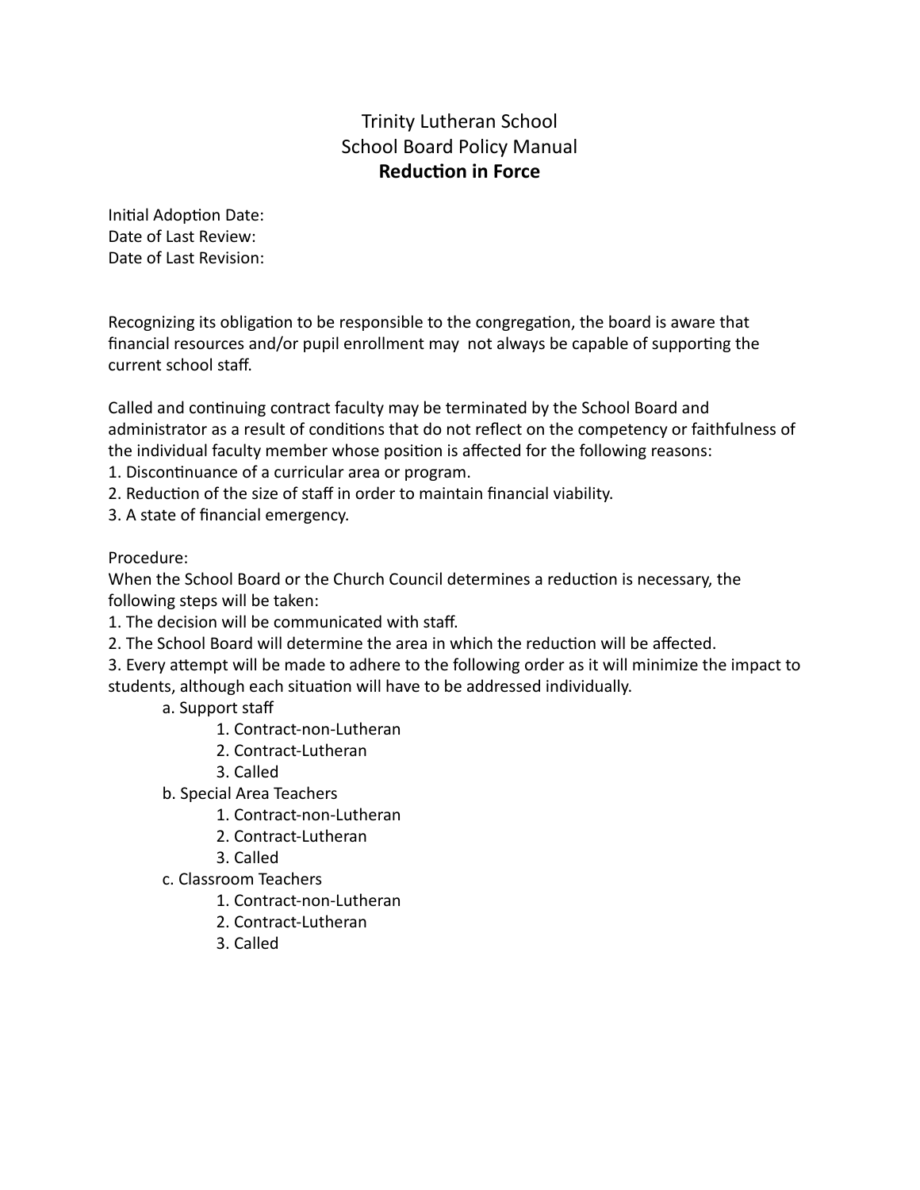# Trinity Lutheran School
## School Board Policy Manual
### **Reduction in Force**

Initial Adoption Date:
Date of Last Review:
Date of Last Revision:

Recognizing its obligation to be responsible to the congregation, the board is aware that financial resources and/or pupil enrollment may not always be capable of supporting the current school staff.

Called and continuing contract faculty may be terminated by the School Board and administrator as a result of conditions that do not reflect on the competency or faithfulness of the individual faculty member whose position is affected for the following reasons:
1. Discontinuance of a curricular area or program.
2. Reduction of the size of staff in order to maintain financial viability.
3. A state of financial emergency.

Procedure:
When the School Board or the Church Council determines a reduction is necessary, the following steps will be taken:
1. The decision will be communicated with staff.
2. The School Board will determine the area in which the reduction will be affected.
3. Every attempt will be made to adhere to the following order as it will minimize the impact to students, although each situation will have to be addressed individually.
    - a. Support staff
        1. Contract-non-Lutheran
        2. Contract-Lutheran
        3. Called
    - b. Special Area Teachers
        1. Contract-non-Lutheran
        2. Contract-Lutheran
        3. Called
    - c. Classroom Teachers
        1. Contract-non-Lutheran
        2. Contract-Lutheran
        3. Called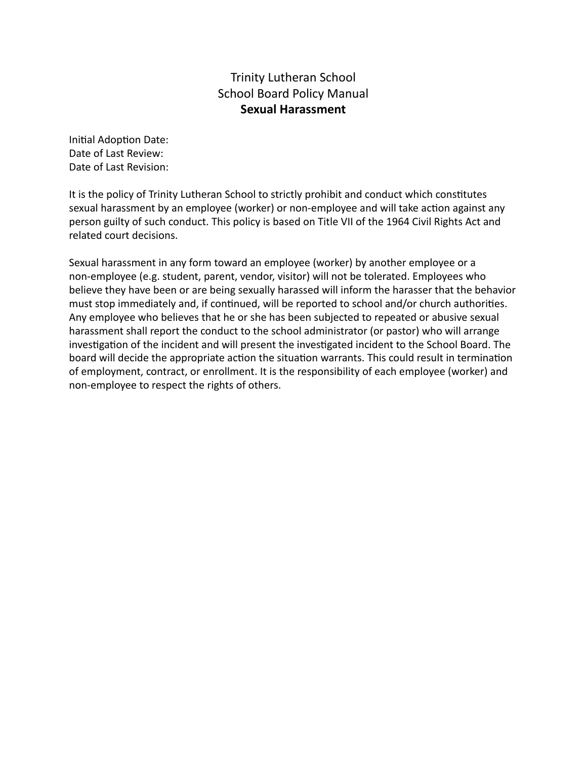Trinity Lutheran School
School Board Policy Manual

# Sexual Harassment

Initial Adoption Date:
Date of Last Review:
Date of Last Revision:

It is the policy of Trinity Lutheran School to strictly prohibit and conduct which constitutes sexual harassment by an employee (worker) or non-employee and will take action against any person guilty of such conduct. This policy is based on Title VII of the 1964 Civil Rights Act and related court decisions.

Sexual harassment in any form toward an employee (worker) by another employee or a non-employee (e.g. student, parent, vendor, visitor) will not be tolerated. Employees who believe they have been or are being sexually harassed will inform the harasser that the behavior must stop immediately and, if continued, will be reported to school and/or church authorities. Any employee who believes that he or she has been subjected to repeated or abusive sexual harassment shall report the conduct to the school administrator (or pastor) who will arrange investigation of the incident and will present the investigated incident to the School Board. The board will decide the appropriate action the situation warrants. This could result in termination of employment, contract, or enrollment. It is the responsibility of each employee (worker) and non-employee to respect the rights of others.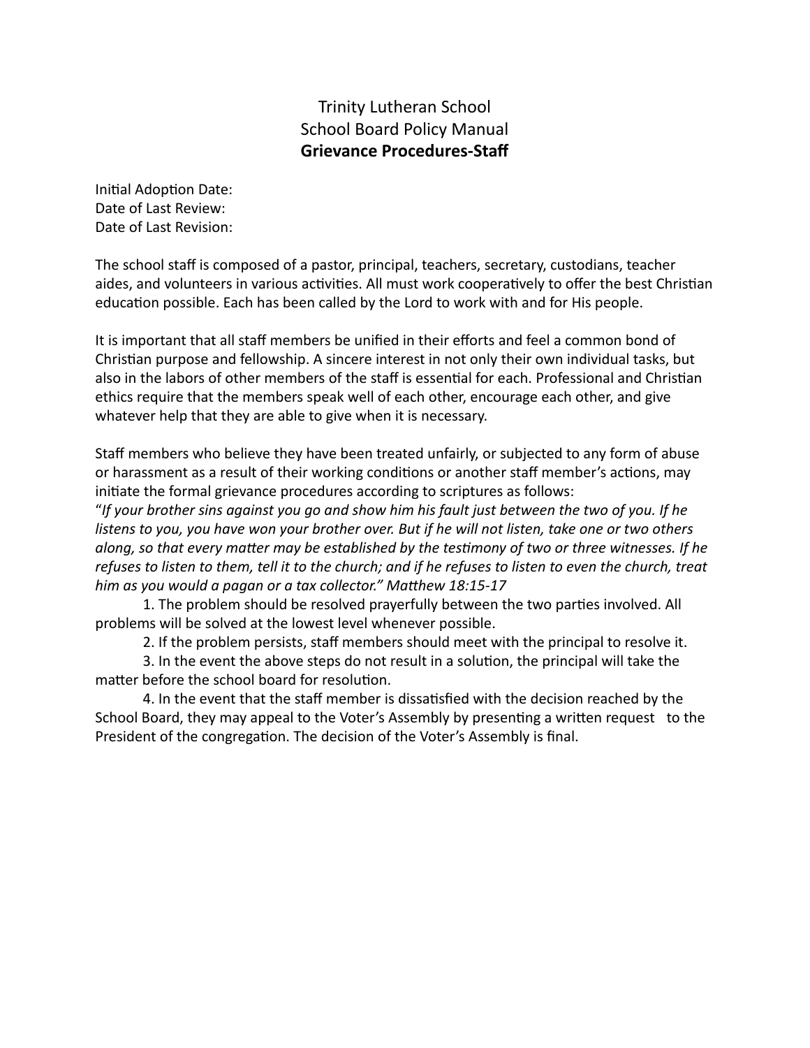# Trinity Lutheran School
## School Board Policy Manual
## **Grievance Procedures-Staff**

Initial Adoption Date:
Date of Last Review:
Date of Last Revision:

The school staff is composed of a pastor, principal, teachers, secretary, custodians, teacher aides, and volunteers in various activities. All must work cooperatively to offer the best Christian education possible. Each has been called by the Lord to work with and for His people.

It is important that all staff members be unified in their efforts and feel a common bond of Christian purpose and fellowship. A sincere interest in not only their own individual tasks, but also in the labors of other members of the staff is essential for each. Professional and Christian ethics require that the members speak well of each other, encourage each other, and give whatever help that they are able to give when it is necessary.

Staff members who believe they have been treated unfairly, or subjected to any form of abuse or harassment as a result of their working conditions or another staff member's actions, may initiate the formal grievance procedures according to scriptures as follows:
"*If your brother sins against you go and show him his fault just between the two of you. If he listens to you, you have won your brother over. But if he will not listen, take one or two others along, so that every matter may be established by the testimony of two or three witnesses. If he refuses to listen to them, tell it to the church; and if he refuses to listen to even the church, treat him as you would a pagan or a tax collector." Matthew 18:15-17*

1. The problem should be resolved prayerfully between the two parties involved. All problems will be solved at the lowest level whenever possible.
2. If the problem persists, staff members should meet with the principal to resolve it.
3. In the event the above steps do not result in a solution, the principal will take the matter before the school board for resolution.
4. In the event that the staff member is dissatisfied with the decision reached by the School Board, they may appeal to the Voter's Assembly by presenting a written request to the President of the congregation. The decision of the Voter's Assembly is final.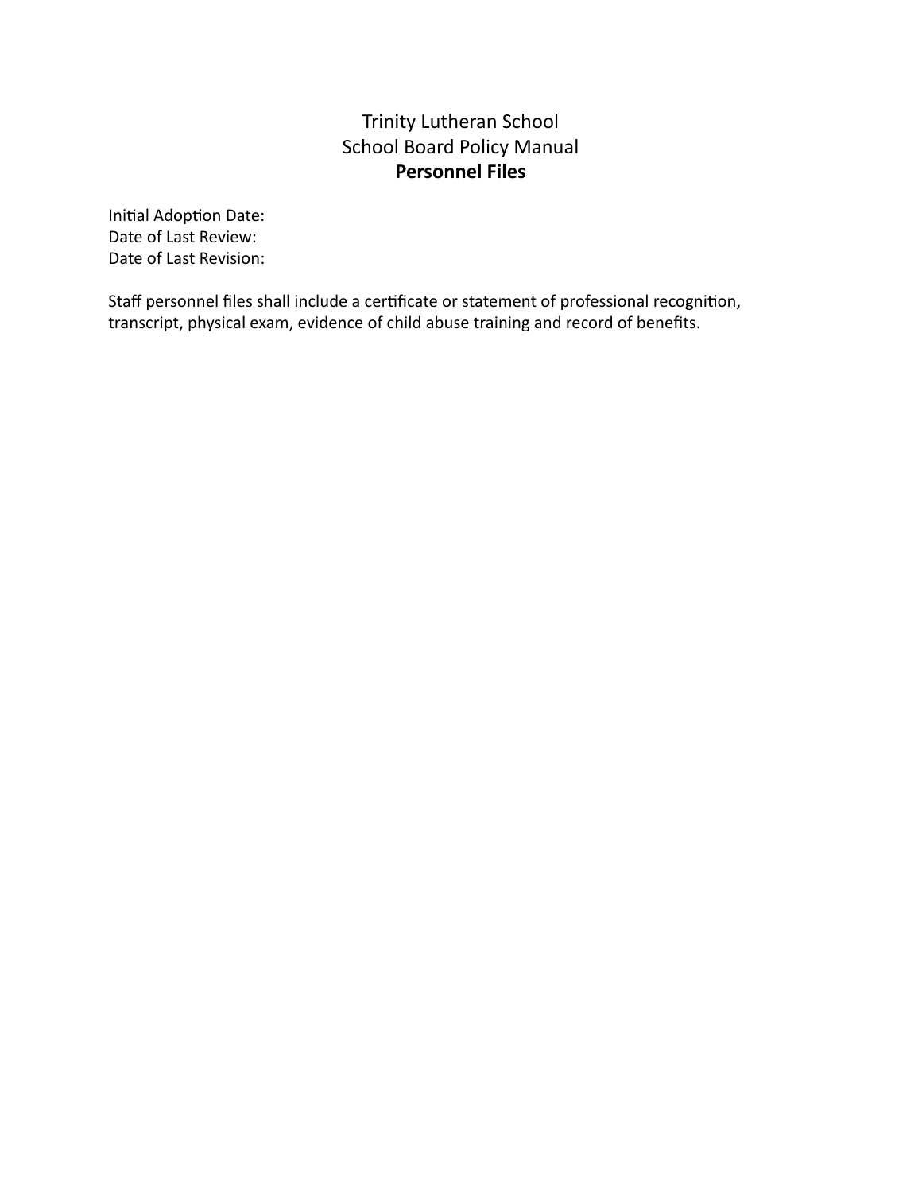Trinity Lutheran School

School Board Policy Manual

# Personnel Files

Initial Adoption Date:
Date of Last Review:
Date of Last Revision:

Staff personnel files shall include a certificate or statement of professional recognition, transcript, physical exam, evidence of child abuse training and record of benefits.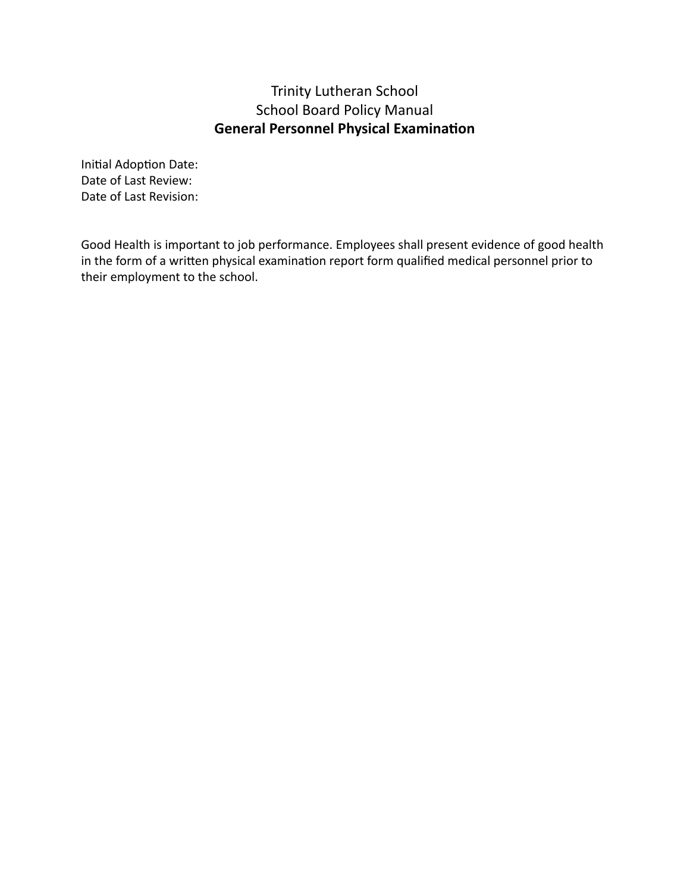Trinity Lutheran School
School Board Policy Manual

# General Personnel Physical Examination

Initial Adoption Date:
Date of Last Review:
Date of Last Revision:

Good Health is important to job performance. Employees shall present evidence of good health in the form of a written physical examination report form qualified medical personnel prior to their employment to the school.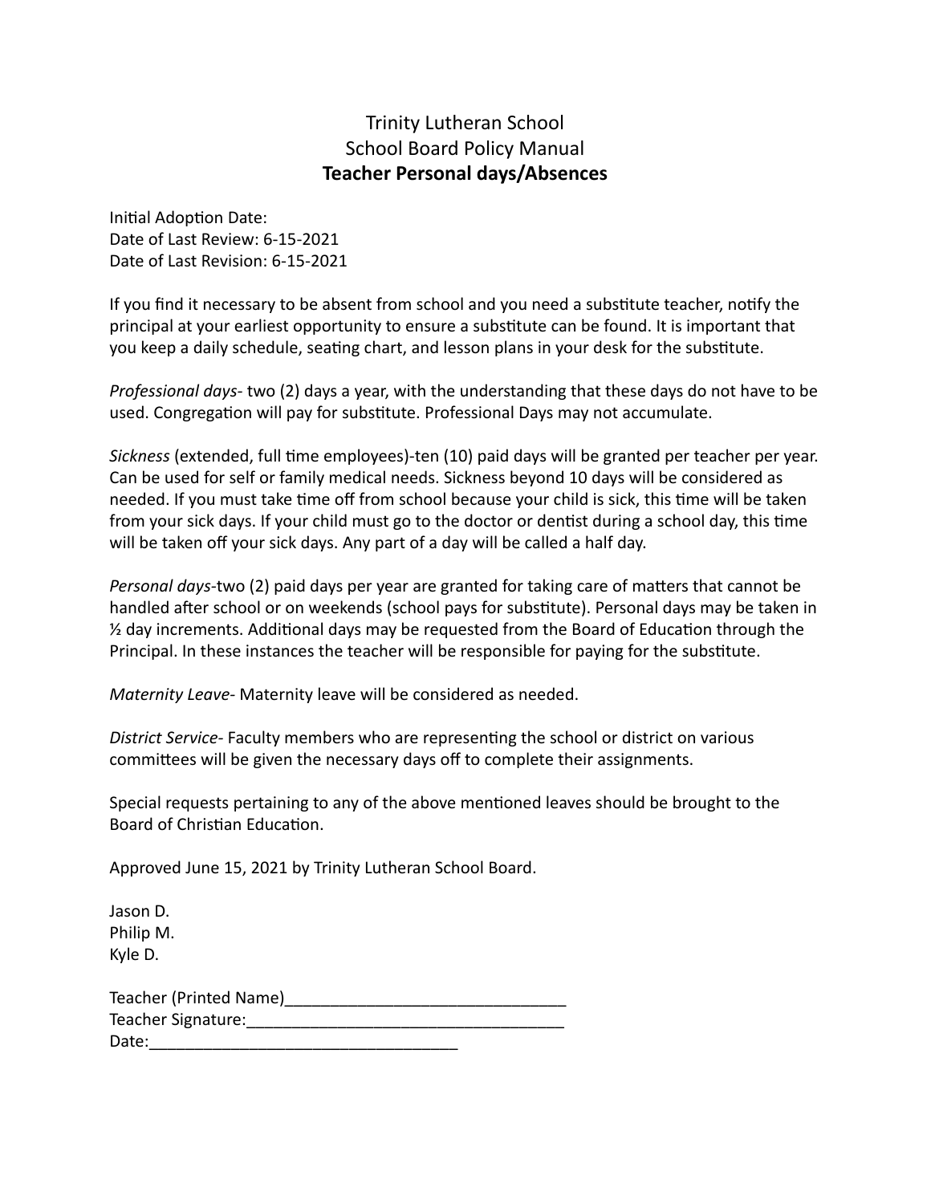Trinity Lutheran School
School Board Policy Manual

# Teacher Personal days/Absences

Initial Adoption Date:
Date of Last Review: 6-15-2021
Date of Last Revision: 6-15-2021

If you find it necessary to be absent from school and you need a substitute teacher, notify the principal at your earliest opportunity to ensure a substitute can be found. It is important that you keep a daily schedule, seating chart, and lesson plans in your desk for the substitute.

*Professional days*- two (2) days a year, with the understanding that these days do not have to be used. Congregation will pay for substitute. Professional Days may not accumulate.

*Sickness* (extended, full time employees)-ten (10) paid days will be granted per teacher per year. Can be used for self or family medical needs. Sickness beyond 10 days will be considered as needed. If you must take time off from school because your child is sick, this time will be taken from your sick days. If your child must go to the doctor or dentist during a school day, this time will be taken off your sick days. Any part of a day will be called a half day.

*Personal days*-two (2) paid days per year are granted for taking care of matters that cannot be handled after school or on weekends (school pays for substitute). Personal days may be taken in ½ day increments. Additional days may be requested from the Board of Education through the Principal. In these instances the teacher will be responsible for paying for the substitute.

*Maternity Leave*- Maternity leave will be considered as needed.

*District Service*- Faculty members who are representing the school or district on various committees will be given the necessary days off to complete their assignments.

Special requests pertaining to any of the above mentioned leaves should be brought to the Board of Christian Education.

Approved June 15, 2021 by Trinity Lutheran School Board.

Jason D.
Philip M.
Kyle D.

Teacher (Printed Name)________________________________
Teacher Signature:____________________________________
Date:___________________________________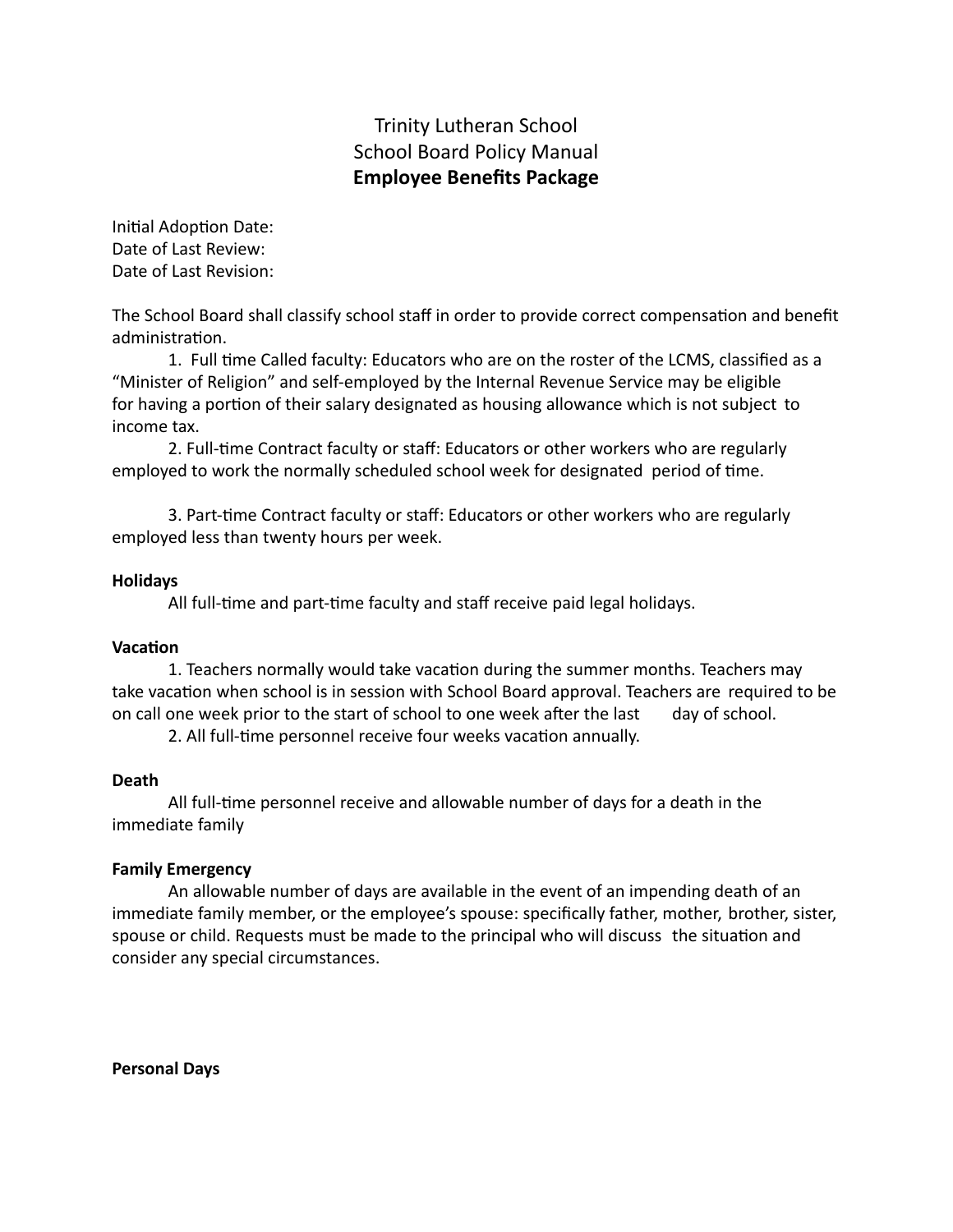Trinity Lutheran School
School Board Policy Manual
**Employee Benefits Package**

Initial Adoption Date:
Date of Last Review:
Date of Last Revision:

The School Board shall classify school staff in order to provide correct compensation and benefit administration.

1. Full time Called faculty: Educators who are on the roster of the LCMS, classified as a "Minister of Religion" and self-employed by the Internal Revenue Service may be eligible for having a portion of their salary designated as housing allowance which is not subject to income tax.

2. Full-time Contract faculty or staff: Educators or other workers who are regularly employed to work the normally scheduled school week for designated period of time.

3. Part-time Contract faculty or staff: Educators or other workers who are regularly employed less than twenty hours per week.

**Holidays**

All full-time and part-time faculty and staff receive paid legal holidays.

**Vacation**

1. Teachers normally would take vacation during the summer months. Teachers may take vacation when school is in session with School Board approval. Teachers are required to be on call one week prior to the start of school to one week after the last day of school.

2. All full-time personnel receive four weeks vacation annually.

**Death**

All full-time personnel receive and allowable number of days for a death in the immediate family

**Family Emergency**

An allowable number of days are available in the event of an impending death of an immediate family member, or the employee's spouse: specifically father, mother, brother, sister, spouse or child. Requests must be made to the principal who will discuss the situation and consider any special circumstances.

**Personal Days**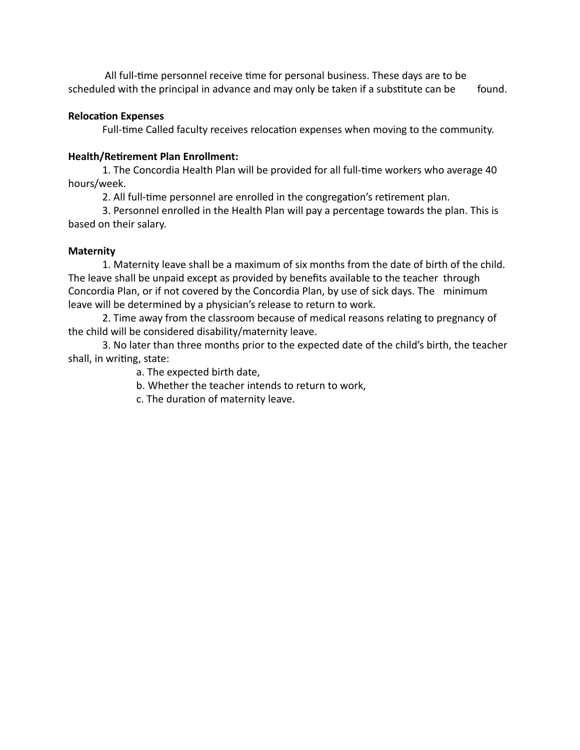All full-time personnel receive time for personal business. These days are to be scheduled with the principal in advance and may only be taken if a substitute can be found.

**Relocation Expenses**

Full-time Called faculty receives relocation expenses when moving to the community.

**Health/Retirement Plan Enrollment:**

1. The Concordia Health Plan will be provided for all full-time workers who average 40 hours/week.
2. All full-time personnel are enrolled in the congregation's retirement plan.
3. Personnel enrolled in the Health Plan will pay a percentage towards the plan. This is based on their salary.

**Maternity**

1. Maternity leave shall be a maximum of six months from the date of birth of the child. The leave shall be unpaid except as provided by benefits available to the teacher through Concordia Plan, or if not covered by the Concordia Plan, by use of sick days. The minimum leave will be determined by a physician's release to return to work.
2. Time away from the classroom because of medical reasons relating to pregnancy of the child will be considered disability/maternity leave.
3. No later than three months prior to the expected date of the child's birth, the teacher shall, in writing, state:
    a. The expected birth date,
    b. Whether the teacher intends to return to work,
    c. The duration of maternity leave.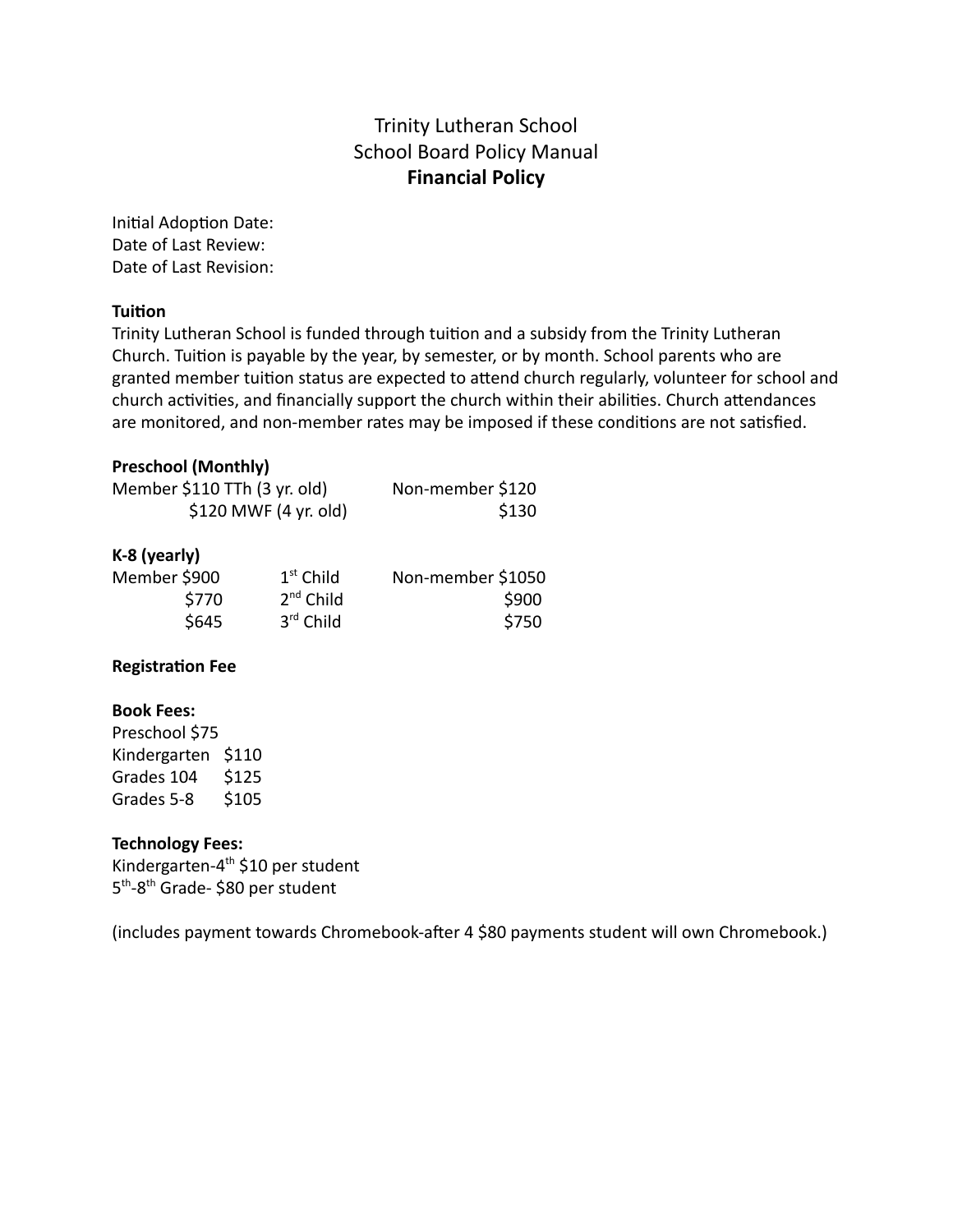# Trinity Lutheran School
## School Board Policy Manual
### **Financial Policy**

Initial Adoption Date:
Date of Last Review:
Date of Last Revision:

**Tuition**

Trinity Lutheran School is funded through tuition and a subsidy from the Trinity Lutheran Church. Tuition is payable by the year, by semester, or by month. School parents who are granted member tuition status are expected to attend church regularly, volunteer for school and church activities, and financially support the church within their abilities. Church attendances are monitored, and non-member rates may be imposed if these conditions are not satisfied.

**Preschool (Monthly)**

| | |
|---|---|
| Member $110 TTh (3 yr. old) | Non-member $120 |
| $120 MWF (4 yr. old) | $130 |

**K-8 (yearly)**

| | | |
|---|---|---|
| Member $900 | 1st Child | Non-member $1050 |
| $770 | 2nd Child | $900 |
| $645 | 3rd Child | $750 |

**Registration Fee**

**Book Fees:**

Preschool $75
Kindergarten $110
Grades 104 $125
Grades 5-8 $105

**Technology Fees:**

Kindergarten-4th $10 per student
5th-8th Grade- $80 per student

(includes payment towards Chromebook-after 4 $80 payments student will own Chromebook.)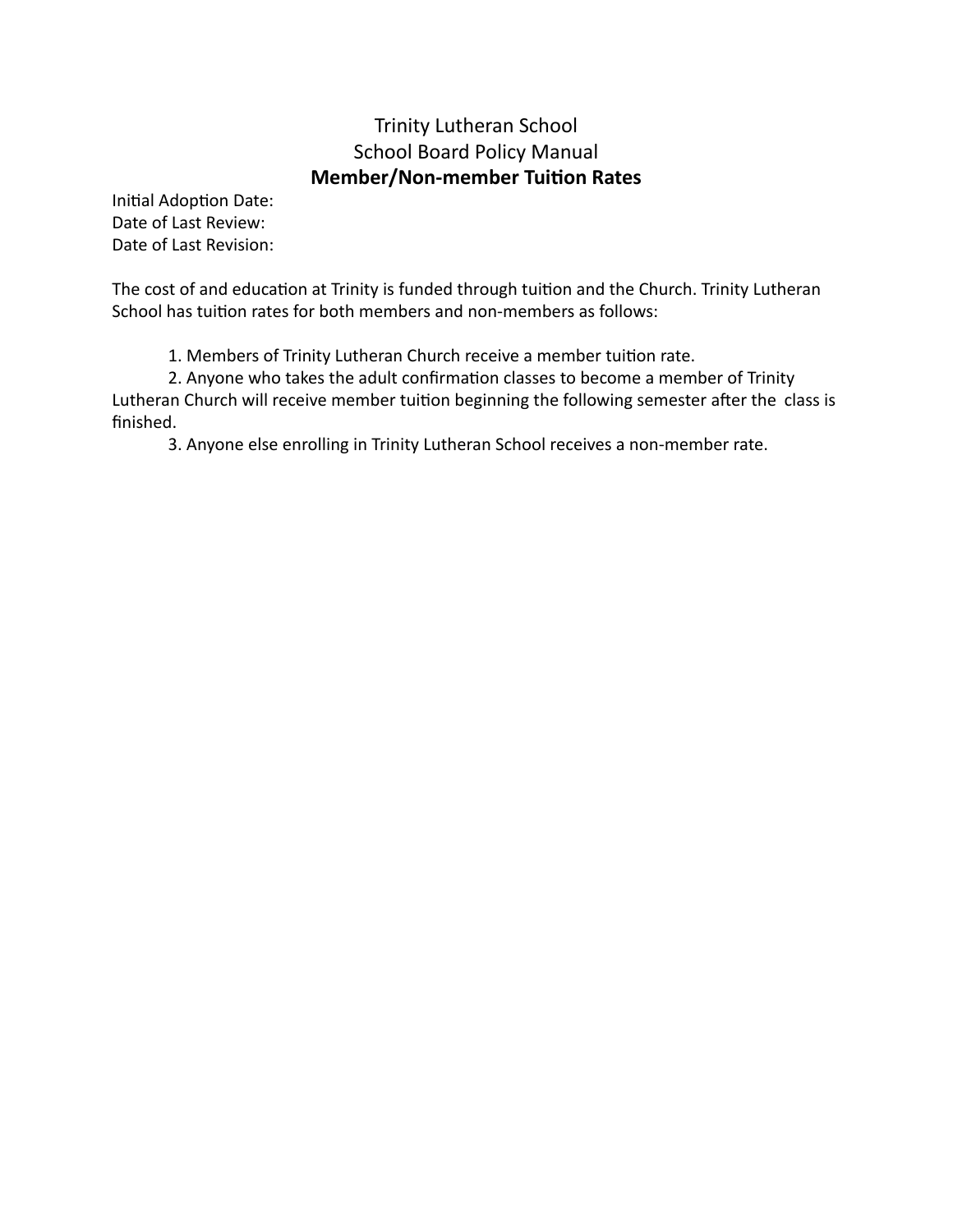Trinity Lutheran School

School Board Policy Manual

**Member/Non-member Tuition Rates**

Initial Adoption Date:
Date of Last Review:
Date of Last Revision:

The cost of and education at Trinity is funded through tuition and the Church. Trinity Lutheran School has tuition rates for both members and non-members as follows:

1. Members of Trinity Lutheran Church receive a member tuition rate.
2. Anyone who takes the adult confirmation classes to become a member of Trinity Lutheran Church will receive member tuition beginning the following semester after the class is finished.
3. Anyone else enrolling in Trinity Lutheran School receives a non-member rate.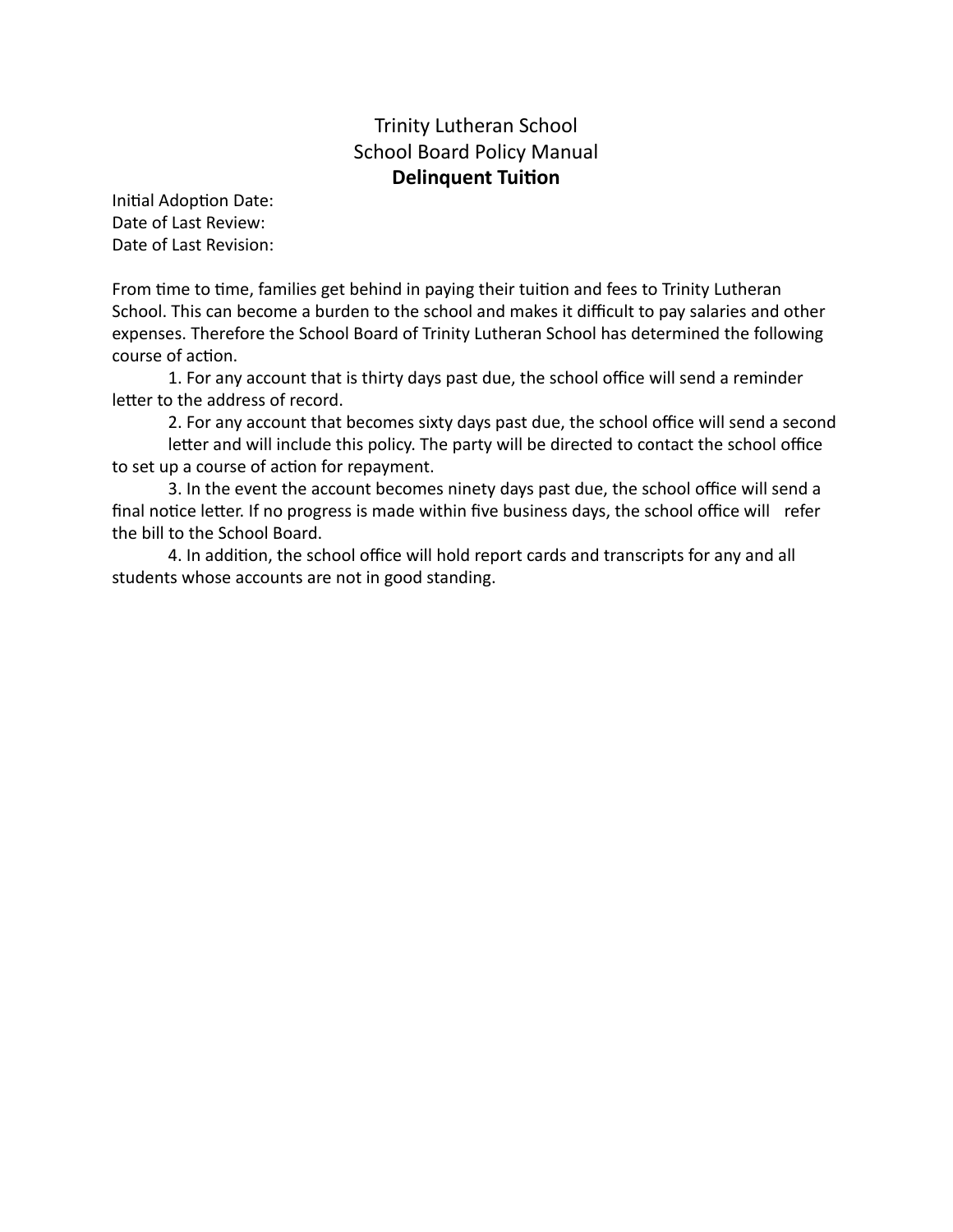Trinity Lutheran School
School Board Policy Manual
**Delinquent Tuition**

Initial Adoption Date:
Date of Last Review:
Date of Last Revision:

From time to time, families get behind in paying their tuition and fees to Trinity Lutheran School. This can become a burden to the school and makes it difficult to pay salaries and other expenses. Therefore the School Board of Trinity Lutheran School has determined the following course of action.

1. For any account that is thirty days past due, the school office will send a reminder letter to the address of record.
2. For any account that becomes sixty days past due, the school office will send a second letter and will include this policy. The party will be directed to contact the school office to set up a course of action for repayment.
3. In the event the account becomes ninety days past due, the school office will send a final notice letter. If no progress is made within five business days, the school office will refer the bill to the School Board.
4. In addition, the school office will hold report cards and transcripts for any and all students whose accounts are not in good standing.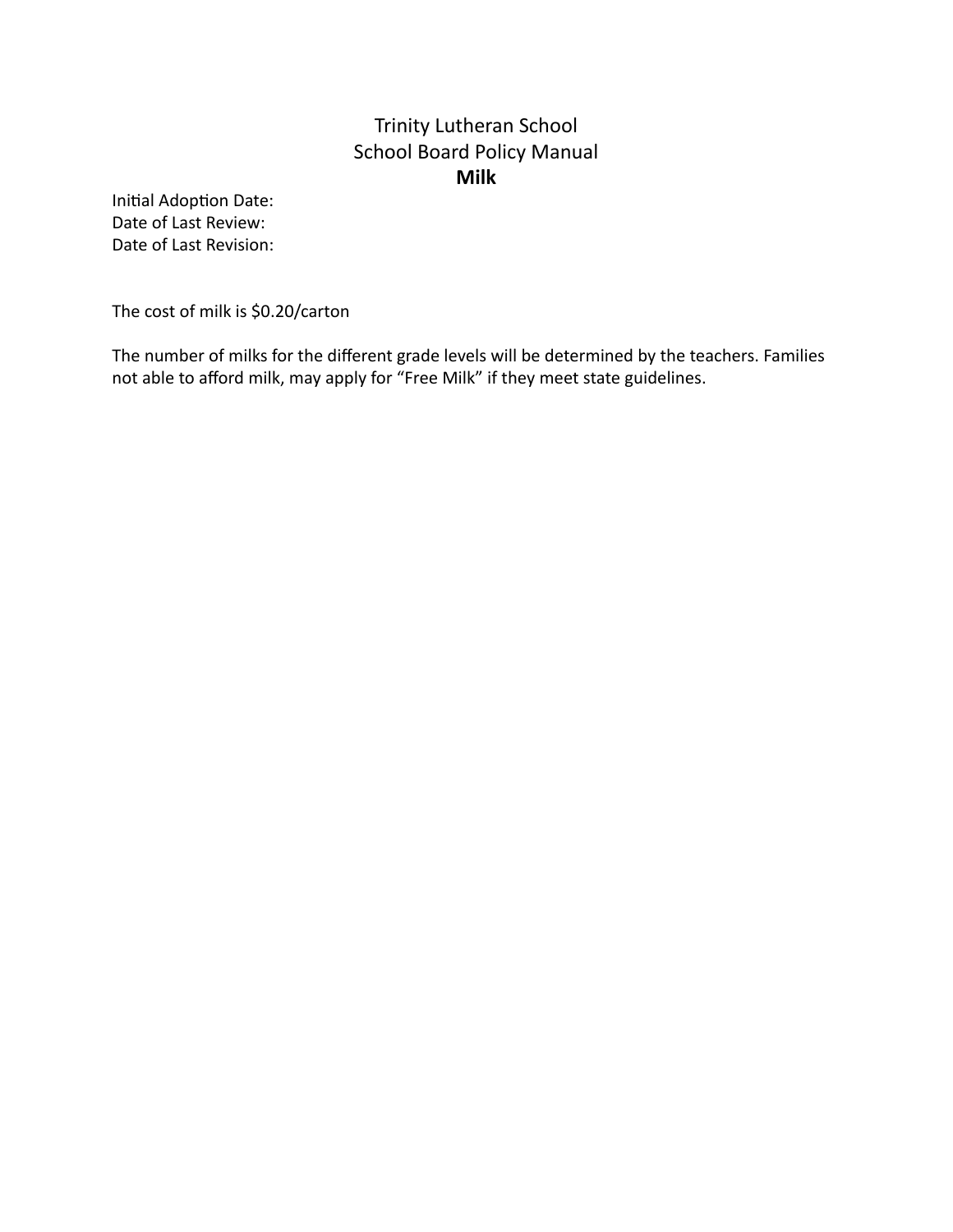# Trinity Lutheran School
## School Board Policy Manual
### **Milk**

Initial Adoption Date:
Date of Last Review:
Date of Last Revision:

The cost of milk is $0.20/carton

The number of milks for the different grade levels will be determined by the teachers. Families not able to afford milk, may apply for "Free Milk" if they meet state guidelines.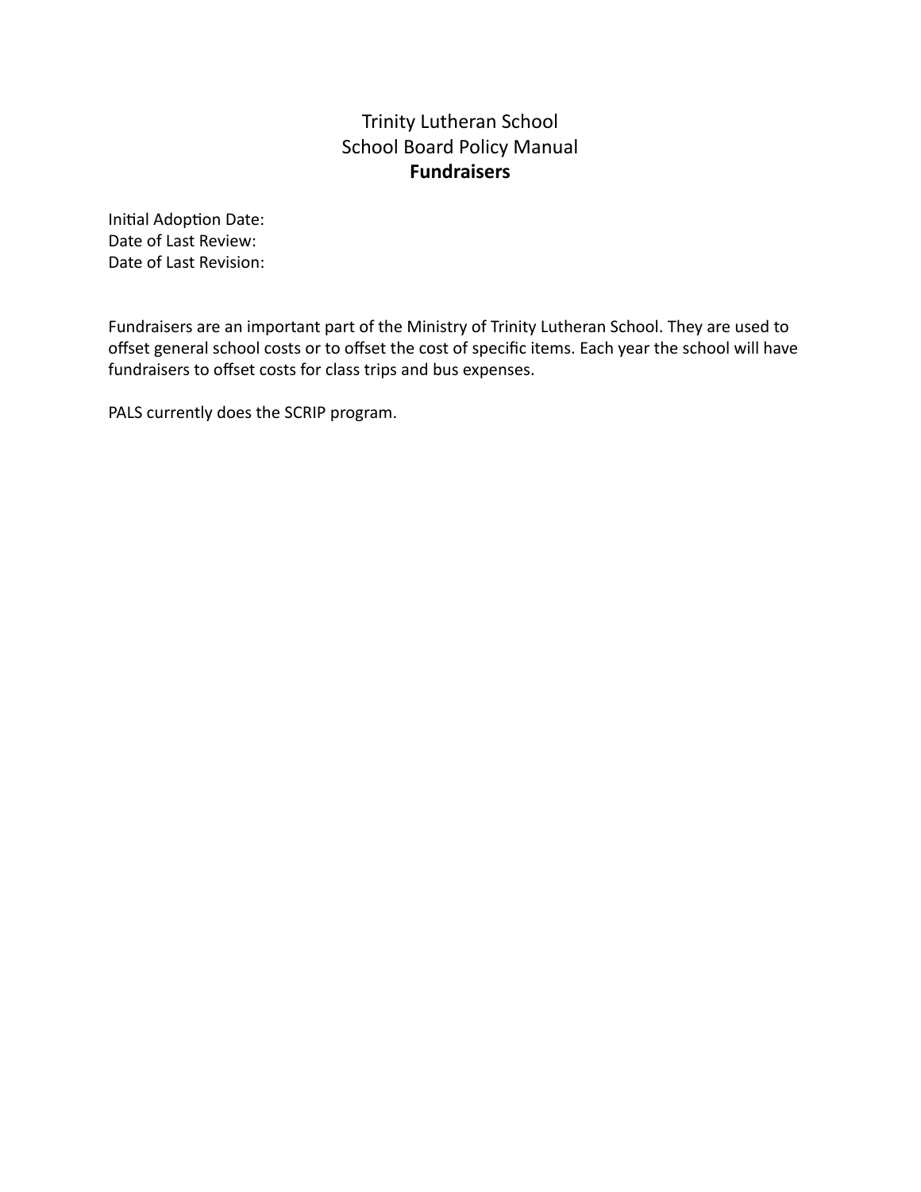# Trinity Lutheran School
## School Board Policy Manual
### **Fundraisers**

Initial Adoption Date:
Date of Last Review:
Date of Last Revision:

Fundraisers are an important part of the Ministry of Trinity Lutheran School. They are used to offset general school costs or to offset the cost of specific items. Each year the school will have fundraisers to offset costs for class trips and bus expenses.

PALS currently does the SCRIP program.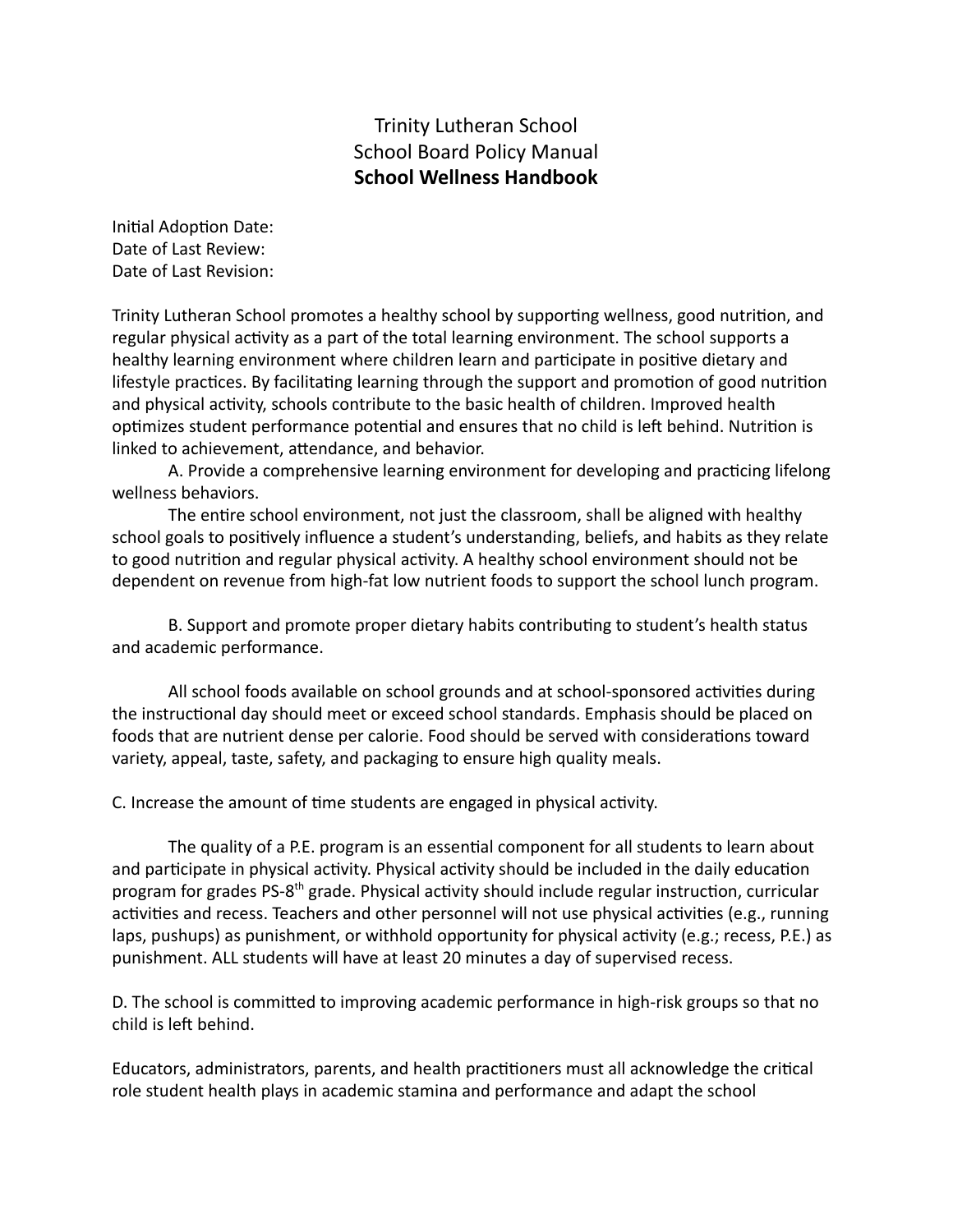# Trinity Lutheran School
## School Board Policy Manual
## **School Wellness Handbook**

Initial Adoption Date:
Date of Last Review:
Date of Last Revision:

Trinity Lutheran School promotes a healthy school by supporting wellness, good nutrition, and regular physical activity as a part of the total learning environment. The school supports a healthy learning environment where children learn and participate in positive dietary and lifestyle practices. By facilitating learning through the support and promotion of good nutrition and physical activity, schools contribute to the basic health of children. Improved health optimizes student performance potential and ensures that no child is left behind. Nutrition is linked to achievement, attendance, and behavior.

A. Provide a comprehensive learning environment for developing and practicing lifelong wellness behaviors.

The entire school environment, not just the classroom, shall be aligned with healthy school goals to positively influence a student's understanding, beliefs, and habits as they relate to good nutrition and regular physical activity. A healthy school environment should not be dependent on revenue from high-fat low nutrient foods to support the school lunch program.

B. Support and promote proper dietary habits contributing to student's health status and academic performance.

All school foods available on school grounds and at school-sponsored activities during the instructional day should meet or exceed school standards. Emphasis should be placed on foods that are nutrient dense per calorie. Food should be served with considerations toward variety, appeal, taste, safety, and packaging to ensure high quality meals.

C. Increase the amount of time students are engaged in physical activity.

The quality of a P.E. program is an essential component for all students to learn about and participate in physical activity. Physical activity should be included in the daily education program for grades PS-8th grade. Physical activity should include regular instruction, curricular activities and recess. Teachers and other personnel will not use physical activities (e.g., running laps, pushups) as punishment, or withhold opportunity for physical activity (e.g.; recess, P.E.) as punishment. ALL students will have at least 20 minutes a day of supervised recess.

D. The school is committed to improving academic performance in high-risk groups so that no child is left behind.

Educators, administrators, parents, and health practitioners must all acknowledge the critical role student health plays in academic stamina and performance and adapt the school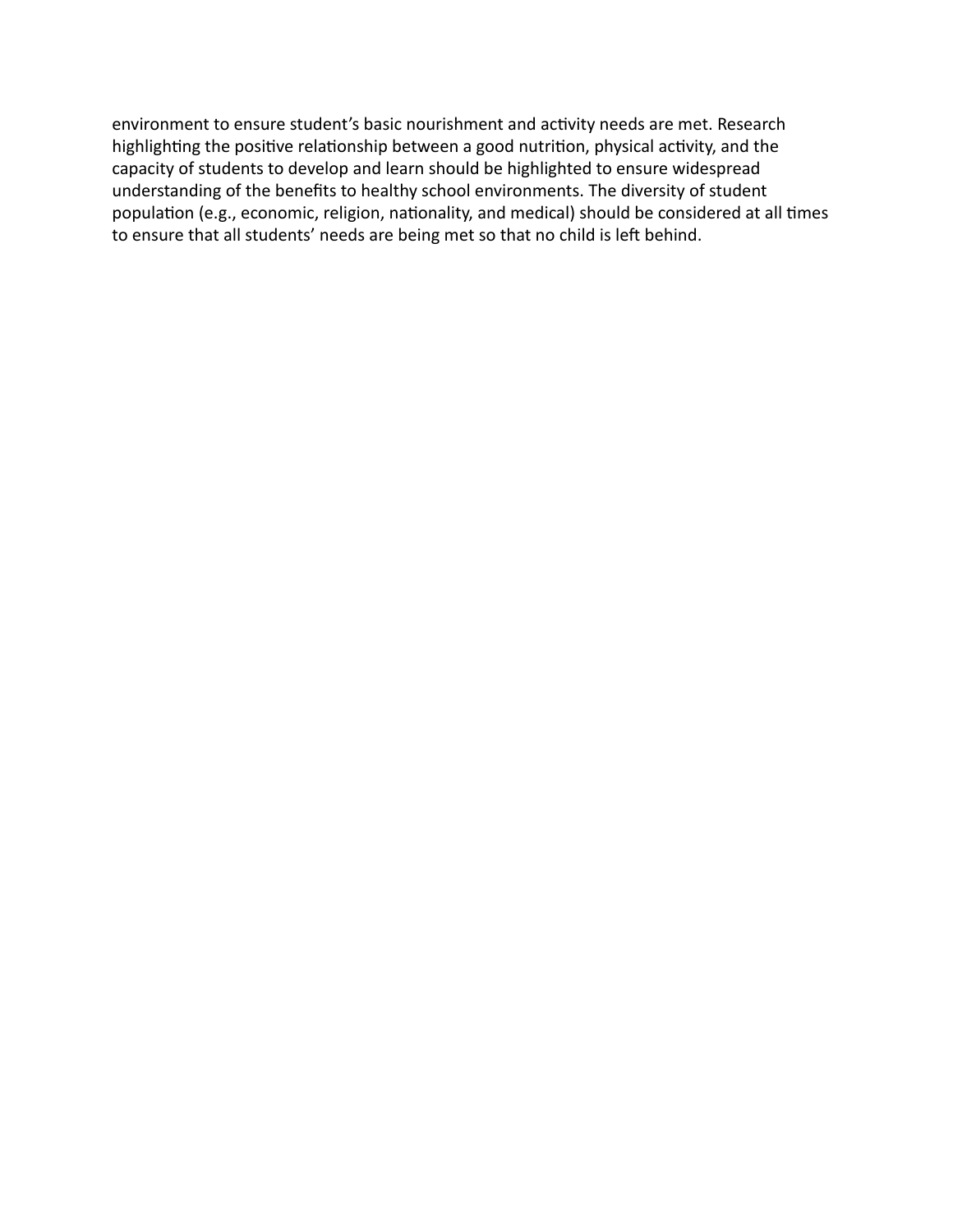environment to ensure student's basic nourishment and activity needs are met. Research highlighting the positive relationship between a good nutrition, physical activity, and the capacity of students to develop and learn should be highlighted to ensure widespread understanding of the benefits to healthy school environments. The diversity of student population (e.g., economic, religion, nationality, and medical) should be considered at all times to ensure that all students' needs are being met so that no child is left behind.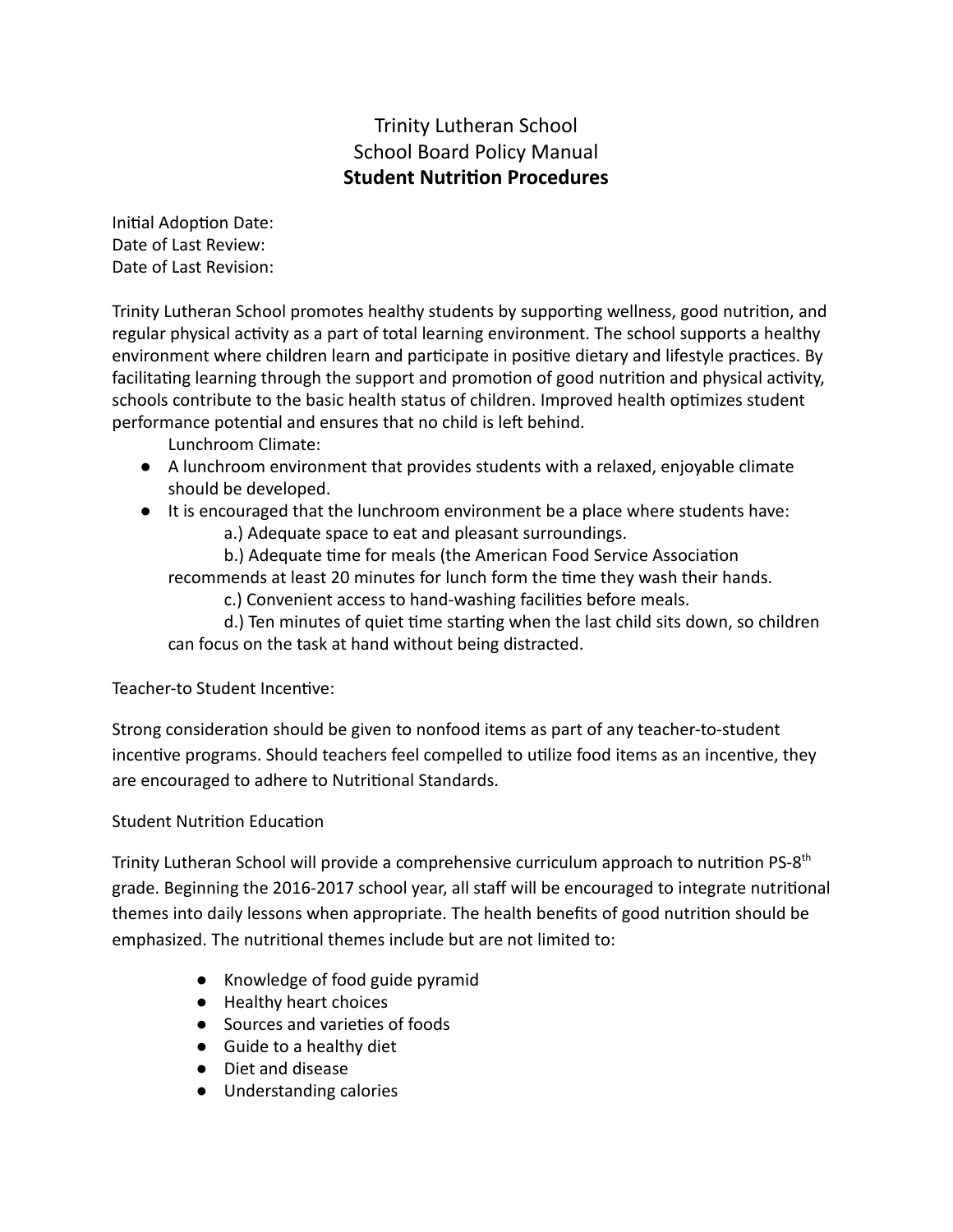# Trinity Lutheran School
# School Board Policy Manual
# **Student Nutrition Procedures**

Initial Adoption Date:
Date of Last Review:
Date of Last Revision:

Trinity Lutheran School promotes healthy students by supporting wellness, good nutrition, and regular physical activity as a part of total learning environment. The school supports a healthy environment where children learn and participate in positive dietary and lifestyle practices. By facilitating learning through the support and promotion of good nutrition and physical activity, schools contribute to the basic health status of children. Improved health optimizes student performance potential and ensures that no child is left behind.

Lunchroom Climate:

- A lunchroom environment that provides students with a relaxed, enjoyable climate should be developed.
- It is encouraged that the lunchroom environment be a place where students have:
  - a.) Adequate space to eat and pleasant surroundings.
  - b.) Adequate time for meals (the American Food Service Association recommends at least 20 minutes for lunch form the time they wash their hands.
  - c.) Convenient access to hand-washing facilities before meals.
  - d.) Ten minutes of quiet time starting when the last child sits down, so children can focus on the task at hand without being distracted.

Teacher-to Student Incentive:

Strong consideration should be given to nonfood items as part of any teacher-to-student incentive programs. Should teachers feel compelled to utilize food items as an incentive, they are encouraged to adhere to Nutritional Standards.

Student Nutrition Education

Trinity Lutheran School will provide a comprehensive curriculum approach to nutrition PS-8th grade. Beginning the 2016-2017 school year, all staff will be encouraged to integrate nutritional themes into daily lessons when appropriate. The health benefits of good nutrition should be emphasized. The nutritional themes include but are not limited to:

- Knowledge of food guide pyramid
- Healthy heart choices
- Sources and varieties of foods
- Guide to a healthy diet
- Diet and disease
- Understanding calories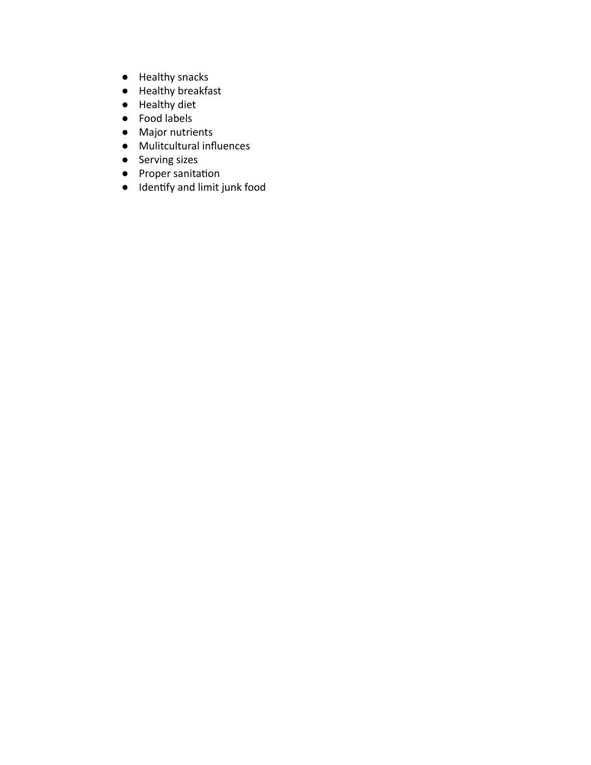- Healthy snacks
- Healthy breakfast
- Healthy diet
- Food labels
- Major nutrients
- Mulitcultural influences
- Serving sizes
- Proper sanitation
- Identify and limit junk food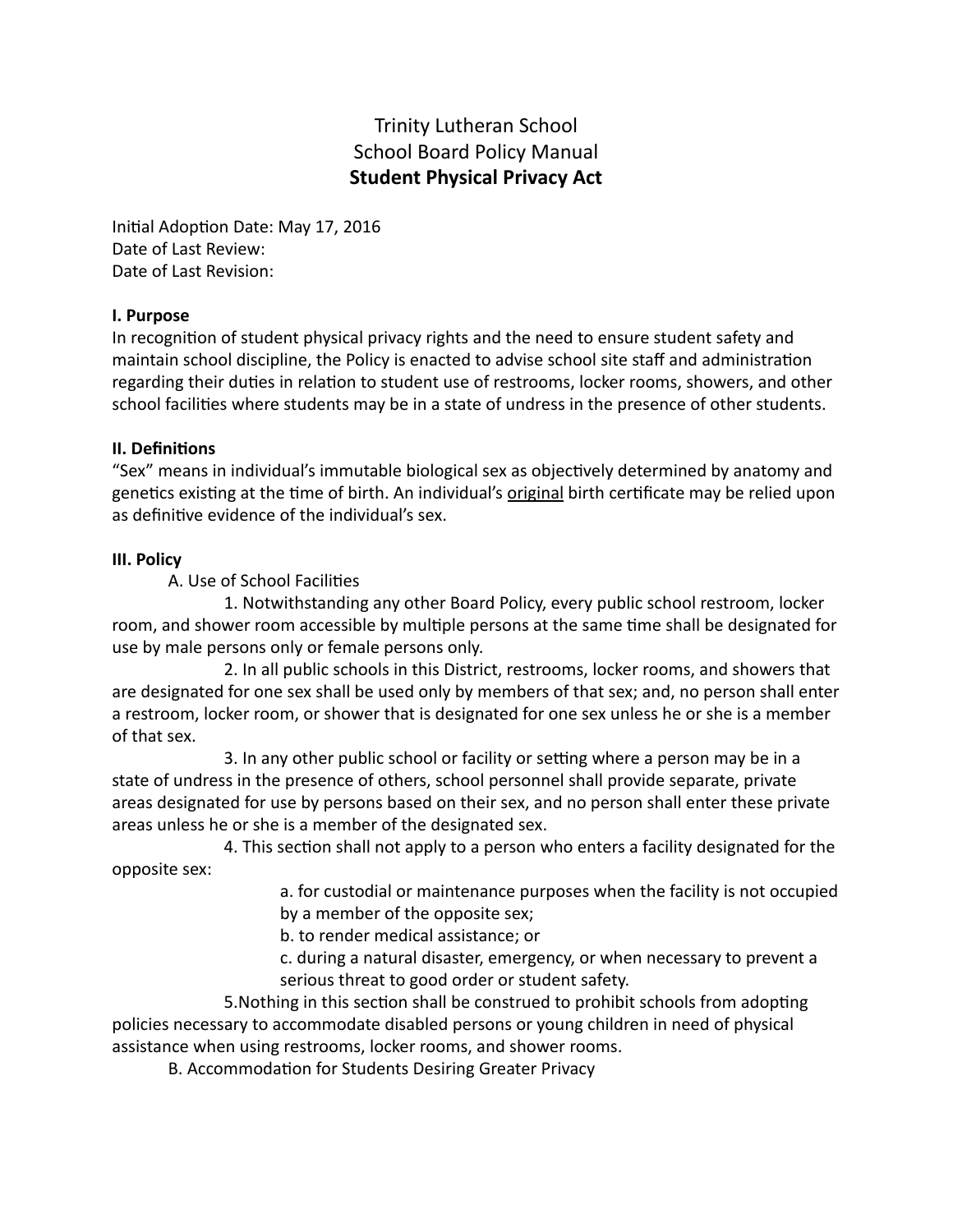# Trinity Lutheran School
## School Board Policy Manual
## **Student Physical Privacy Act**

Initial Adoption Date: May 17, 2016
Date of Last Review:
Date of Last Revision:

**I. Purpose**
In recognition of student physical privacy rights and the need to ensure student safety and maintain school discipline, the Policy is enacted to advise school site staff and administration regarding their duties in relation to student use of restrooms, locker rooms, showers, and other school facilities where students may be in a state of undress in the presence of other students.

**II. Definitions**
"Sex" means in individual's immutable biological sex as objectively determined by anatomy and genetics existing at the time of birth. An individual's <u>original</u> birth certificate may be relied upon as definitive evidence of the individual's sex.

**III. Policy**

A. Use of School Facilities

1. Notwithstanding any other Board Policy, every public school restroom, locker room, and shower room accessible by multiple persons at the same time shall be designated for use by male persons only or female persons only.

2. In all public schools in this District, restrooms, locker rooms, and showers that are designated for one sex shall be used only by members of that sex; and, no person shall enter a restroom, locker room, or shower that is designated for one sex unless he or she is a member of that sex.

3. In any other public school or facility or setting where a person may be in a state of undress in the presence of others, school personnel shall provide separate, private areas designated for use by persons based on their sex, and no person shall enter these private areas unless he or she is a member of the designated sex.

4. This section shall not apply to a person who enters a facility designated for the opposite sex:

a. for custodial or maintenance purposes when the facility is not occupied by a member of the opposite sex;
b. to render medical assistance; or
c. during a natural disaster, emergency, or when necessary to prevent a serious threat to good order or student safety.

5.Nothing in this section shall be construed to prohibit schools from adopting policies necessary to accommodate disabled persons or young children in need of physical assistance when using restrooms, locker rooms, and shower rooms.

B. Accommodation for Students Desiring Greater Privacy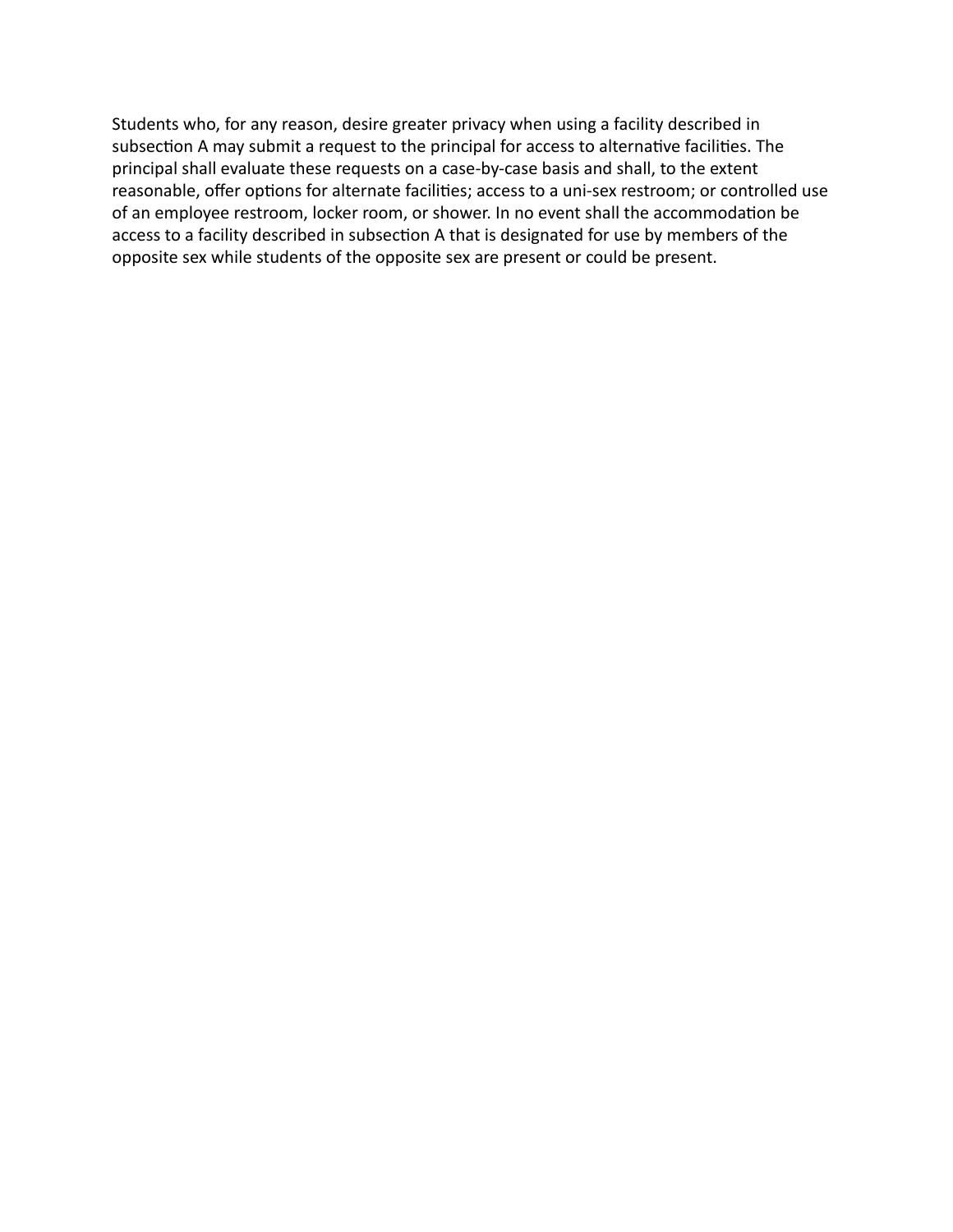Students who, for any reason, desire greater privacy when using a facility described in subsection A may submit a request to the principal for access to alternative facilities. The principal shall evaluate these requests on a case-by-case basis and shall, to the extent reasonable, offer options for alternate facilities; access to a uni-sex restroom; or controlled use of an employee restroom, locker room, or shower. In no event shall the accommodation be access to a facility described in subsection A that is designated for use by members of the opposite sex while students of the opposite sex are present or could be present.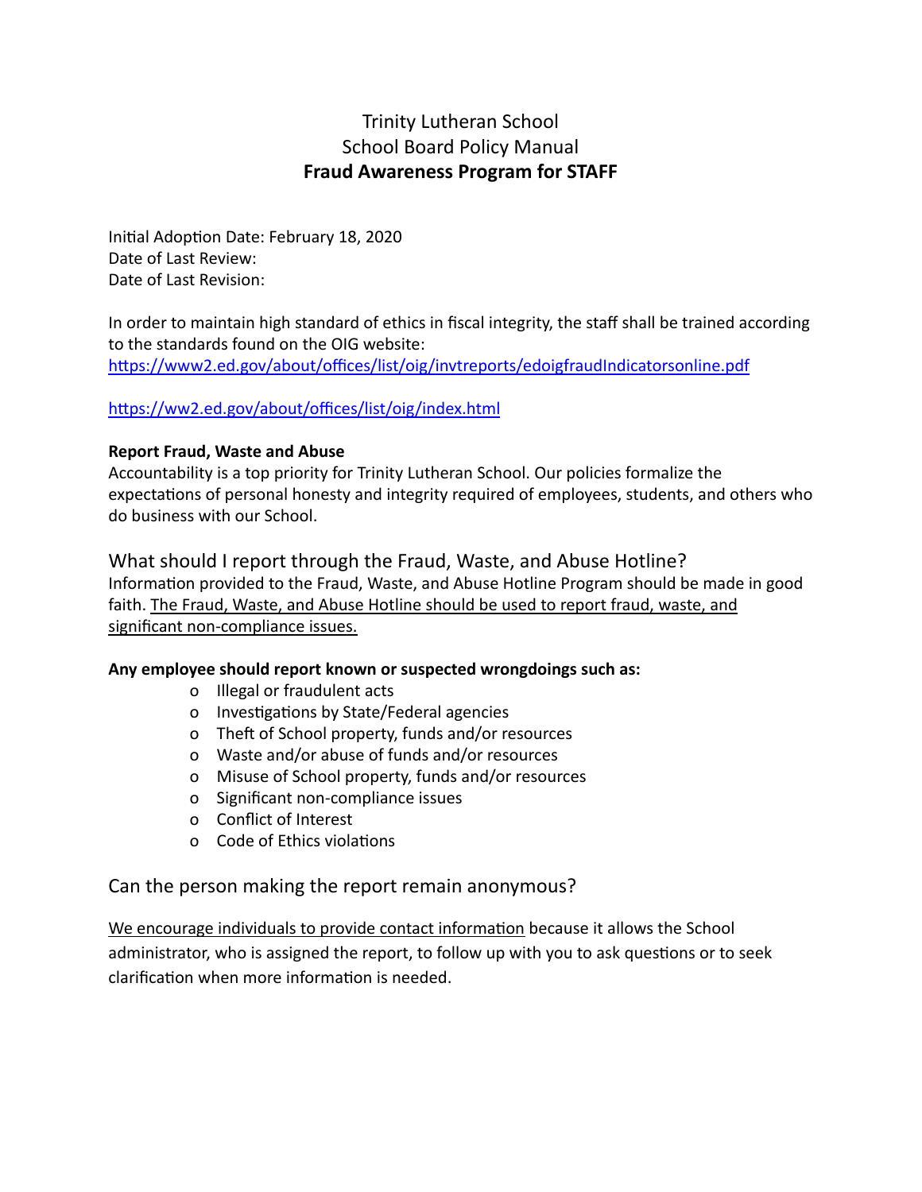# Trinity Lutheran School
## School Board Policy Manual
## **Fraud Awareness Program for STAFF**

Initial Adoption Date: February 18, 2020
Date of Last Review:
Date of Last Revision:

In order to maintain high standard of ethics in fiscal integrity, the staff shall be trained according to the standards found on the OIG website:
https://www2.ed.gov/about/offices/list/oig/invtreports/edoigfraudIndicatorsonline.pdf

https://ww2.ed.gov/about/offices/list/oig/index.html

**Report Fraud, Waste and Abuse**
Accountability is a top priority for Trinity Lutheran School. Our policies formalize the expectations of personal honesty and integrity required of employees, students, and others who do business with our School.

### What should I report through the Fraud, Waste, and Abuse Hotline?

Information provided to the Fraud, Waste, and Abuse Hotline Program should be made in good faith. <u>The Fraud, Waste, and Abuse Hotline should be used to report fraud, waste, and significant non-compliance issues.</u>

**Any employee should report known or suspected wrongdoings such as:**

- Illegal or fraudulent acts
- Investigations by State/Federal agencies
- Theft of School property, funds and/or resources
- Waste and/or abuse of funds and/or resources
- Misuse of School property, funds and/or resources
- Significant non-compliance issues
- Conflict of Interest
- Code of Ethics violations

### Can the person making the report remain anonymous?

<u>We encourage individuals to provide contact information</u> because it allows the School administrator, who is assigned the report, to follow up with you to ask questions or to seek clarification when more information is needed.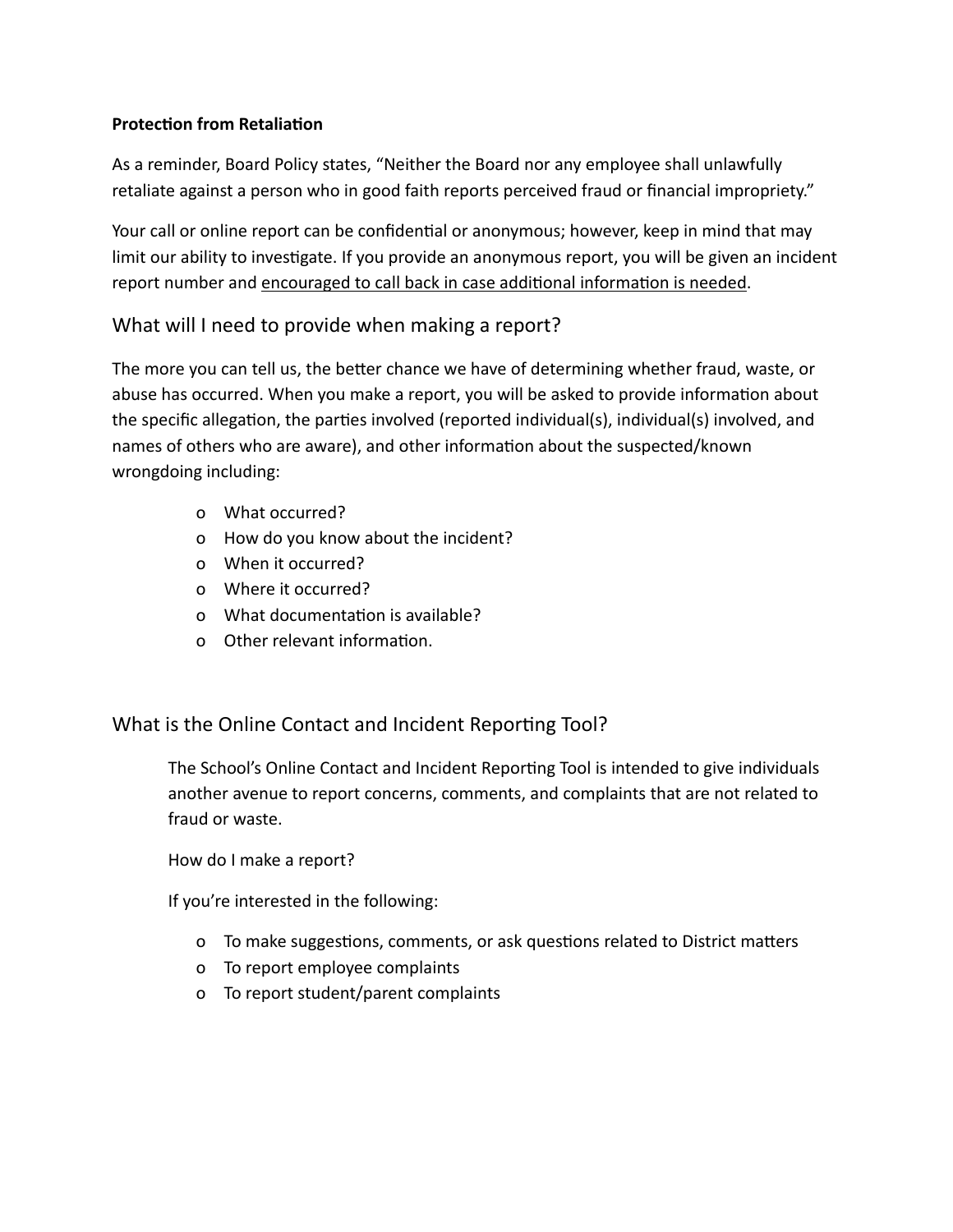**Protection from Retaliation**

As a reminder, Board Policy states, "Neither the Board nor any employee shall unlawfully retaliate against a person who in good faith reports perceived fraud or financial impropriety."

Your call or online report can be confidential or anonymous; however, keep in mind that may limit our ability to investigate. If you provide an anonymous report, you will be given an incident report number and encouraged to call back in case additional information is needed.

## What will I need to provide when making a report?

The more you can tell us, the better chance we have of determining whether fraud, waste, or abuse has occurred. When you make a report, you will be asked to provide information about the specific allegation, the parties involved (reported individual(s), individual(s) involved, and names of others who are aware), and other information about the suspected/known wrongdoing including:

- What occurred?
- How do you know about the incident?
- When it occurred?
- Where it occurred?
- What documentation is available?
- Other relevant information.

## What is the Online Contact and Incident Reporting Tool?

The School's Online Contact and Incident Reporting Tool is intended to give individuals another avenue to report concerns, comments, and complaints that are not related to fraud or waste.

How do I make a report?

If you're interested in the following:

- To make suggestions, comments, or ask questions related to District matters
- To report employee complaints
- To report student/parent complaints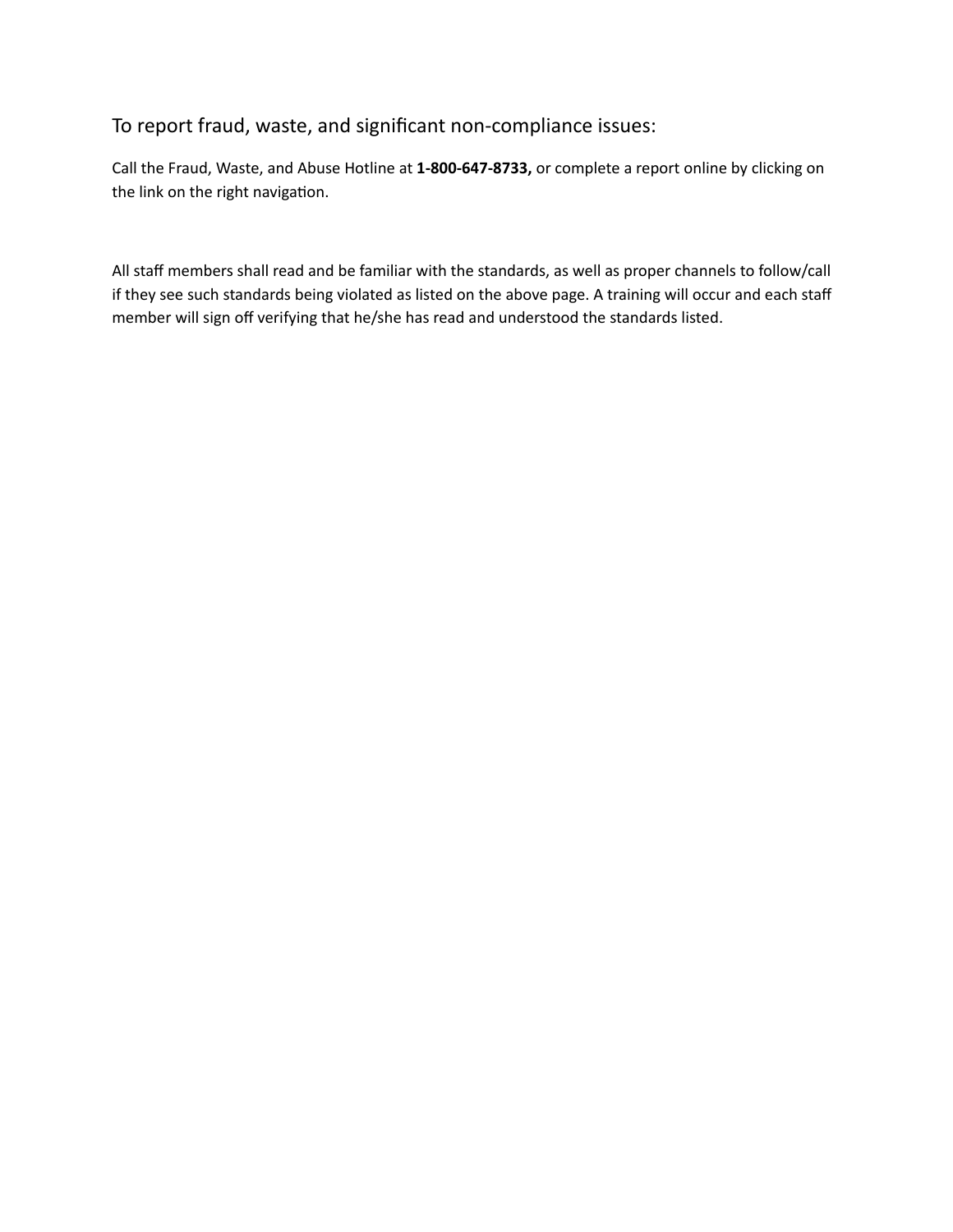## To report fraud, waste, and significant non-compliance issues:

Call the Fraud, Waste, and Abuse Hotline at **1-800-647-8733,** or complete a report online by clicking on the link on the right navigation.

All staff members shall read and be familiar with the standards, as well as proper channels to follow/call if they see such standards being violated as listed on the above page. A training will occur and each staff member will sign off verifying that he/she has read and understood the standards listed.